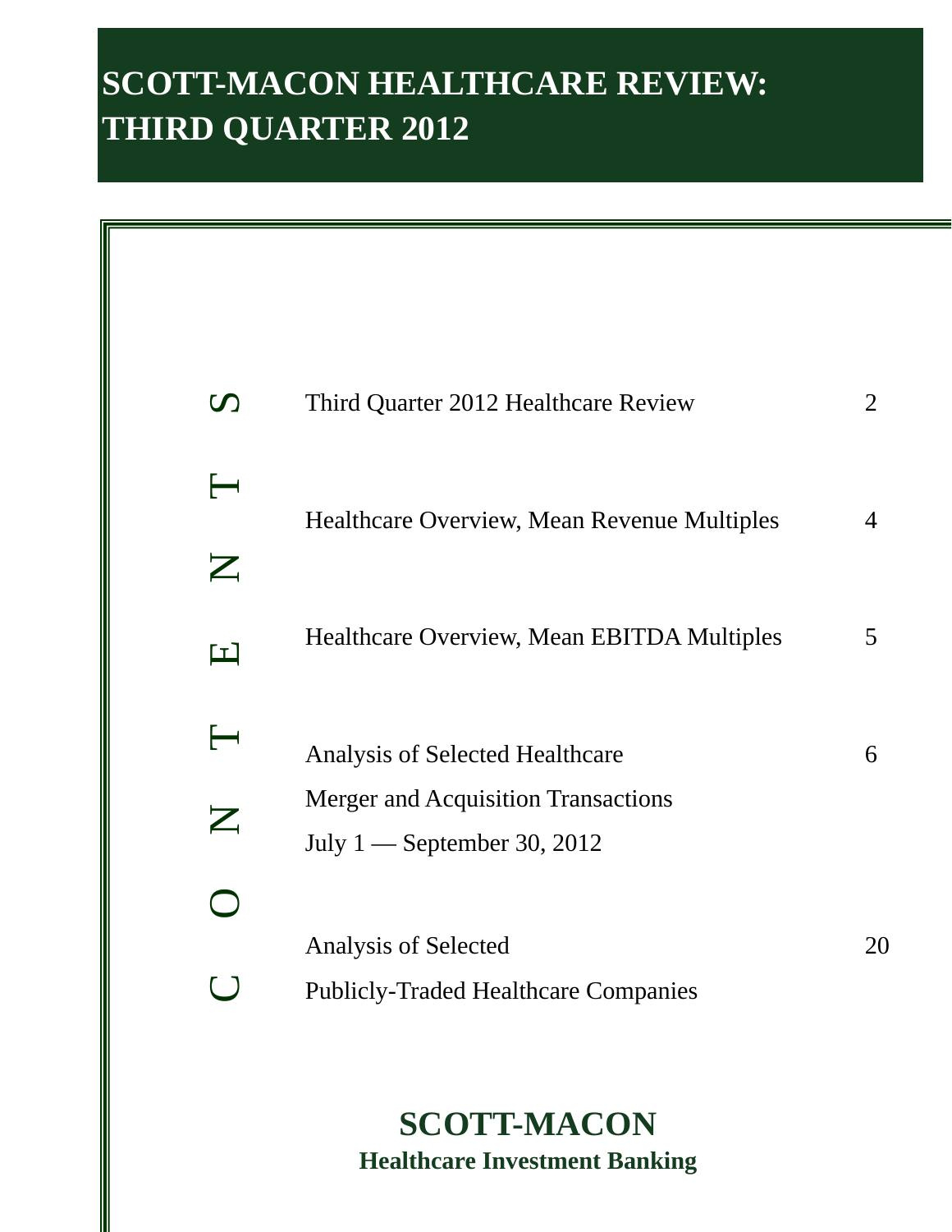# SCOTT-MACON HEALTHCARE REVIEW: THIRD QUARTER 2012

## CONTENTS

| | |
|---|---|
| Third Quarter 2012 Healthcare Review | 2 |
| Healthcare Overview, Mean Revenue Multiples | 4 |
| Healthcare Overview, Mean EBITDA Multiples | 5 |
| Analysis of Selected Healthcare Merger and Acquisition Transactions July 1 — September 30, 2012 | 6 |
| Analysis of Selected Publicly-Traded Healthcare Companies | 20 |

**SCOTT-MACON**
**Healthcare Investment Banking**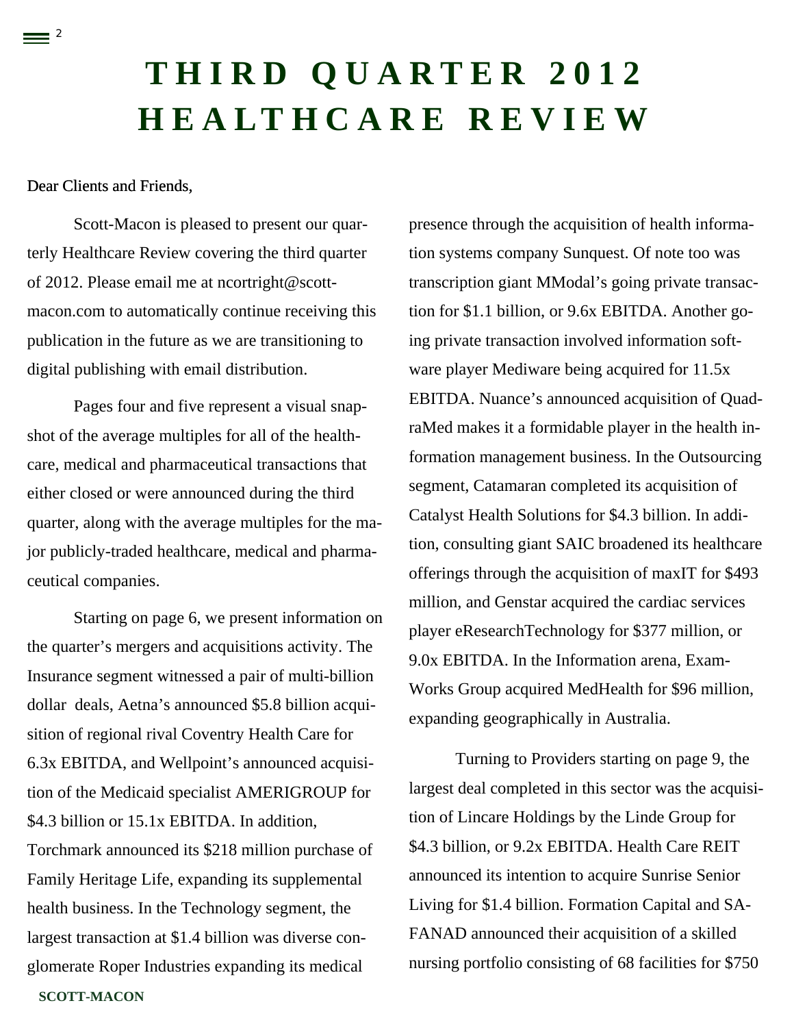# THIRD QUARTER 2012 HEALTHCARE REVIEW

Dear Clients and Friends,

Scott-Macon is pleased to present our quarterly Healthcare Review covering the third quarter of 2012. Please email me at ncortright@scott-macon.com to automatically continue receiving this publication in the future as we are transitioning to digital publishing with email distribution.

Pages four and five represent a visual snapshot of the average multiples for all of the healthcare, medical and pharmaceutical transactions that either closed or were announced during the third quarter, along with the average multiples for the major publicly-traded healthcare, medical and pharmaceutical companies.

Starting on page 6, we present information on the quarter's mergers and acquisitions activity. The Insurance segment witnessed a pair of multi-billion dollar deals, Aetna's announced $5.8 billion acquisition of regional rival Coventry Health Care for 6.3x EBITDA, and Wellpoint's announced acquisition of the Medicaid specialist AMERIGROUP for $4.3 billion or 15.1x EBITDA. In addition, Torchmark announced its $218 million purchase of Family Heritage Life, expanding its supplemental health business. In the Technology segment, the largest transaction at $1.4 billion was diverse conglomerate Roper Industries expanding its medical presence through the acquisition of health information systems company Sunquest. Of note too was transcription giant MModal's going private transaction for $1.1 billion, or 9.6x EBITDA. Another going private transaction involved information software player Mediware being acquired for 11.5x EBITDA. Nuance's announced acquisition of QuadraMed makes it a formidable player in the health information management business. In the Outsourcing segment, Catamaran completed its acquisition of Catalyst Health Solutions for $4.3 billion. In addition, consulting giant SAIC broadened its healthcare offerings through the acquisition of maxIT for $493 million, and Genstar acquired the cardiac services player eResearchTechnology for $377 million, or 9.0x EBITDA. In the Information arena, ExamWorks Group acquired MedHealth for $96 million, expanding geographically in Australia.

Turning to Providers starting on page 9, the largest deal completed in this sector was the acquisition of Lincare Holdings by the Linde Group for $4.3 billion, or 9.2x EBITDA. Health Care REIT announced its intention to acquire Sunrise Senior Living for $1.4 billion. Formation Capital and SAFANAD announced their acquisition of a skilled nursing portfolio consisting of 68 facilities for $750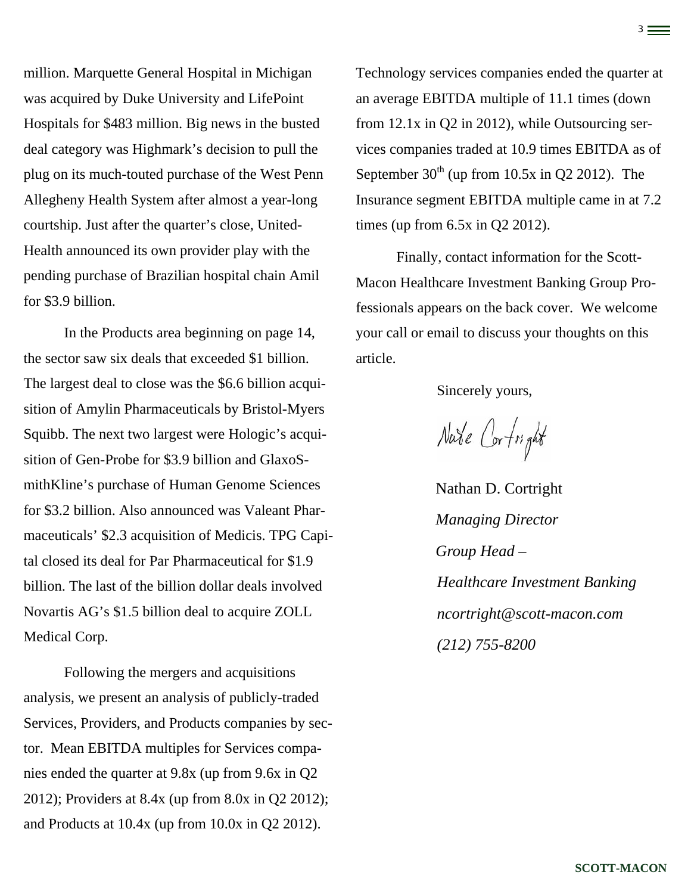million. Marquette General Hospital in Michigan was acquired by Duke University and LifePoint Hospitals for $483 million. Big news in the busted deal category was Highmark's decision to pull the plug on its much-touted purchase of the West Penn Allegheny Health System after almost a year-long courtship. Just after the quarter's close, United-Health announced its own provider play with the pending purchase of Brazilian hospital chain Amil for $3.9 billion.

In the Products area beginning on page 14, the sector saw six deals that exceeded $1 billion. The largest deal to close was the $6.6 billion acquisition of Amylin Pharmaceuticals by Bristol-Myers Squibb. The next two largest were Hologic's acquisition of Gen-Probe for $3.9 billion and GlaxoSmithKline's purchase of Human Genome Sciences for $3.2 billion. Also announced was Valeant Pharmaceuticals' $2.3 acquisition of Medicis. TPG Capital closed its deal for Par Pharmaceutical for $1.9 billion. The last of the billion dollar deals involved Novartis AG's $1.5 billion deal to acquire ZOLL Medical Corp.

Following the mergers and acquisitions analysis, we present an analysis of publicly-traded Services, Providers, and Products companies by sector. Mean EBITDA multiples for Services companies ended the quarter at 9.8x (up from 9.6x in Q2 2012); Providers at 8.4x (up from 8.0x in Q2 2012); and Products at 10.4x (up from 10.0x in Q2 2012). Technology services companies ended the quarter at an average EBITDA multiple of 11.1 times (down from 12.1x in Q2 in 2012), while Outsourcing services companies traded at 10.9 times EBITDA as of September 30th (up from 10.5x in Q2 2012). The Insurance segment EBITDA multiple came in at 7.2 times (up from 6.5x in Q2 2012).

Finally, contact information for the Scott-Macon Healthcare Investment Banking Group Professionals appears on the back cover. We welcome your call or email to discuss your thoughts on this article.

Sincerely yours,

Nate Cortright

Nathan D. Cortright  
*Managing Director*  
*Group Head –*  
*Healthcare Investment Banking*  
*ncortright@scott-macon.com*  
*(212) 755-8200*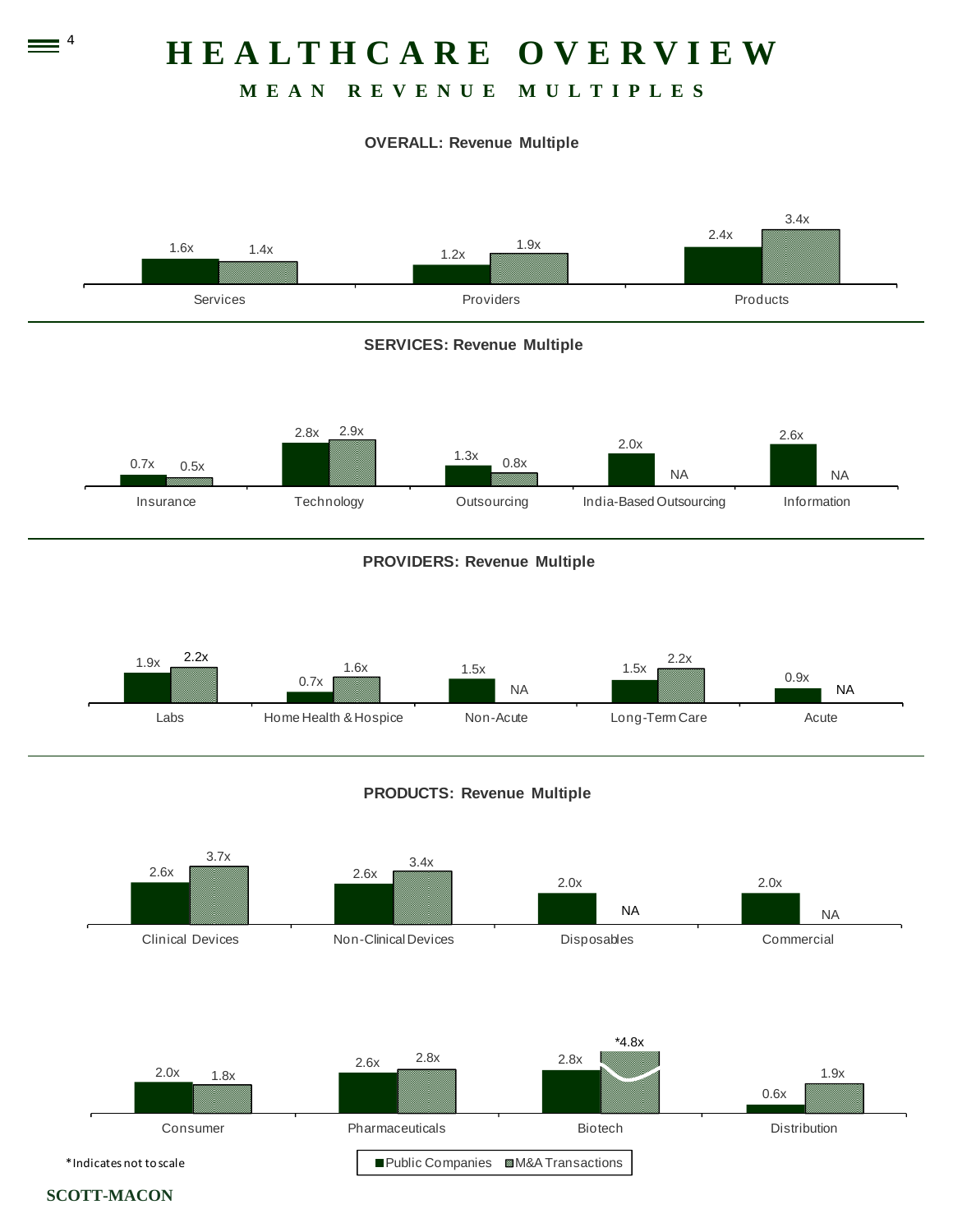# HEALTHCARE OVERVIEW

## MEAN REVENUE MULTIPLES

**OVERALL: Revenue Multiple**

| | Public Companies | M&A Transactions |
|---|---|---|
| Services | 1.6x | 1.4x |
| Providers | 1.2x | 1.9x |
| Products | 2.4x | 3.4x |

**SERVICES: Revenue Multiple**

| | Public Companies | M&A Transactions |
|---|---|---|
| Insurance | 0.7x | 0.5x |
| Technology | 2.8x | 2.9x |
| Outsourcing | 1.3x | 0.8x |
| India-Based Outsourcing | 2.0x | NA |
| Information | 2.6x | NA |

**PROVIDERS: Revenue Multiple**

| | Public Companies | M&A Transactions |
|---|---|---|
| Labs | 1.9x | 2.2x |
| Home Health & Hospice | 0.7x | 1.6x |
| Non-Acute | 1.5x | NA |
| Long-Term Care | 1.5x | 2.2x |
| Acute | 0.9x | NA |

**PRODUCTS: Revenue Multiple**

| | Public Companies | M&A Transactions |
|---|---|---|
| Clinical Devices | 2.6x | 3.7x |
| Non-Clinical Devices | 2.6x | 3.4x |
| Disposables | 2.0x | NA |
| Commercial | 2.0x | NA |
| Consumer | 2.0x | 1.8x |
| Pharmaceuticals | 2.6x | 2.8x |
| Biotech | 2.8x | *4.8x |
| Distribution | 0.6x | 1.9x |

*Indicates not to scale

SCOTT-MACON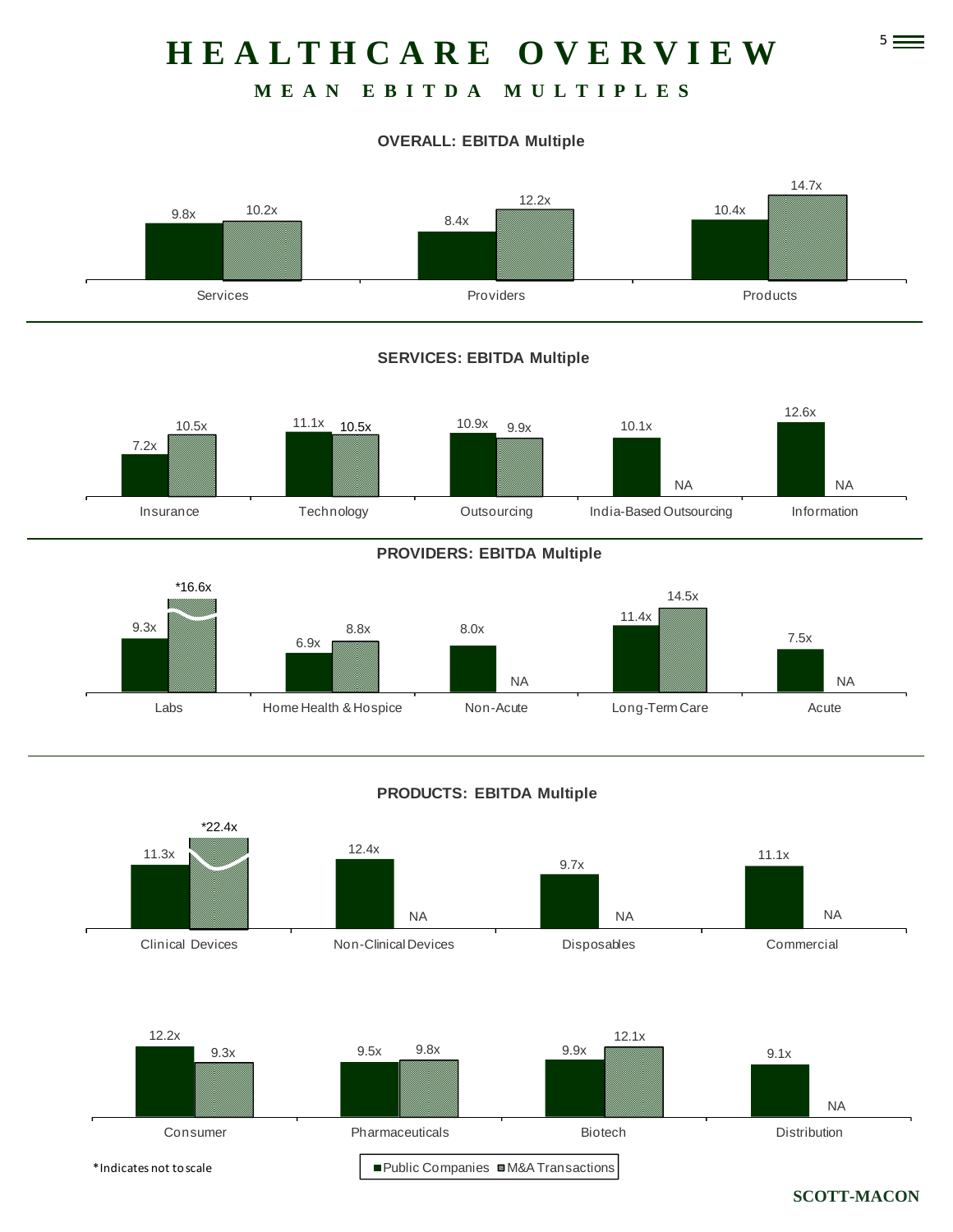# HEALTHCARE OVERVIEW

## MEAN EBITDA MULTIPLES

**OVERALL: EBITDA Multiple**

| | Public Companies | M&A Transactions |
|---|---|---|
| Services | 9.8x | 10.2x |
| Providers | 8.4x | 12.2x |
| Products | 10.4x | 14.7x |

**SERVICES: EBITDA Multiple**

| | Public Companies | M&A Transactions |
|---|---|---|
| Insurance | 7.2x | 10.5x |
| Technology | 11.1x | 10.5x |
| Outsourcing | 10.9x | 9.9x |
| India-Based Outsourcing | 10.1x | NA |
| Information | 12.6x | NA |

**PROVIDERS: EBITDA Multiple**

| | Public Companies | M&A Transactions |
|---|---|---|
| Labs | 9.3x | *16.6x |
| Home Health & Hospice | 6.9x | 8.8x |
| Non-Acute | 8.0x | NA |
| Long-Term Care | 11.4x | 14.5x |
| Acute | 7.5x | NA |

**PRODUCTS: EBITDA Multiple**

| | Public Companies | M&A Transactions |
|---|---|---|
| Clinical Devices | 11.3x | *22.4x |
| Non-Clinical Devices | 12.4x | NA |
| Disposables | 9.7x | NA |
| Commercial | 11.1x | NA |
| Consumer | 12.2x | 9.3x |
| Pharmaceuticals | 9.5x | 9.8x |
| Biotech | 9.9x | 12.1x |
| Distribution | 9.1x | NA |

*Indicates not to scale

SCOTT-MACON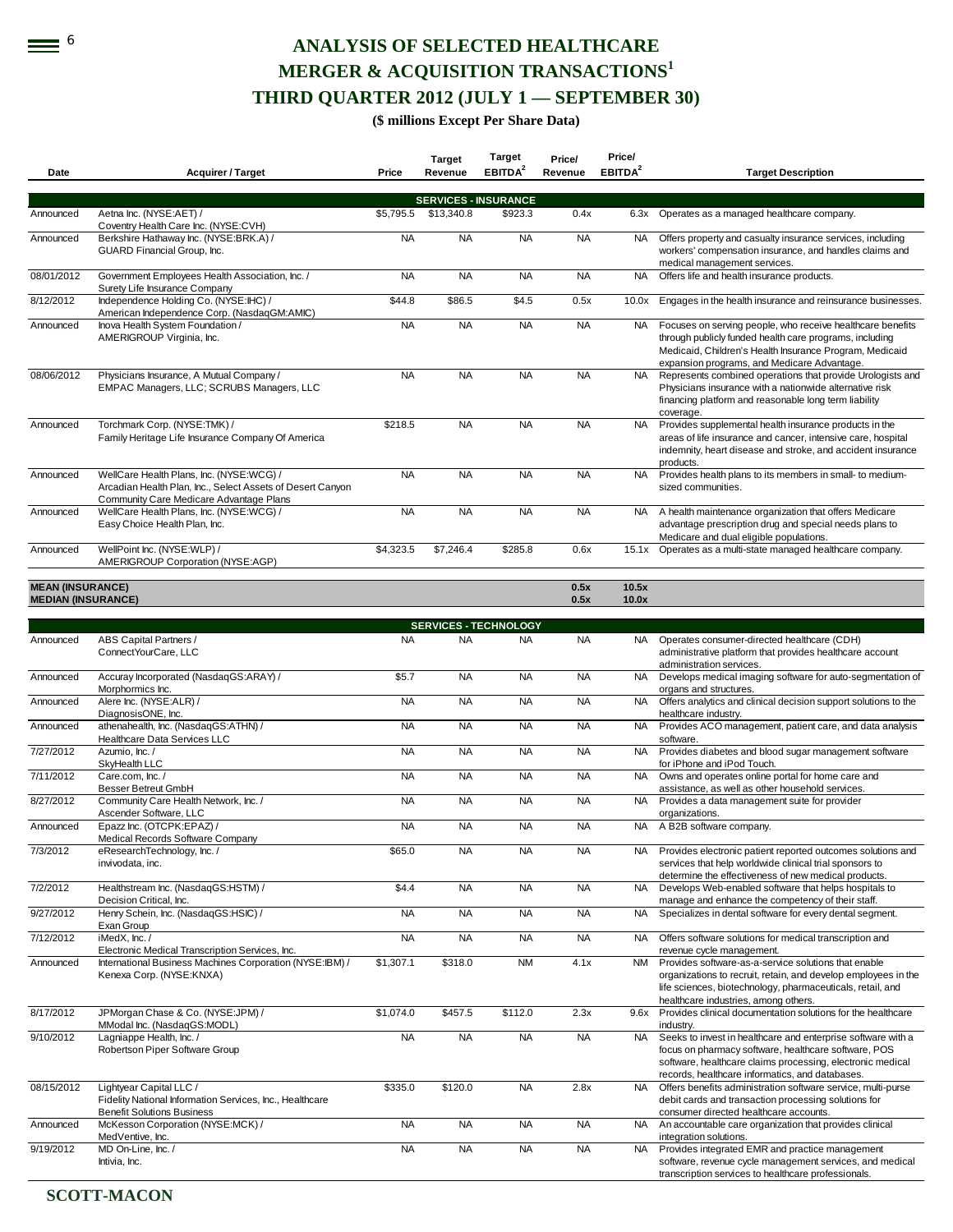# ANALYSIS OF SELECTED HEALTHCARE MERGER & ACQUISITION TRANSACTIONS[1]

## THIRD QUARTER 2012 (JULY 1 — SEPTEMBER 30)

**($ millions Except Per Share Data)**

| Date | Acquirer / Target | Price | Target Revenue | Target EBITDA[2] | Price/ Revenue | Price/ EBITDA[2] | Target Description |
|---|---|---|---|---|---|---|---|
| | | | **SERVICES - INSURANCE** | | | | |
| Announced | Aetna Inc. (NYSE:AET) / Coventry Health Care Inc. (NYSE:CVH) | $5,795.5 | $13,340.8 | $923.3 | 0.4x | 6.3x | Operates as a managed healthcare company. |
| Announced | Berkshire Hathaway Inc. (NYSE:BRK.A) / GUARD Financial Group, Inc. | NA | NA | NA | NA | NA | Offers property and casualty insurance services, including workers' compensation insurance, and handles claims and medical management services. |
| 08/01/2012 | Government Employees Health Association, Inc. / Surety Life Insurance Company | NA | NA | NA | NA | NA | Offers life and health insurance products. |
| 8/12/2012 | Independence Holding Co. (NYSE:IHC) / American Independence Corp. (NasdaqGM:AMIC) | $44.8 | $86.5 | $4.5 | 0.5x | 10.0x | Engages in the health insurance and reinsurance businesses. |
| Announced | Inova Health System Foundation / AMERIGROUP Virginia, Inc. | NA | NA | NA | NA | NA | Focuses on serving people, who receive healthcare benefits through publicly funded health care programs, including Medicaid, Children's Health Insurance Program, Medicaid expansion programs, and Medicare Advantage. |
| 08/06/2012 | Physicians Insurance, A Mutual Company / EMPAC Managers, LLC; SCRUBS Managers, LLC | NA | NA | NA | NA | NA | Represents combined operations that provide Urologists and Physicians insurance with a nationwide alternative risk financing platform and reasonable long term liability coverage. |
| Announced | Torchmark Corp. (NYSE:TMK) / Family Heritage Life Insurance Company Of America | $218.5 | NA | NA | NA | NA | Provides supplemental health insurance products in the areas of life insurance and cancer, intensive care, hospital indemnity, heart disease and stroke, and accident insurance products. |
| Announced | WellCare Health Plans, Inc. (NYSE:WCG) / Arcadian Health Plan, Inc., Select Assets of Desert Canyon Community Care Medicare Advantage Plans | NA | NA | NA | NA | NA | Provides health plans to its members in small- to medium-sized communities. |
| Announced | WellCare Health Plans, Inc. (NYSE:WCG) / Easy Choice Health Plan, Inc. | NA | NA | NA | NA | NA | A health maintenance organization that offers Medicare advantage prescription drug and special needs plans to Medicare and dual eligible populations. |
| Announced | WellPoint Inc. (NYSE:WLP) / AMERIGROUP Corporation (NYSE:AGP) | $4,323.5 | $7,246.4 | $285.8 | 0.6x | 15.1x | Operates as a multi-state managed healthcare company. |
| **MEAN (INSURANCE)** | | | | | **0.5x** | **10.5x** | |
| **MEDIAN (INSURANCE)** | | | | | **0.5x** | **10.0x** | |
| | | | **SERVICES - TECHNOLOGY** | | | | |
| Announced | ABS Capital Partners / ConnectYourCare, LLC | NA | NA | NA | NA | NA | Operates consumer-directed healthcare (CDH) administrative platform that provides healthcare account administration services. |
| Announced | Accuray Incorporated (NasdaqGS:ARAY) / Morphormics Inc. | $5.7 | NA | NA | NA | NA | Develops medical imaging software for auto-segmentation of organs and structures. |
| Announced | Alere Inc. (NYSE:ALR) / DiagnosisONE, Inc. | NA | NA | NA | NA | NA | Offers analytics and clinical decision support solutions to the healthcare industry. |
| Announced | athenahealth, Inc. (NasdaqGS:ATHN) / Healthcare Data Services LLC | NA | NA | NA | NA | NA | Provides ACO management, patient care, and data analysis software. |
| 7/27/2012 | Azumio, Inc. / SkyHealth LLC | NA | NA | NA | NA | NA | Provides diabetes and blood sugar management software for iPhone and iPod Touch. |
| 7/11/2012 | Care.com, Inc. / Besser Betreut GmbH | NA | NA | NA | NA | NA | Owns and operates online portal for home care and assistance, as well as other household services. |
| 8/27/2012 | Community Care Health Network, Inc. / Ascender Software, LLC | NA | NA | NA | NA | NA | Provides a data management suite for provider organizations. |
| Announced | Epazz Inc. (OTCPK:EPAZ) / Medical Records Software Company | NA | NA | NA | NA | NA | A B2B software company. |
| 7/3/2012 | eResearchTechnology, Inc. / invivodata, inc. | $65.0 | NA | NA | NA | NA | Provides electronic patient reported outcomes solutions and services that help worldwide clinical trial sponsors to determine the effectiveness of new medical products. |
| 7/2/2012 | Healthstream Inc. (NasdaqGS:HSTM) / Decision Critical, Inc. | $4.4 | NA | NA | NA | NA | Develops Web-enabled software that helps hospitals to manage and enhance the competency of their staff. |
| 9/27/2012 | Henry Schein, Inc. (NasdaqGS:HSIC) / Exan Group | NA | NA | NA | NA | NA | Specializes in dental software for every dental segment. |
| 7/12/2012 | iMedX, Inc. / Electronic Medical Transcription Services, Inc. | NA | NA | NA | NA | NA | Offers software solutions for medical transcription and revenue cycle management. |
| Announced | International Business Machines Corporation (NYSE:IBM) / Kenexa Corp. (NYSE:KNXA) | $1,307.1 | $318.0 | NM | 4.1x | NM | Provides software-as-a-service solutions that enable organizations to recruit, retain, and develop employees in the life sciences, biotechnology, pharmaceuticals, retail, and healthcare industries, among others. |
| 8/17/2012 | JPMorgan Chase & Co. (NYSE:JPM) / MModal Inc. (NasdaqGS:MODL) | $1,074.0 | $457.5 | $112.0 | 2.3x | 9.6x | Provides clinical documentation solutions for the healthcare industry. |
| 9/10/2012 | Lagniappe Health, Inc. / Robertson Piper Software Group | NA | NA | NA | NA | NA | Seeks to invest in healthcare and enterprise software with a focus on pharmacy software, healthcare software, POS software, healthcare claims processing, electronic medical records, healthcare informatics, and databases. |
| 08/15/2012 | Lightyear Capital LLC / Fidelity National Information Services, Inc., Healthcare Benefit Solutions Business | $335.0 | $120.0 | NA | 2.8x | NA | Offers benefits administration software service, multi-purse debit cards and transaction processing solutions for consumer directed healthcare accounts. |
| Announced | McKesson Corporation (NYSE:MCK) / MedVentive, Inc. | NA | NA | NA | NA | NA | An accountable care organization that provides clinical integration solutions. |
| 9/19/2012 | MD On-Line, Inc. / Intivia, Inc. | NA | NA | NA | NA | NA | Provides integrated EMR and practice management software, revenue cycle management services, and medical transcription services to healthcare professionals. |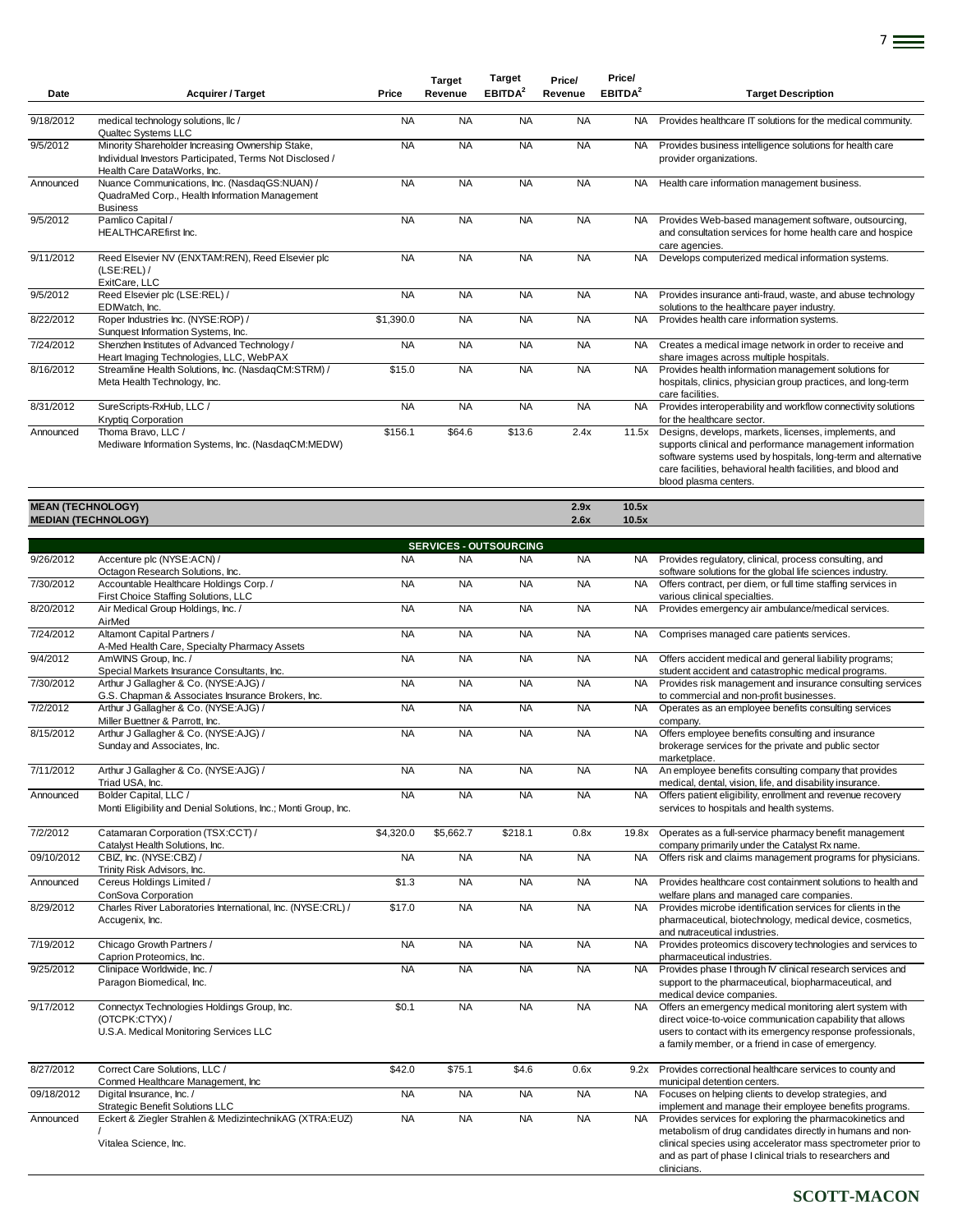| Date | Acquirer / Target | Price | Target Revenue | Target EBITDA[2] | Price/ Revenue | Price/ EBITDA[2] | Target Description |
|---|---|---|---|---|---|---|---|
| 9/18/2012 | medical technology solutions, llc / Qualtec Systems LLC | NA | NA | NA | NA | NA | Provides healthcare IT solutions for the medical community. |
| 9/5/2012 | Minority Shareholder Increasing Ownership Stake, Individual Investors Participated, Terms Not Disclosed / Health Care DataWorks, Inc. | NA | NA | NA | NA | NA | Provides business intelligence solutions for health care provider organizations. |
| Announced | Nuance Communications, Inc. (NasdaqGS:NUAN) / QuadraMed Corp., Health Information Management Business | NA | NA | NA | NA | NA | Health care information management business. |
| 9/5/2012 | Pamlico Capital / HEALTHCAREfirst Inc. | NA | NA | NA | NA | NA | Provides Web-based management software, outsourcing, and consultation services for home health care and hospice care agencies. |
| 9/11/2012 | Reed Elsevier NV (ENXTAM:REN), Reed Elsevier plc (LSE:REL) / ExitCare, LLC | NA | NA | NA | NA | NA | Develops computerized medical information systems. |
| 9/5/2012 | Reed Elsevier plc (LSE:REL) / EDIWatch, Inc. | NA | NA | NA | NA | NA | Provides insurance anti-fraud, waste, and abuse technology solutions to the healthcare payer industry. |
| 8/22/2012 | Roper Industries Inc. (NYSE:ROP) / Sunquest Information Systems, Inc. | $1,390.0 | NA | NA | NA | NA | Provides health care information systems. |
| 7/24/2012 | Shenzhen Institutes of Advanced Technology / Heart Imaging Technologies, LLC, WebPAX | NA | NA | NA | NA | NA | Creates a medical image network in order to receive and share images across multiple hospitals. |
| 8/16/2012 | Streamline Health Solutions, Inc. (NasdaqCM:STRM) / Meta Health Technology, Inc. | $15.0 | NA | NA | NA | NA | Provides health information management solutions for hospitals, clinics, physician group practices, and long-term care facilities. |
| 8/31/2012 | SureScripts-RxHub, LLC / Kryptiq Corporation | NA | NA | NA | NA | NA | Provides interoperability and workflow connectivity solutions for the healthcare sector. |
| Announced | Thoma Bravo, LLC / Mediware Information Systems, Inc. (NasdaqCM:MEDW) | $156.1 | $64.6 | $13.6 | 2.4x | 11.5x | Designs, develops, markets, licenses, implements, and supports clinical and performance management information software systems used by hospitals, long-term and alternative care facilities, behavioral health facilities, and blood and blood plasma centers. |
| **MEAN (TECHNOLOGY)** | | | | | **2.9x** | **10.5x** | |
| **MEDIAN (TECHNOLOGY)** | | | | | **2.6x** | **10.5x** | |
| | | | **SERVICES - OUTSOURCING** | | | | |
| 9/26/2012 | Accenture plc (NYSE:ACN) / Octagon Research Solutions, Inc. | NA | NA | NA | NA | NA | Provides regulatory, clinical, process consulting, and software solutions for the global life sciences industry. |
| 7/30/2012 | Accountable Healthcare Holdings Corp. / First Choice Staffing Solutions, LLC | NA | NA | NA | NA | NA | Offers contract, per diem, or full time staffing services in various clinical specialties. |
| 8/20/2012 | Air Medical Group Holdings, Inc. / AirMed | NA | NA | NA | NA | NA | Provides emergency air ambulance/medical services. |
| 7/24/2012 | Altamont Capital Partners / A-Med Health Care, Specialty Pharmacy Assets | NA | NA | NA | NA | NA | Comprises managed care patients services. |
| 9/4/2012 | AmWINS Group, Inc. / Special Markets Insurance Consultants, Inc. | NA | NA | NA | NA | NA | Offers accident medical and general liability programs; student accident and catastrophic medical programs. |
| 7/30/2012 | Arthur J Gallagher & Co. (NYSE:AJG) / G.S. Chapman & Associates Insurance Brokers, Inc. | NA | NA | NA | NA | NA | Provides risk management and insurance consulting services to commercial and non-profit businesses. |
| 7/2/2012 | Arthur J Gallagher & Co. (NYSE:AJG) / Miller Buettner & Parrott, Inc. | NA | NA | NA | NA | NA | Operates as an employee benefits consulting services company. |
| 8/15/2012 | Arthur J Gallagher & Co. (NYSE:AJG) / Sunday and Associates, Inc. | NA | NA | NA | NA | NA | Offers employee benefits consulting and insurance brokerage services for the private and public sector marketplace. |
| 7/11/2012 | Arthur J Gallagher & Co. (NYSE:AJG) / Triad USA, Inc. | NA | NA | NA | NA | NA | An employee benefits consulting company that provides medical, dental, vision, life, and disability insurance. |
| Announced | Bolder Capital, LLC / Monti Eligibility and Denial Solutions, Inc.; Monti Group, Inc. | NA | NA | NA | NA | NA | Offers patient eligibility, enrollment and revenue recovery services to hospitals and health systems. |
| 7/2/2012 | Catamaran Corporation (TSX:CCT) / Catalyst Health Solutions, Inc. | $4,320.0 | $5,662.7 | $218.1 | 0.8x | 19.8x | Operates as a full-service pharmacy benefit management company primarily under the Catalyst Rx name. |
| 09/10/2012 | CBIZ, Inc. (NYSE:CBZ) / Trinity Risk Advisors, Inc. | NA | NA | NA | NA | NA | Offers risk and claims management programs for physicians. |
| Announced | Cereus Holdings Limited / ConSova Corporation | $1.3 | NA | NA | NA | NA | Provides healthcare cost containment solutions to health and welfare plans and managed care companies. |
| 8/29/2012 | Charles River Laboratories International, Inc. (NYSE:CRL) / Accugenix, Inc. | $17.0 | NA | NA | NA | NA | Provides microbe identification services for clients in the pharmaceutical, biotechnology, medical device, cosmetics, and nutraceutical industries. |
| 7/19/2012 | Chicago Growth Partners / Caprion Proteomics, Inc. | NA | NA | NA | NA | NA | Provides proteomics discovery technologies and services to pharmaceutical industries. |
| 9/25/2012 | Clinipace Worldwide, Inc. / Paragon Biomedical, Inc. | NA | NA | NA | NA | NA | Provides phase I through IV clinical research services and support to the pharmaceutical, biopharmaceutical, and medical device companies. |
| 9/17/2012 | Connectyx Technologies Holdings Group, Inc. (OTCPK:CTYX) / U.S.A. Medical Monitoring Services LLC | $0.1 | NA | NA | NA | NA | Offers an emergency medical monitoring alert system with direct voice-to-voice communication capability that allows users to contact with its emergency response professionals, a family member, or a friend in case of emergency. |
| 8/27/2012 | Correct Care Solutions, LLC / Conmed Healthcare Management, Inc | $42.0 | $75.1 | $4.6 | 0.6x | 9.2x | Provides correctional healthcare services to county and municipal detention centers. |
| 09/18/2012 | Digital Insurance, Inc. / Strategic Benefit Solutions LLC | NA | NA | NA | NA | NA | Focuses on helping clients to develop strategies, and implement and manage their employee benefits programs. |
| Announced | Eckert & Ziegler Strahlen & MedizintechnikAG (XTRA:EUZ) / Vitalea Science, Inc. | NA | NA | NA | NA | NA | Provides services for exploring the pharmacokinetics and metabolism of drug candidates directly in humans and non-clinical species using accelerator mass spectrometer prior to and as part of phase I clinical trials to researchers and clinicians. |

**SCOTT-MACON**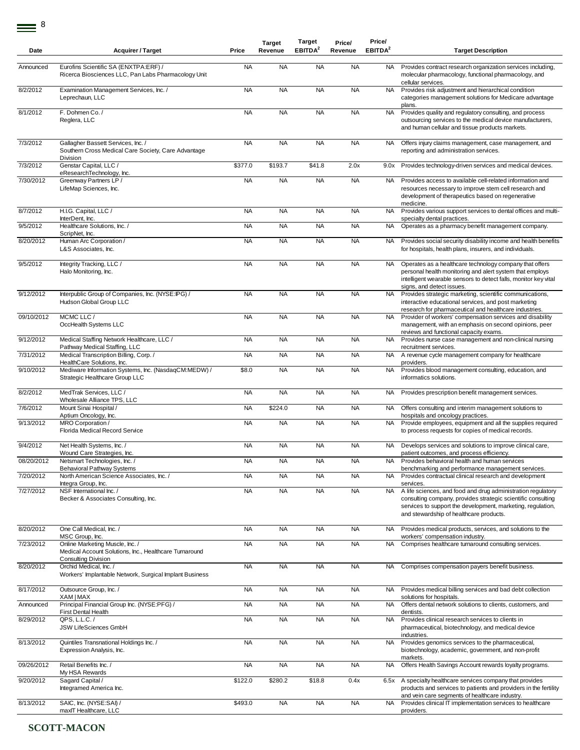| Date | Acquirer / Target | Price | Target Revenue | Target EBITDA[2] | Price/ Revenue | Price/ EBITDA[2] | Target Description |
|---|---|---|---|---|---|---|---|
| Announced | Eurofins Scientific SA (ENXTPA:ERF) / Ricerca Biosciences LLC, Pan Labs Pharmacology Unit | NA | NA | NA | NA | NA | Provides contract research organization services including, molecular pharmacology, functional pharmacology, and cellular services. |
| 8/2/2012 | Examination Management Services, Inc. / Leprechaun, LLC | NA | NA | NA | NA | NA | Provides risk adjustment and hierarchical condition categories management solutions for Medicare advantage plans. |
| 8/1/2012 | F. Dohmen Co. / Reglera, LLC | NA | NA | NA | NA | NA | Provides quality and regulatory consulting, and process outsourcing services to the medical device manufacturers, and human cellular and tissue products markets. |
| 7/3/2012 | Gallagher Bassett Services, Inc. / Southern Cross Medical Care Society, Care Advantage Division | NA | NA | NA | NA | NA | Offers injury claims management, case management, and reporting and administration services. |
| 7/3/2012 | Genstar Capital, LLC / eResearchTechnology, Inc. | $377.0 | $193.7 | $41.8 | 2.0x | 9.0x | Provides technology-driven services and medical devices. |
| 7/30/2012 | Greenway Partners LP / LifeMap Sciences, Inc. | NA | NA | NA | NA | NA | Provides access to available cell-related information and resources necessary to improve stem cell research and development of therapeutics based on regenerative medicine. |
| 8/7/2012 | H.I.G. Capital, LLC / InterDent, Inc. | NA | NA | NA | NA | NA | Provides various support services to dental offices and multi-specialty dental practices. |
| 9/5/2012 | Healthcare Solutions, Inc. / ScripNet, Inc. | NA | NA | NA | NA | NA | Operates as a pharmacy benefit management company. |
| 8/20/2012 | Human Arc Corporation / L&S Associates, Inc. | NA | NA | NA | NA | NA | Provides social security disability income and health benefits for hospitals, health plans, insurers, and individuals. |
| 9/5/2012 | Integrity Tracking, LLC / Halo Monitoring, Inc. | NA | NA | NA | NA | NA | Operates as a healthcare technology company that offers personal health monitoring and alert system that employs intelligent wearable sensors to detect falls, monitor key vital signs, and detect issues. |
| 9/12/2012 | Interpublic Group of Companies, Inc. (NYSE:IPG) / Hudson Global Group LLC | NA | NA | NA | NA | NA | Provides strategic marketing, scientific communications, interactive educational services, and post marketing research for pharmaceutical and healthcare industries. |
| 09/10/2012 | MCMC LLC / OccHealth Systems LLC | NA | NA | NA | NA | NA | Provider of workers' compensation services and disability management, with an emphasis on second opinions, peer reviews and functional capacity exams. |
| 9/12/2012 | Medical Staffing Network Healthcare, LLC / Pathway Medical Staffing, LLC | NA | NA | NA | NA | NA | Provides nurse case management and non-clinical nursing recruitment services. |
| 7/31/2012 | Medical Transcription Billing, Corp. / HealthCare Solutions, Inc. | NA | NA | NA | NA | NA | A revenue cycle management company for healthcare providers. |
| 9/10/2012 | Mediware Information Systems, Inc. (NasdaqCM:MEDW) / Strategic Healthcare Group LLC | $8.0 | NA | NA | NA | NA | Provides blood management consulting, education, and informatics solutions. |
| 8/2/2012 | MedTrak Services, LLC / Wholesale Alliance TPS, LLC | NA | NA | NA | NA | NA | Provides prescription benefit management services. |
| 7/6/2012 | Mount Sinai Hospital / Aptium Oncology, Inc. | NA | $224.0 | NA | NA | NA | Offers consulting and interim management solutions to hospitals and oncology practices. |
| 9/13/2012 | MRO Corporation / Florida Medical Record Service | NA | NA | NA | NA | NA | Provide employees, equipment and all the supplies required to process requests for copies of medical records. |
| 9/4/2012 | Net Health Systems, Inc. / Wound Care Strategies, Inc. | NA | NA | NA | NA | NA | Develops services and solutions to improve clinical care, patient outcomes, and process efficiency. |
| 08/20/2012 | Netsmart Technologies, Inc. / Behavioral Pathway Systems | NA | NA | NA | NA | NA | Provides behavioral health and human services benchmarking and performance management services. |
| 7/20/2012 | North American Science Associates, Inc. / Integra Group, Inc. | NA | NA | NA | NA | NA | Provides contractual clinical research and development services. |
| 7/27/2012 | NSF International Inc. / Becker & Associates Consulting, Inc. | NA | NA | NA | NA | NA | A life sciences, and food and drug administration regulatory consulting company, provides strategic scientific consulting services to support the development, marketing, regulation, and stewardship of healthcare products. |
| 8/20/2012 | One Call Medical, Inc. / MSC Group, Inc. | NA | NA | NA | NA | NA | Provides medical products, services, and solutions to the workers' compensation industry. |
| 7/23/2012 | Online Marketing Muscle, Inc. / Medical Account Solutions, Inc., Healthcare Turnaround Consulting Division | NA | NA | NA | NA | NA | Comprises healthcare turnaround consulting services. |
| 8/20/2012 | Orchid Medical, Inc. / Workers' Implantable Network, Surgical Implant Business | NA | NA | NA | NA | NA | Comprises compensation payers benefit business. |
| 8/17/2012 | Outsource Group, Inc. / XAM \| MAX | NA | NA | NA | NA | NA | Provides medical billing services and bad debt collection solutions for hospitals. |
| Announced | Principal Financial Group Inc. (NYSE:PFG) / First Dental Health | NA | NA | NA | NA | NA | Offers dental network solutions to clients, customers, and dentists. |
| 8/29/2012 | QPS, L.L.C. / JSW LifeSciences GmbH | NA | NA | NA | NA | NA | Provides clinical research services to clients in pharmaceutical, biotechnology, and medical device industries. |
| 8/13/2012 | Quintiles Transnational Holdings Inc. / Expression Analysis, Inc. | NA | NA | NA | NA | NA | Provides genomics services to the pharmaceutical, biotechnology, academic, government, and non-profit markets. |
| 09/26/2012 | Retail Benefits Inc. / My HSA Rewards | NA | NA | NA | NA | NA | Offers Health Savings Account rewards loyalty programs. |
| 9/20/2012 | Sagard Capital / Integramed America Inc. | $122.0 | $280.2 | $18.8 | 0.4x | 6.5x | A specialty healthcare services company that provides products and services to patients and providers in the fertility and vein care segments of healthcare industry. |
| 8/13/2012 | SAIC, Inc. (NYSE:SAI) / maxIT Healthcare, LLC | $493.0 | NA | NA | NA | NA | Provides clinical IT implementation services to healthcare providers. |

**SCOTT-MACON**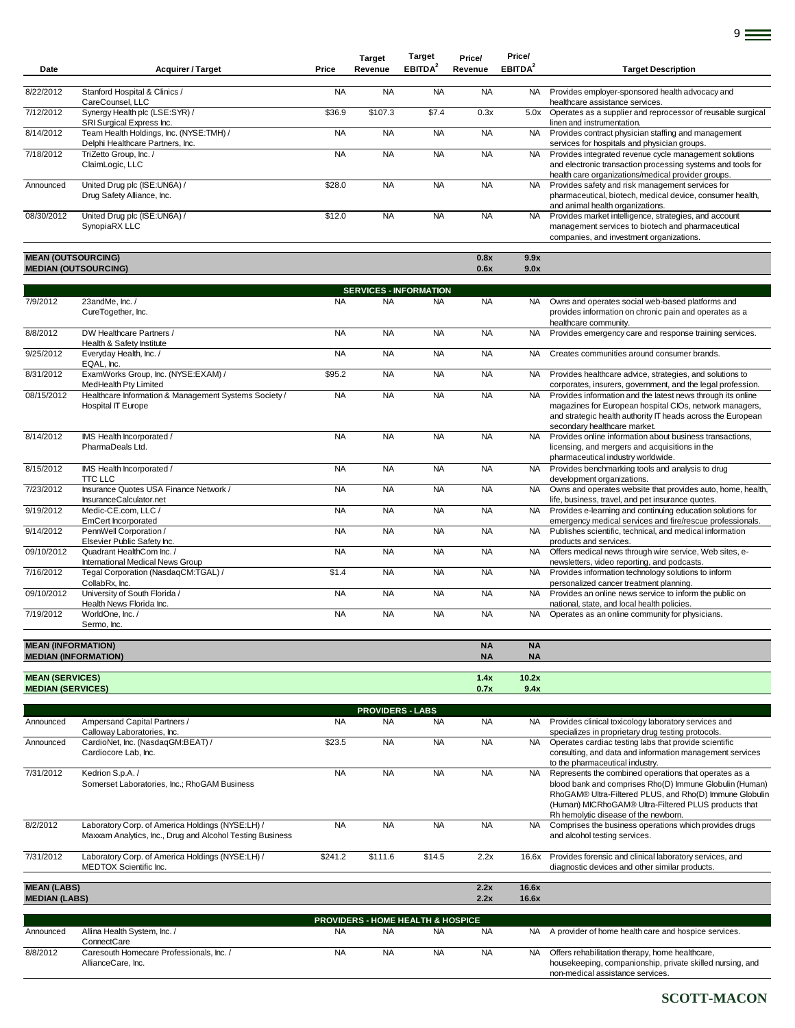| Date | Acquirer / Target | Price | Target Revenue | Target EBITDA[2] | Price/ Revenue | Price/ EBITDA[2] | Target Description |
|---|---|---|---|---|---|---|---|
| 8/22/2012 | Stanford Hospital & Clinics / CareCounsel, LLC | NA | NA | NA | NA | NA | Provides employer-sponsored health advocacy and healthcare assistance services. |
| 7/12/2012 | Synergy Health plc (LSE:SYR) / SRI Surgical Express Inc. | $36.9 | $107.3 | $7.4 | 0.3x | 5.0x | Operates as a supplier and reprocessor of reusable surgical linen and instrumentation. |
| 8/14/2012 | Team Health Holdings, Inc. (NYSE:TMH) / Delphi Healthcare Partners, Inc. | NA | NA | NA | NA | NA | Provides contract physician staffing and management services for hospitals and physician groups. |
| 7/18/2012 | TriZetto Group, Inc. / ClaimLogic, LLC | NA | NA | NA | NA | NA | Provides integrated revenue cycle management solutions and electronic transaction processing systems and tools for health care organizations/medical provider groups. |
| Announced | United Drug plc (ISE:UN6A) / Drug Safety Alliance, Inc. | $28.0 | NA | NA | NA | NA | Provides safety and risk management services for pharmaceutical, biotech, medical device, consumer health, and animal health organizations. |
| 08/30/2012 | United Drug plc (ISE:UN6A) / SynopiaRX LLC | $12.0 | NA | NA | NA | NA | Provides market intelligence, strategies, and account management services to biotech and pharmaceutical companies, and investment organizations. |
| **MEAN (OUTSOURCING)** | | | | | **0.8x** | **9.9x** | |
| **MEDIAN (OUTSOURCING)** | | | | | **0.6x** | **9.0x** | |
| | | | **SERVICES - INFORMATION** | | | | |
| 7/9/2012 | 23andMe, Inc. / CureTogether, Inc. | NA | NA | NA | NA | NA | Owns and operates social web-based platforms and provides information on chronic pain and operates as a healthcare community. |
| 8/8/2012 | DW Healthcare Partners / Health & Safety Institute | NA | NA | NA | NA | NA | Provides emergency care and response training services. |
| 9/25/2012 | Everyday Health, Inc. / EQAL, Inc. | NA | NA | NA | NA | NA | Creates communities around consumer brands. |
| 8/31/2012 | ExamWorks Group, Inc. (NYSE:EXAM) / MedHealth Pty Limited | $95.2 | NA | NA | NA | NA | Provides healthcare advice, strategies, and solutions to corporates, insurers, government, and the legal profession. |
| 08/15/2012 | Healthcare Information & Management Systems Society / Hospital IT Europe | NA | NA | NA | NA | NA | Provides information and the latest news through its online magazines for European hospital CIOs, network managers, and strategic health authority IT heads across the European secondary healthcare market. |
| 8/14/2012 | IMS Health Incorporated / PharmaDeals Ltd. | NA | NA | NA | NA | NA | Provides online information about business transactions, licensing, and mergers and acquisitions in the pharmaceutical industry worldwide. |
| 8/15/2012 | IMS Health Incorporated / TTC LLC | NA | NA | NA | NA | NA | Provides benchmarking tools and analysis to drug development organizations. |
| 7/23/2012 | Insurance Quotes USA Finance Network / InsuranceCalculator.net | NA | NA | NA | NA | NA | Owns and operates website that provides auto, home, health, life, business, travel, and pet insurance quotes. |
| 9/19/2012 | Medic-CE.com, LLC / EmCert Incorporated | NA | NA | NA | NA | NA | Provides e-learning and continuing education solutions for emergency medical services and fire/rescue professionals. |
| 9/14/2012 | PennWell Corporation / Elsevier Public Safety Inc. | NA | NA | NA | NA | NA | Publishes scientific, technical, and medical information products and services. |
| 09/10/2012 | Quadrant HealthCom Inc. / International Medical News Group | NA | NA | NA | NA | NA | Offers medical news through wire service, Web sites, e-newsletters, video reporting, and podcasts. |
| 7/16/2012 | Tegal Corporation (NasdaqCM:TGAL) / CollabRx, Inc. | $1.4 | NA | NA | NA | NA | Provides information technology solutions to inform personalized cancer treatment planning. |
| 09/10/2012 | University of South Florida / Health News Florida Inc. | NA | NA | NA | NA | NA | Provides an online news service to inform the public on national, state, and local health policies. |
| 7/19/2012 | WorldOne, Inc. / Sermo, Inc. | NA | NA | NA | NA | NA | Operates as an online community for physicians. |
| **MEAN (INFORMATION)** | | | | | **NA** | **NA** | |
| **MEDIAN (INFORMATION)** | | | | | **NA** | **NA** | |
| **MEAN (SERVICES)** | | | | | **1.4x** | **10.2x** | |
| **MEDIAN (SERVICES)** | | | | | **0.7x** | **9.4x** | |
| | | | **PROVIDERS - LABS** | | | | |
| Announced | Ampersand Capital Partners / Calloway Laboratories, Inc. | NA | NA | NA | NA | NA | Provides clinical toxicology laboratory services and specializes in proprietary drug testing protocols. |
| Announced | CardioNet, Inc. (NasdaqGM:BEAT) / Cardiocore Lab, Inc. | $23.5 | NA | NA | NA | NA | Operates cardiac testing labs that provide scientific consulting, and data and information management services to the pharmaceutical industry. |
| 7/31/2012 | Kedrion S.p.A. / Somerset Laboratories, Inc.; RhoGAM Business | NA | NA | NA | NA | NA | Represents the combined operations that operates as a blood bank and comprises Rho(D) Immune Globulin (Human) RhoGAM® Ultra-Filtered PLUS, and Rho(D) Immune Globulin (Human) MICRhoGAM® Ultra-Filtered PLUS products that Rh hemolytic disease of the newborn. |
| 8/2/2012 | Laboratory Corp. of America Holdings (NYSE:LH) / Maxxam Analytics, Inc., Drug and Alcohol Testing Business | NA | NA | NA | NA | NA | Comprises the business operations which provides drugs and alcohol testing services. |
| 7/31/2012 | Laboratory Corp. of America Holdings (NYSE:LH) / MEDTOX Scientific Inc. | $241.2 | $111.6 | $14.5 | 2.2x | 16.6x | Provides forensic and clinical laboratory services, and diagnostic devices and other similar products. |
| **MEAN (LABS)** | | | | | **2.2x** | **16.6x** | |
| **MEDIAN (LABS)** | | | | | **2.2x** | **16.6x** | |
| | | | **PROVIDERS - HOME HEALTH & HOSPICE** | | | | |
| Announced | Allina Health System, Inc. / ConnectCare | NA | NA | NA | NA | NA | A provider of home health care and hospice services. |
| 8/8/2012 | Caresouth Homecare Professionals, Inc. / AllianceCare, Inc. | NA | NA | NA | NA | NA | Offers rehabilitation therapy, home healthcare, housekeeping, companionship, private skilled nursing, and non-medical assistance services. |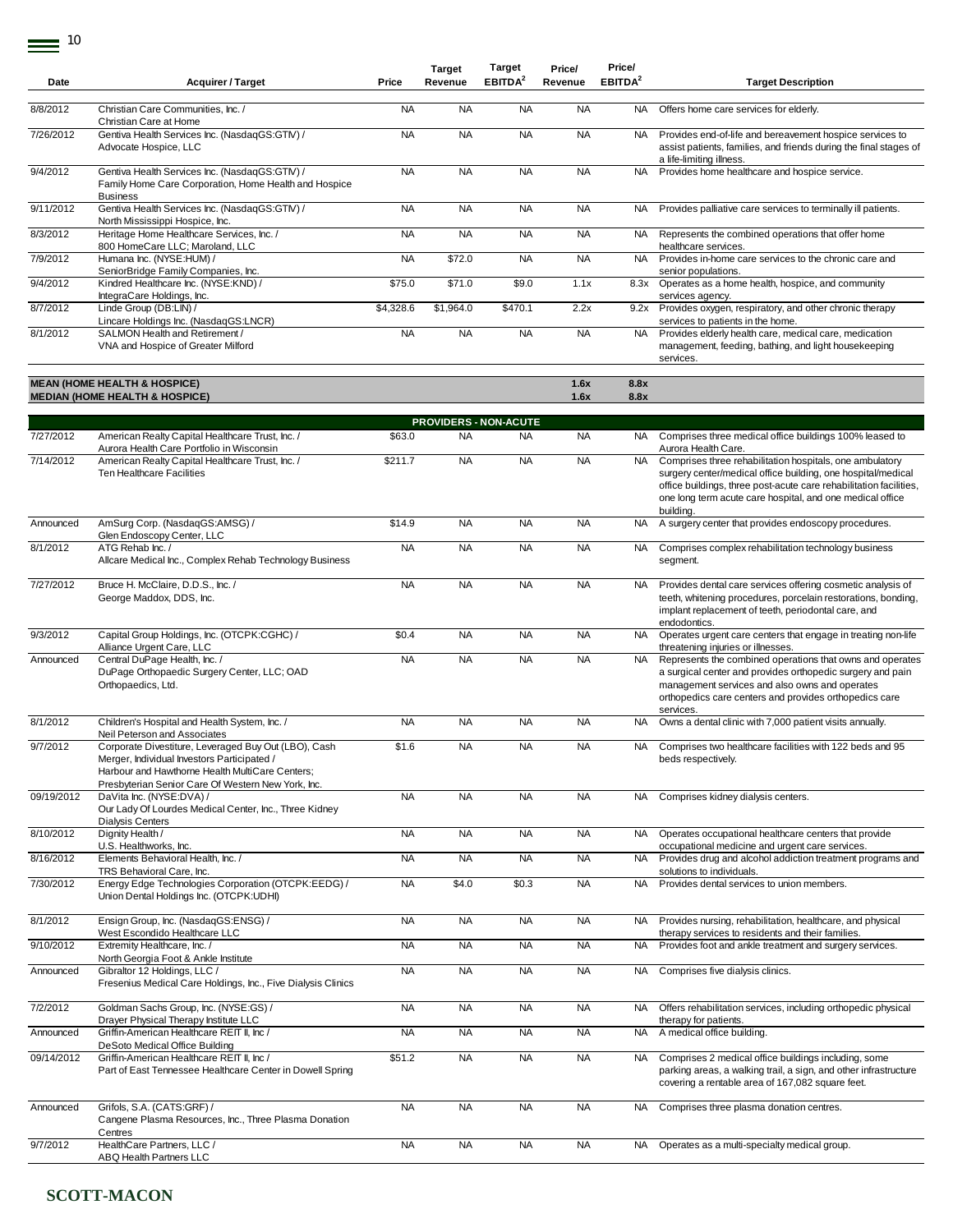| Date | Acquirer / Target | Price | Target Revenue | Target EBITDA[2] | Price/ Revenue | Price/ EBITDA[2] | Target Description |
|---|---|---|---|---|---|---|---|
| 8/8/2012 | Christian Care Communities, Inc. / Christian Care at Home | NA | NA | NA | NA | NA | Offers home care services for elderly. |
| 7/26/2012 | Gentiva Health Services Inc. (NasdaqGS:GTIV) / Advocate Hospice, LLC | NA | NA | NA | NA | NA | Provides end-of-life and bereavement hospice services to assist patients, families, and friends during the final stages of a life-limiting illness. |
| 9/4/2012 | Gentiva Health Services Inc. (NasdaqGS:GTIV) / Family Home Care Corporation, Home Health and Hospice Business | NA | NA | NA | NA | NA | Provides home healthcare and hospice service. |
| 9/11/2012 | Gentiva Health Services Inc. (NasdaqGS:GTIV) / North Mississippi Hospice, Inc. | NA | NA | NA | NA | NA | Provides palliative care services to terminally ill patients. |
| 8/3/2012 | Heritage Home Healthcare Services, Inc. / 800 HomeCare LLC; Maroland, LLC | NA | NA | NA | NA | NA | Represents the combined operations that offer home healthcare services. |
| 7/9/2012 | Humana Inc. (NYSE:HUM) / SeniorBridge Family Companies, Inc. | NA | $72.0 | NA | NA | NA | Provides in-home care services to the chronic care and senior populations. |
| 9/4/2012 | Kindred Healthcare Inc. (NYSE:KND) / IntegraCare Holdings, Inc. | $75.0 | $71.0 | $9.0 | 1.1x | 8.3x | Operates as a home health, hospice, and community services agency. |
| 8/7/2012 | Linde Group (DB:LIN) / Lincare Holdings Inc. (NasdaqGS:LNCR) | $4,328.6 | $1,964.0 | $470.1 | 2.2x | 9.2x | Provides oxygen, respiratory, and other chronic therapy services to patients in the home. |
| 8/1/2012 | SALMON Health and Retirement / VNA and Hospice of Greater Milford | NA | NA | NA | NA | NA | Provides elderly health care, medical care, medication management, feeding, bathing, and light housekeeping services. |
| **MEAN (HOME HEALTH & HOSPICE)** | | | | | **1.6x** | **8.8x** | |
| **MEDIAN (HOME HEALTH & HOSPICE)** | | | | | **1.6x** | **8.8x** | |
| | | | **PROVIDERS - NON-ACUTE** | | | | |
| 7/27/2012 | American Realty Capital Healthcare Trust, Inc. / Aurora Health Care Portfolio in Wisconsin | $63.0 | NA | NA | NA | NA | Comprises three medical office buildings 100% leased to Aurora Health Care. |
| 7/14/2012 | American Realty Capital Healthcare Trust, Inc. / Ten Healthcare Facilities | $211.7 | NA | NA | NA | NA | Comprises three rehabilitation hospitals, one ambulatory surgery center/medical office building, one hospital/medical office buildings, three post-acute care rehabilitation facilities, one long term acute care hospital, and one medical office building. |
| Announced | AmSurg Corp. (NasdaqGS:AMSG) / Glen Endoscopy Center, LLC | $14.9 | NA | NA | NA | NA | A surgery center that provides endoscopy procedures. |
| 8/1/2012 | ATG Rehab Inc. / Allcare Medical Inc., Complex Rehab Technology Business | NA | NA | NA | NA | NA | Comprises complex rehabilitation technology business segment. |
| 7/27/2012 | Bruce H. McClaire, D.D.S., Inc. / George Maddox, DDS, Inc. | NA | NA | NA | NA | NA | Provides dental care services offering cosmetic analysis of teeth, whitening procedures, porcelain restorations, bonding, implant replacement of teeth, periodontal care, and endodontics. |
| 9/3/2012 | Capital Group Holdings, Inc. (OTCPK:CGHC) / Alliance Urgent Care, LLC | $0.4 | NA | NA | NA | NA | Operates urgent care centers that engage in treating non-life threatening injuries or illnesses. |
| Announced | Central DuPage Health, Inc. / DuPage Orthopaedic Surgery Center, LLC; OAD Orthopaedics, Ltd. | NA | NA | NA | NA | NA | Represents the combined operations that owns and operates a surgical center and provides orthopedic surgery and pain management services and also owns and operates orthopedics care centers and provides orthopedics care services. |
| 8/1/2012 | Children's Hospital and Health System, Inc. / Neil Peterson and Associates | NA | NA | NA | NA | NA | Owns a dental clinic with 7,000 patient visits annually. |
| 9/7/2012 | Corporate Divestiture, Leveraged Buy Out (LBO), Cash Merger, Individual Investors Participated / Harbour and Hawthorne Health MultiCare Centers; Presbyterian Senior Care Of Western New York, Inc. | $1.6 | NA | NA | NA | NA | Comprises two healthcare facilities with 122 beds and 95 beds respectively. |
| 09/19/2012 | DaVita Inc. (NYSE:DVA) / Our Lady Of Lourdes Medical Center, Inc., Three Kidney Dialysis Centers | NA | NA | NA | NA | NA | Comprises kidney dialysis centers. |
| 8/10/2012 | Dignity Health / U.S. Healthworks, Inc. | NA | NA | NA | NA | NA | Operates occupational healthcare centers that provide occupational medicine and urgent care services. |
| 8/16/2012 | Elements Behavioral Health, Inc. / TRS Behavioral Care, Inc. | NA | NA | NA | NA | NA | Provides drug and alcohol addiction treatment programs and solutions to individuals. |
| 7/30/2012 | Energy Edge Technologies Corporation (OTCPK:EEDG) / Union Dental Holdings Inc. (OTCPK:UDHI) | NA | $4.0 | $0.3 | NA | NA | Provides dental services to union members. |
| 8/1/2012 | Ensign Group, Inc. (NasdaqGS:ENSG) / West Escondido Healthcare LLC | NA | NA | NA | NA | NA | Provides nursing, rehabilitation, healthcare, and physical therapy services to residents and their families. |
| 9/10/2012 | Extremity Healthcare, Inc. / North Georgia Foot & Ankle Institute | NA | NA | NA | NA | NA | Provides foot and ankle treatment and surgery services. |
| Announced | Gibraltor 12 Holdings, LLC / Fresenius Medical Care Holdings, Inc., Five Dialysis Clinics | NA | NA | NA | NA | NA | Comprises five dialysis clinics. |
| 7/2/2012 | Goldman Sachs Group, Inc. (NYSE:GS) / Drayer Physical Therapy Institute LLC | NA | NA | NA | NA | NA | Offers rehabilitation services, including orthopedic physical therapy for patients. |
| Announced | Griffin-American Healthcare REIT II, Inc / DeSoto Medical Office Building | NA | NA | NA | NA | NA | A medical office building. |
| 09/14/2012 | Griffin-American Healthcare REIT II, Inc / Part of East Tennessee Healthcare Center in Dowell Spring | $51.2 | NA | NA | NA | NA | Comprises 2 medical office buildings including, some parking areas, a walking trail, a sign, and other infrastructure covering a rentable area of 167,082 square feet. |
| Announced | Grifols, S.A. (CATS:GRF) / Cangene Plasma Resources, Inc., Three Plasma Donation Centres | NA | NA | NA | NA | NA | Comprises three plasma donation centres. |
| 9/7/2012 | HealthCare Partners, LLC / ABQ Health Partners LLC | NA | NA | NA | NA | NA | Operates as a multi-specialty medical group. |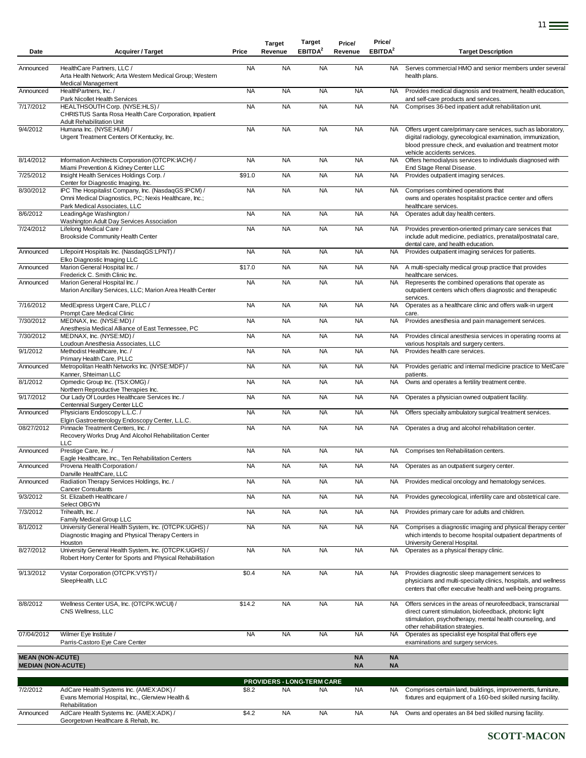| Date | Acquirer / Target | Price | Target Revenue | Target EBITDA[2] | Price/ Revenue | Price/ EBITDA[2] | Target Description |
|---|---|---|---|---|---|---|---|
| Announced | HealthCare Partners, LLC / Arta Health Network; Arta Western Medical Group; Western Medical Management | NA | NA | NA | NA | NA | Serves commercial HMO and senior members under several health plans. |
| Announced | HealthPartners, Inc. / Park Nicollet Health Services | NA | NA | NA | NA | NA | Provides medical diagnosis and treatment, health education, and self-care products and services. |
| 7/17/2012 | HEALTHSOUTH Corp. (NYSE:HLS) / CHRISTUS Santa Rosa Health Care Corporation, Inpatient Adult Rehabilitation Unit | NA | NA | NA | NA | NA | Comprises 36-bed inpatient adult rehabilitation unit. |
| 9/4/2012 | Humana Inc. (NYSE:HUM) / Urgent Treatment Centers Of Kentucky, Inc. | NA | NA | NA | NA | NA | Offers urgent care/primary care services, such as laboratory, digital radiology, gynecological examination, immunization, blood pressure check, and evaluation and treatment motor vehicle accidents services. |
| 8/14/2012 | Information Architects Corporation (OTCPK:IACH) / Miami Prevention & Kidney Center LLC | NA | NA | NA | NA | NA | Offers hemodialysis services to individuals diagnosed with End Stage Renal Disease. |
| 7/25/2012 | Insight Health Services Holdings Corp. / Center for Diagnostic Imaging, Inc. | $91.0 | NA | NA | NA | NA | Provides outpatient imaging services. |
| 8/30/2012 | IPC The Hospitalist Company, Inc. (NasdaqGS:IPCM) / Omni Medical Diagnostics, PC; Nexis Healthcare, Inc.; Park Medical Associates, LLC | NA | NA | NA | NA | NA | Comprises combined operations that owns and operates hospitalist practice center and offers healthcare services. |
| 8/6/2012 | LeadingAge Washington / Washington Adult Day Services Association | NA | NA | NA | NA | NA | Operates adult day health centers. |
| 7/24/2012 | Lifelong Medical Care / Brookside Community Health Center | NA | NA | NA | NA | NA | Provides prevention-oriented primary care services that include adult medicine, pediatrics, prenatal/postnatal care, dental care, and health education. |
| Announced | Lifepoint Hospitals Inc. (NasdaqGS:LPNT) / Elko Diagnostic Imaging LLC | NA | NA | NA | NA | NA | Provides outpatient imaging services for patients. |
| Announced | Marion General Hospital Inc. / Frederick C. Smith Clinic Inc. | $17.0 | NA | NA | NA | NA | A multi-specialty medical group practice that provides healthcare services. |
| Announced | Marion General Hospital Inc. / Marion Ancillary Services, LLC; Marion Area Health Center | NA | NA | NA | NA | NA | Represents the combined operations that operate as outpatient centers which offers diagnostic and therapeutic services. |
| 7/16/2012 | MedExpress Urgent Care, PLLC / Prompt Care Medical Clinic | NA | NA | NA | NA | NA | Operates as a healthcare clinic and offers walk-in urgent care. |
| 7/30/2012 | MEDNAX, Inc. (NYSE:MD) / Anesthesia Medical Alliance of East Tennessee, PC | NA | NA | NA | NA | NA | Provides anesthesia and pain management services. |
| 7/30/2012 | MEDNAX, Inc. (NYSE:MD) / Loudoun Anesthesia Associates, LLC | NA | NA | NA | NA | NA | Provides clinical anesthesia services in operating rooms at various hospitals and surgery centers. |
| 9/1/2012 | Methodist Healthcare, Inc. / Primary Health Care, PLLC | NA | NA | NA | NA | NA | Provides health care services. |
| Announced | Metropolitan Health Networks Inc. (NYSE:MDF) / Kanner, Shteiman LLC | NA | NA | NA | NA | NA | Provides geriatric and internal medicine practice to MetCare patients. |
| 8/1/2012 | Opmedic Group Inc. (TSX:OMG) / Northern Reproductive Therapies Inc. | NA | NA | NA | NA | NA | Owns and operates a fertility treatment centre. |
| 9/17/2012 | Our Lady Of Lourdes Healthcare Services Inc. / Centennial Surgery Center LLC | NA | NA | NA | NA | NA | Operates a physician owned outpatient facility. |
| Announced | Physicians Endoscopy L.L.C. / Elgin Gastroenterology Endoscopy Center, L.L.C. | NA | NA | NA | NA | NA | Offers specialty ambulatory surgical treatment services. |
| 08/27/2012 | Pinnacle Treatment Centers, Inc. / Recovery Works Drug And Alcohol Rehabilitation Center LLC | NA | NA | NA | NA | NA | Operates a drug and alcohol rehabilitation center. |
| Announced | Prestige Care, Inc. / Eagle Healthcare, Inc., Ten Rehabilitation Centers | NA | NA | NA | NA | NA | Comprises ten Rehabilitation centers. |
| Announced | Provena Health Corporation / Danville HealthCare, LLC | NA | NA | NA | NA | NA | Operates as an outpatient surgery center. |
| Announced | Radiation Therapy Services Holdings, Inc. / Cancer Consultants | NA | NA | NA | NA | NA | Provides medical oncology and hematology services. |
| 9/3/2012 | St. Elizabeth Healthcare / Select OBGYN | NA | NA | NA | NA | NA | Provides gynecological, infertility care and obstetrical care. |
| 7/3/2012 | Trihealth, Inc. / Family Medical Group LLC | NA | NA | NA | NA | NA | Provides primary care for adults and children. |
| 8/1/2012 | University General Health System, Inc. (OTCPK:UGHS) / Diagnostic Imaging and Physical Therapy Centers in Houston | NA | NA | NA | NA | NA | Comprises a diagnostic imaging and physical therapy center which intends to become hospital outpatient departments of University General Hospital. |
| 8/27/2012 | University General Health System, Inc. (OTCPK:UGHS) / Robert Horry Center for Sports and Physical Rehabilitation | NA | NA | NA | NA | NA | Operates as a physical therapy clinic. |
| 9/13/2012 | Vystar Corporation (OTCPK:VYST) / SleepHealth, LLC | $0.4 | NA | NA | NA | NA | Provides diagnostic sleep management services to physicians and multi-specialty clinics, hospitals, and wellness centers that offer executive health and well-being programs. |
| 8/8/2012 | Wellness Center USA, Inc. (OTCPK:WCUI) / CNS Wellness, LLC | $14.2 | NA | NA | NA | NA | Offers services in the areas of neurofeedback, transcranial direct current stimulation, biofeedback, photonic light stimulation, psychotherapy, mental health counseling, and other rehabilitation strategies. |
| 07/04/2012 | Wilmer Eye Institute / Parris-Castoro Eye Care Center | NA | NA | NA | NA | NA | Operates as specialist eye hospital that offers eye examinations and surgery services. |
| **MEAN (NON-ACUTE)** | | | | | **NA** | **NA** | |
| **MEDIAN (NON-ACUTE)** | | | | | **NA** | **NA** | |
| | | | **PROVIDERS - LONG-TERM CARE** | | | | |
| 7/2/2012 | AdCare Health Systems Inc. (AMEX:ADK) / Evans Memorial Hospital, Inc., Glenview Health & Rehabilitation | $8.2 | NA | NA | NA | NA | Comprises certain land, buildings, improvements, furniture, fixtures and equipment of a 160-bed skilled nursing facility. |
| Announced | AdCare Health Systems Inc. (AMEX:ADK) / Georgetown Healthcare & Rehab, Inc. | $4.2 | NA | NA | NA | NA | Owns and operates an 84 bed skilled nursing facility. |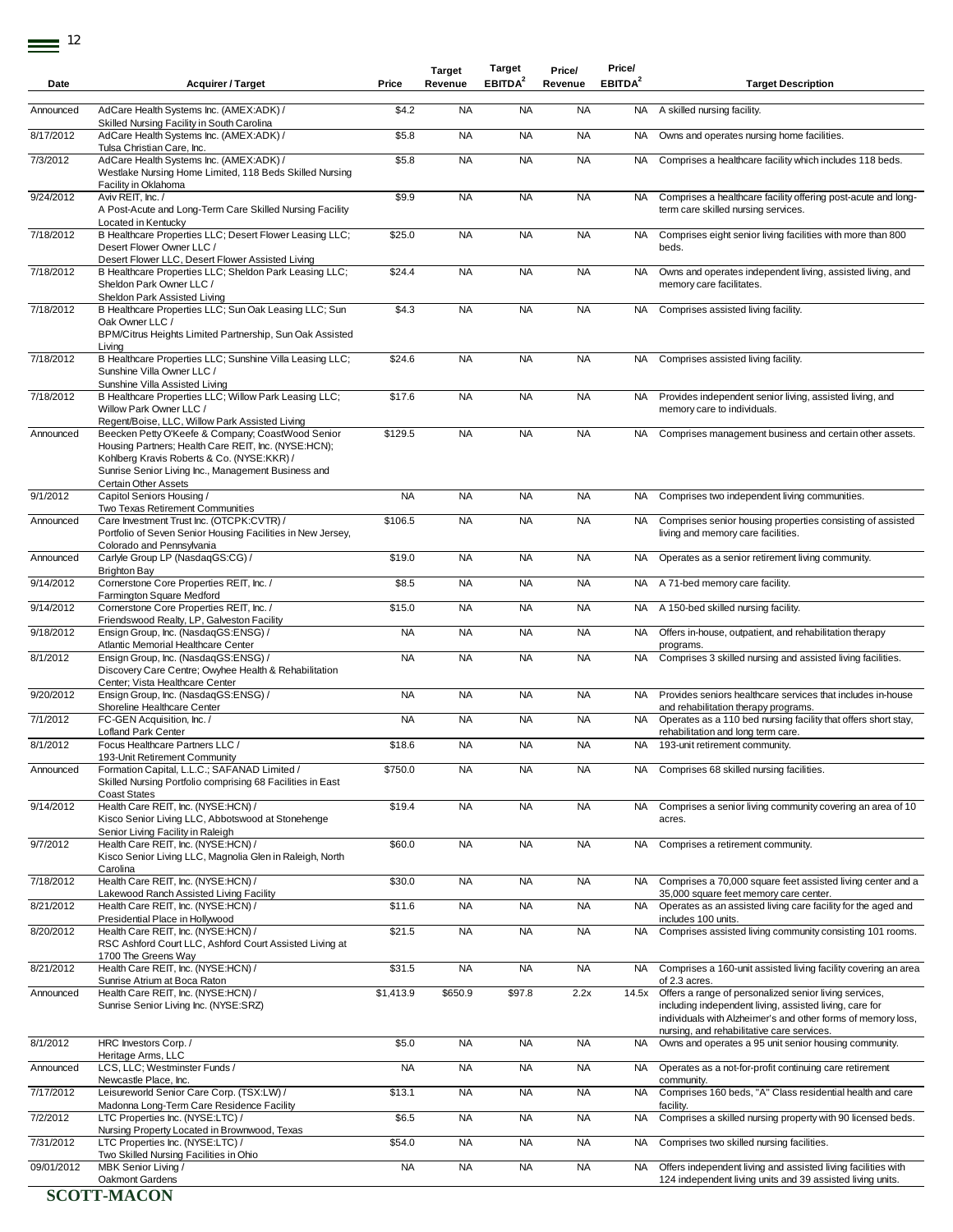| Date | Acquirer / Target | Price | Target Revenue | Target EBITDA[2] | Price/ Revenue | Price/ EBITDA[2] | Target Description |
|---|---|---|---|---|---|---|---|
| Announced | AdCare Health Systems Inc. (AMEX:ADK) / Skilled Nursing Facility in South Carolina | $4.2 | NA | NA | NA | NA | A skilled nursing facility. |
| 8/17/2012 | AdCare Health Systems Inc. (AMEX:ADK) / Tulsa Christian Care, Inc. | $5.8 | NA | NA | NA | NA | Owns and operates nursing home facilities. |
| 7/3/2012 | AdCare Health Systems Inc. (AMEX:ADK) / Westlake Nursing Home Limited, 118 Beds Skilled Nursing Facility in Oklahoma | $5.8 | NA | NA | NA | NA | Comprises a healthcare facility which includes 118 beds. |
| 9/24/2012 | Aviv REIT, Inc. / A Post-Acute and Long-Term Care Skilled Nursing Facility Located in Kentucky | $9.9 | NA | NA | NA | NA | Comprises a healthcare facility offering post-acute and long-term care skilled nursing services. |
| 7/18/2012 | B Healthcare Properties LLC; Desert Flower Leasing LLC; Desert Flower Owner LLC / Desert Flower LLC, Desert Flower Assisted Living | $25.0 | NA | NA | NA | NA | Comprises eight senior living facilities with more than 800 beds. |
| 7/18/2012 | B Healthcare Properties LLC; Sheldon Park Leasing LLC; Sheldon Park Owner LLC / Sheldon Park Assisted Living | $24.4 | NA | NA | NA | NA | Owns and operates independent living, assisted living, and memory care facilitates. |
| 7/18/2012 | B Healthcare Properties LLC; Sun Oak Leasing LLC; Sun Oak Owner LLC / BPM/Citrus Heights Limited Partnership, Sun Oak Assisted Living | $4.3 | NA | NA | NA | NA | Comprises assisted living facility. |
| 7/18/2012 | B Healthcare Properties LLC; Sunshine Villa Leasing LLC; Sunshine Villa Owner LLC / Sunshine Villa Assisted Living | $24.6 | NA | NA | NA | NA | Comprises assisted living facility. |
| 7/18/2012 | B Healthcare Properties LLC; Willow Park Leasing LLC; Willow Park Owner LLC / Regent/Boise, LLC, Willow Park Assisted Living | $17.6 | NA | NA | NA | NA | Provides independent senior living, assisted living, and memory care to individuals. |
| Announced | Beecken Petty O'Keefe & Company; CoastWood Senior Housing Partners; Health Care REIT, Inc. (NYSE:HCN); Kohlberg Kravis Roberts & Co. (NYSE:KKR) / Sunrise Senior Living Inc., Management Business and Certain Other Assets | $129.5 | NA | NA | NA | NA | Comprises management business and certain other assets. |
| 9/1/2012 | Capitol Seniors Housing / Two Texas Retirement Communities | NA | NA | NA | NA | NA | Comprises two independent living communities. |
| Announced | Care Investment Trust Inc. (OTCPK:CVTR) / Portfolio of Seven Senior Housing Facilities in New Jersey, Colorado and Pennsylvania | $106.5 | NA | NA | NA | NA | Comprises senior housing properties consisting of assisted living and memory care facilities. |
| Announced | Carlyle Group LP (NasdaqGS:CG) / Brighton Bay | $19.0 | NA | NA | NA | NA | Operates as a senior retirement living community. |
| 9/14/2012 | Cornerstone Core Properties REIT, Inc. / Farmington Square Medford | $8.5 | NA | NA | NA | NA | A 71-bed memory care facility. |
| 9/14/2012 | Cornerstone Core Properties REIT, Inc. / Friendswood Realty, LP, Galveston Facility | $15.0 | NA | NA | NA | NA | A 150-bed skilled nursing facility. |
| 9/18/2012 | Ensign Group, Inc. (NasdaqGS:ENSG) / Atlantic Memorial Healthcare Center | NA | NA | NA | NA | NA | Offers in-house, outpatient, and rehabilitation therapy programs. |
| 8/1/2012 | Ensign Group, Inc. (NasdaqGS:ENSG) / Discovery Care Centre; Owyhee Health & Rehabilitation Center; Vista Healthcare Center | NA | NA | NA | NA | NA | Comprises 3 skilled nursing and assisted living facilities. |
| 9/20/2012 | Ensign Group, Inc. (NasdaqGS:ENSG) / Shoreline Healthcare Center | NA | NA | NA | NA | NA | Provides seniors healthcare services that includes in-house and rehabilitation therapy programs. |
| 7/1/2012 | FC-GEN Acquisition, Inc. / Lofland Park Center | NA | NA | NA | NA | NA | Operates as a 110 bed nursing facility that offers short stay, rehabilitation and long term care. |
| 8/1/2012 | Focus Healthcare Partners LLC / 193-Unit Retirement Community | $18.6 | NA | NA | NA | NA | 193-unit retirement community. |
| Announced | Formation Capital, L.L.C.; SAFANAD Limited / Skilled Nursing Portfolio comprising 68 Facilities in East Coast States | $750.0 | NA | NA | NA | NA | Comprises 68 skilled nursing facilities. |
| 9/14/2012 | Health Care REIT, Inc. (NYSE:HCN) / Kisco Senior Living LLC, Abbotswood at Stonehenge Senior Living Facility in Raleigh | $19.4 | NA | NA | NA | NA | Comprises a senior living community covering an area of 10 acres. |
| 9/7/2012 | Health Care REIT, Inc. (NYSE:HCN) / Kisco Senior Living LLC, Magnolia Glen in Raleigh, North Carolina | $60.0 | NA | NA | NA | NA | Comprises a retirement community. |
| 7/18/2012 | Health Care REIT, Inc. (NYSE:HCN) / Lakewood Ranch Assisted Living Facility | $30.0 | NA | NA | NA | NA | Comprises a 70,000 square feet assisted living center and a 35,000 square feet memory care center. |
| 8/21/2012 | Health Care REIT, Inc. (NYSE:HCN) / Presidential Place in Hollywood | $11.6 | NA | NA | NA | NA | Operates as an assisted living care facility for the aged and includes 100 units. |
| 8/20/2012 | Health Care REIT, Inc. (NYSE:HCN) / RSC Ashford Court LLC, Ashford Court Assisted Living at 1700 The Greens Way | $21.5 | NA | NA | NA | NA | Comprises assisted living community consisting 101 rooms. |
| 8/21/2012 | Health Care REIT, Inc. (NYSE:HCN) / Sunrise Atrium at Boca Raton | $31.5 | NA | NA | NA | NA | Comprises a 160-unit assisted living facility covering an area of 2.3 acres. |
| Announced | Health Care REIT, Inc. (NYSE:HCN) / Sunrise Senior Living Inc. (NYSE:SRZ) | $1,413.9 | $650.9 | $97.8 | 2.2x | 14.5x | Offers a range of personalized senior living services, including independent living, assisted living, care for individuals with Alzheimer's and other forms of memory loss, nursing, and rehabilitative care services. |
| 8/1/2012 | HRC Investors Corp. / Heritage Arms, LLC | $5.0 | NA | NA | NA | NA | Owns and operates a 95 unit senior housing community. |
| Announced | LCS, LLC; Westminster Funds / Newcastle Place, Inc. | NA | NA | NA | NA | NA | Operates as a not-for-profit continuing care retirement community. |
| 7/17/2012 | Leisureworld Senior Care Corp. (TSX:LW) / Madonna Long-Term Care Residence Facility | $13.1 | NA | NA | NA | NA | Comprises 160 beds, "A" Class residential health and care facility. |
| 7/2/2012 | LTC Properties Inc. (NYSE:LTC) / Nursing Property Located in Brownwood, Texas | $6.5 | NA | NA | NA | NA | Comprises a skilled nursing property with 90 licensed beds. |
| 7/31/2012 | LTC Properties Inc. (NYSE:LTC) / Two Skilled Nursing Facilities in Ohio | $54.0 | NA | NA | NA | NA | Comprises two skilled nursing facilities. |
| 09/01/2012 | MBK Senior Living / Oakmont Gardens | NA | NA | NA | NA | NA | Offers independent living and assisted living facilities with 124 independent living units and 39 assisted living units. |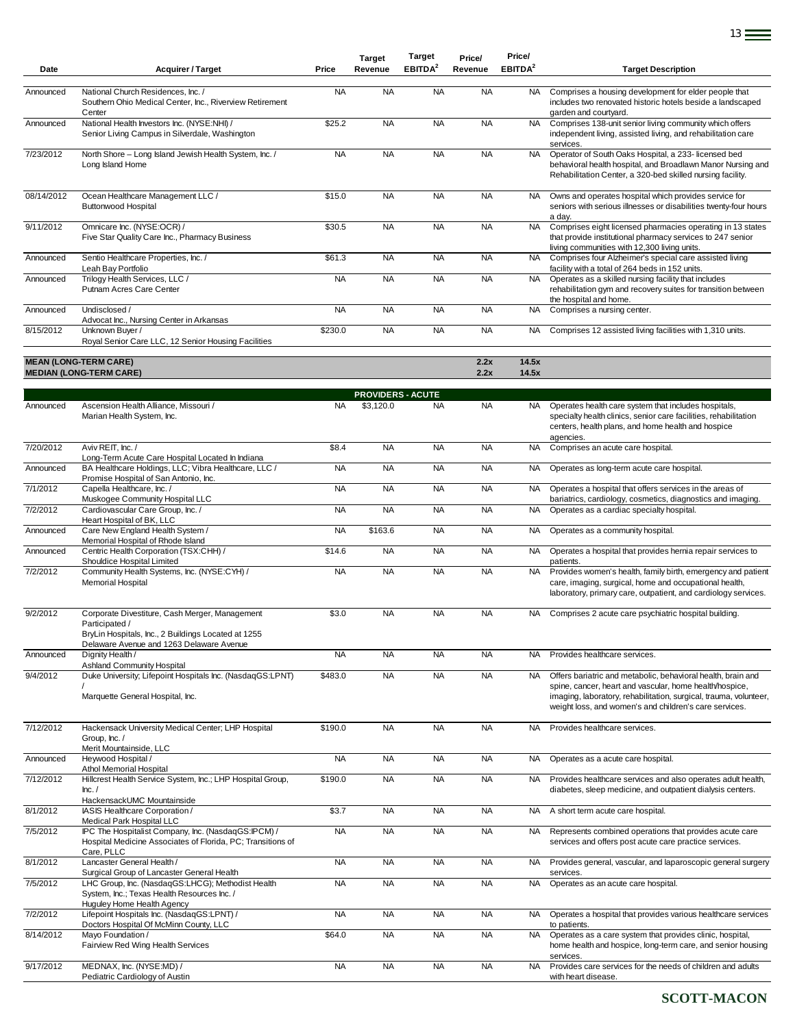| Date | Acquirer / Target | Price | Target Revenue | Target EBITDA[2] | Price/ Revenue | Price/ EBITDA[2] | Target Description |
|---|---|---|---|---|---|---|---|
| Announced | National Church Residences, Inc. / Southern Ohio Medical Center, Inc., Riverview Retirement Center | NA | NA | NA | NA | NA | Comprises a housing development for elder people that includes two renovated historic hotels beside a landscaped garden and courtyard. |
| Announced | National Health Investors Inc. (NYSE:NHI) / Senior Living Campus in Silverdale, Washington | $25.2 | NA | NA | NA | NA | Comprises 138-unit senior living community which offers independent living, assisted living, and rehabilitation care services. |
| 7/23/2012 | North Shore – Long Island Jewish Health System, Inc. / Long Island Home | NA | NA | NA | NA | NA | Operator of South Oaks Hospital, a 233- licensed bed behavioral health hospital, and Broadlawn Manor Nursing and Rehabilitation Center, a 320-bed skilled nursing facility. |
| 08/14/2012 | Ocean Healthcare Management LLC / Buttonwood Hospital | $15.0 | NA | NA | NA | NA | Owns and operates hospital which provides service for seniors with serious illnesses or disabilities twenty-four hours a day. |
| 9/11/2012 | Omnicare Inc. (NYSE:OCR) / Five Star Quality Care Inc., Pharmacy Business | $30.5 | NA | NA | NA | NA | Comprises eight licensed pharmacies operating in 13 states that provide institutional pharmacy services to 247 senior living communities with 12,300 living units. |
| Announced | Sentio Healthcare Properties, Inc. / Leah Bay Portfolio | $61.3 | NA | NA | NA | NA | Comprises four Alzheimer's special care assisted living facility with a total of 264 beds in 152 units. |
| Announced | Trilogy Health Services, LLC / Putnam Acres Care Center | NA | NA | NA | NA | NA | Operates as a skilled nursing facility that includes rehabilitation gym and recovery suites for transition between the hospital and home. |
| Announced | Undisclosed / Advocat Inc., Nursing Center in Arkansas | NA | NA | NA | NA | NA | Comprises a nursing center. |
| 8/15/2012 | Unknown Buyer / Royal Senior Care LLC, 12 Senior Housing Facilities | $230.0 | NA | NA | NA | NA | Comprises 12 assisted living facilities with 1,310 units. |
| **MEAN (LONG-TERM CARE)** | | | | | **2.2x** | **14.5x** | |
| **MEDIAN (LONG-TERM CARE)** | | | | | **2.2x** | **14.5x** | |
| | | | **PROVIDERS - ACUTE** | | | | |
| Announced | Ascension Health Alliance, Missouri / Marian Health System, Inc. | NA | $3,120.0 | NA | NA | NA | Operates health care system that includes hospitals, specialty health clinics, senior care facilities, rehabilitation centers, health plans, and home health and hospice agencies. |
| 7/20/2012 | Aviv REIT, Inc. / Long-Term Acute Care Hospital Located In Indiana | $8.4 | NA | NA | NA | NA | Comprises an acute care hospital. |
| Announced | BA Healthcare Holdings, LLC; Vibra Healthcare, LLC / Promise Hospital of San Antonio, Inc. | NA | NA | NA | NA | NA | Operates as long-term acute care hospital. |
| 7/1/2012 | Capella Healthcare, Inc. / Muskogee Community Hospital LLC | NA | NA | NA | NA | NA | Operates a hospital that offers services in the areas of bariatrics, cardiology, cosmetics, diagnostics and imaging. |
| 7/2/2012 | Cardiovascular Care Group, Inc. / Heart Hospital of BK, LLC | NA | NA | NA | NA | NA | Operates as a cardiac specialty hospital. |
| Announced | Care New England Health System / Memorial Hospital of Rhode Island | NA | $163.6 | NA | NA | NA | Operates as a community hospital. |
| Announced | Centric Health Corporation (TSX:CHH) / Shouldice Hospital Limited | $14.6 | NA | NA | NA | NA | Operates a hospital that provides hernia repair services to patients. |
| 7/2/2012 | Community Health Systems, Inc. (NYSE:CYH) / Memorial Hospital | NA | NA | NA | NA | NA | Provides women's health, family birth, emergency and patient care, imaging, surgical, home and occupational health, laboratory, primary care, outpatient, and cardiology services. |
| 9/2/2012 | Corporate Divestiture, Cash Merger, Management Participated / BryLin Hospitals, Inc., 2 Buildings Located at 1255 Delaware Avenue and 1263 Delaware Avenue | $3.0 | NA | NA | NA | NA | Comprises 2 acute care psychiatric hospital building. |
| Announced | Dignity Health / Ashland Community Hospital | NA | NA | NA | NA | NA | Provides healthcare services. |
| 9/4/2012 | Duke University; Lifepoint Hospitals Inc. (NasdaqGS:LPNT) / Marquette General Hospital, Inc. | $483.0 | NA | NA | NA | NA | Offers bariatric and metabolic, behavioral health, brain and spine, cancer, heart and vascular, home health/hospice, imaging, laboratory, rehabilitation, surgical, trauma, volunteer, weight loss, and women's and children's care services. |
| 7/12/2012 | Hackensack University Medical Center; LHP Hospital Group, Inc. / Merit Mountainside, LLC | $190.0 | NA | NA | NA | NA | Provides healthcare services. |
| Announced | Heywood Hospital / Athol Memorial Hospital | NA | NA | NA | NA | NA | Operates as a acute care hospital. |
| 7/12/2012 | Hillcrest Health Service System, Inc.; LHP Hospital Group, Inc. / HackensackUMC Mountainside | $190.0 | NA | NA | NA | NA | Provides healthcare services and also operates adult health, diabetes, sleep medicine, and outpatient dialysis centers. |
| 8/1/2012 | IASIS Healthcare Corporation / Medical Park Hospital LLC | $3.7 | NA | NA | NA | NA | A short term acute care hospital. |
| 7/5/2012 | IPC The Hospitalist Company, Inc. (NasdaqGS:IPCM) / Hospital Medicine Associates of Florida, PC; Transitions of Care, PLLC | NA | NA | NA | NA | NA | Represents combined operations that provides acute care services and offers post acute care practice services. |
| 8/1/2012 | Lancaster General Health / Surgical Group of Lancaster General Health | NA | NA | NA | NA | NA | Provides general, vascular, and laparoscopic general surgery services. |
| 7/5/2012 | LHC Group, Inc. (NasdaqGS:LHCG); Methodist Health System, Inc.; Texas Health Resources Inc. / Huguley Home Health Agency | NA | NA | NA | NA | NA | Operates as an acute care hospital. |
| 7/2/2012 | Lifepoint Hospitals Inc. (NasdaqGS:LPNT) / Doctors Hospital Of McMinn County, LLC | NA | NA | NA | NA | NA | Operates a hospital that provides various healthcare services to patients. |
| 8/14/2012 | Mayo Foundation / Fairview Red Wing Health Services | $64.0 | NA | NA | NA | NA | Operates as a care system that provides clinic, hospital, home health and hospice, long-term care, and senior housing services. |
| 9/17/2012 | MEDNAX, Inc. (NYSE:MD) / Pediatric Cardiology of Austin | NA | NA | NA | NA | NA | Provides care services for the needs of children and adults with heart disease. |

SCOTT-MACON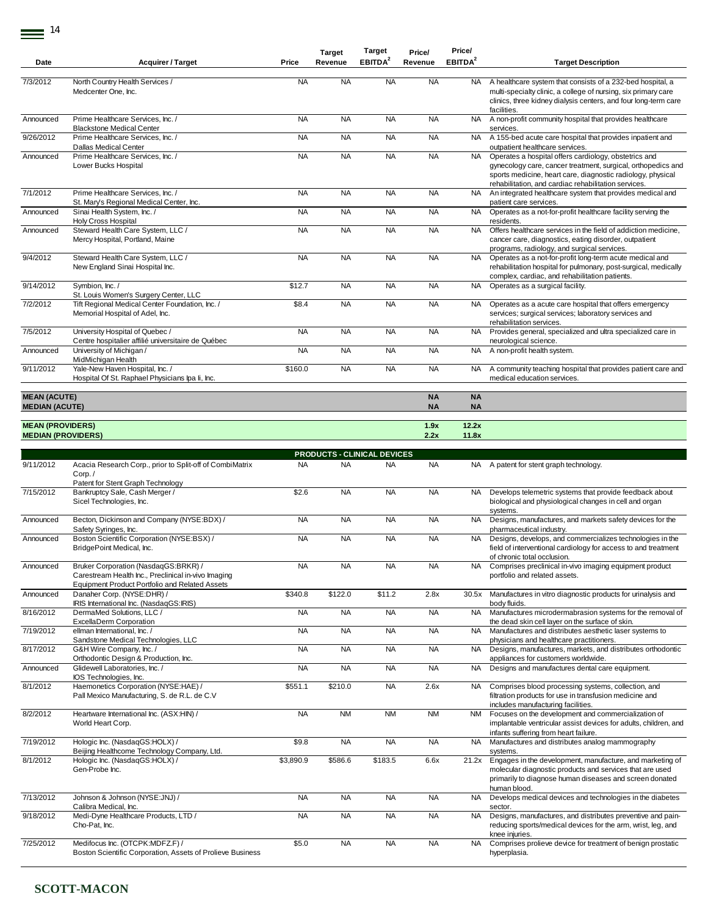| Date | Acquirer / Target | Price | Target Revenue | Target EBITDA[2] | Price/ Revenue | Price/ EBITDA[2] | Target Description |
|---|---|---|---|---|---|---|---|
| 7/3/2012 | North Country Health Services / Medcenter One, Inc. | NA | NA | NA | NA | NA | A healthcare system that consists of a 232-bed hospital, a multi-specialty clinic, a college of nursing, six primary care clinics, three kidney dialysis centers, and four long-term care facilities. |
| Announced | Prime Healthcare Services, Inc. / Blackstone Medical Center | NA | NA | NA | NA | NA | A non-profit community hospital that provides healthcare services. |
| 9/26/2012 | Prime Healthcare Services, Inc. / Dallas Medical Center | NA | NA | NA | NA | NA | A 155-bed acute care hospital that provides inpatient and outpatient healthcare services. |
| Announced | Prime Healthcare Services, Inc. / Lower Bucks Hospital | NA | NA | NA | NA | NA | Operates a hospital offers cardiology, obstetrics and gynecology care, cancer treatment, surgical, orthopedics and sports medicine, heart care, diagnostic radiology, physical rehabilitation, and cardiac rehabilitation services. |
| 7/1/2012 | Prime Healthcare Services, Inc. / St. Mary's Regional Medical Center, Inc. | NA | NA | NA | NA | NA | An integrated healthcare system that provides medical and patient care services. |
| Announced | Sinai Health System, Inc. / Holy Cross Hospital | NA | NA | NA | NA | NA | Operates as a not-for-profit healthcare facility serving the residents. |
| Announced | Steward Health Care System, LLC / Mercy Hospital, Portland, Maine | NA | NA | NA | NA | NA | Offers healthcare services in the field of addiction medicine, cancer care, diagnostics, eating disorder, outpatient programs, radiology, and surgical services. |
| 9/4/2012 | Steward Health Care System, LLC / New England Sinai Hospital Inc. | NA | NA | NA | NA | NA | Operates as a not-for-profit long-term acute medical and rehabilitation hospital for pulmonary, post-surgical, medically complex, cardiac, and rehabilitation patients. |
| 9/14/2012 | Symbion, Inc. / St. Louis Women's Surgery Center, LLC | $12.7 | NA | NA | NA | NA | Operates as a surgical facility. |
| 7/2/2012 | Tift Regional Medical Center Foundation, Inc. / Memorial Hospital of Adel, Inc. | $8.4 | NA | NA | NA | NA | Operates as a acute care hospital that offers emergency services; surgical services; laboratory services and rehabilitation services. |
| 7/5/2012 | University Hospital of Quebec / Centre hospitalier affilié universitaire de Québec | NA | NA | NA | NA | NA | Provides general, specialized and ultra specialized care in neurological science. |
| Announced | University of Michigan / MidMichigan Health | NA | NA | NA | NA | NA | A non-profit health system. |
| 9/11/2012 | Yale-New Haven Hospital, Inc. / Hospital Of St. Raphael Physicians Ipa Ii, Inc. | $160.0 | NA | NA | NA | NA | A community teaching hospital that provides patient care and medical education services. |
| **MEAN (ACUTE)** | | | | | **NA** | **NA** | |
| **MEDIAN (ACUTE)** | | | | | **NA** | **NA** | |
| **MEAN (PROVIDERS)** | | | | | **1.9x** | **12.2x** | |
| **MEDIAN (PROVIDERS)** | | | | | **2.2x** | **11.8x** | |
| | | | **PRODUCTS - CLINICAL DEVICES** | | | | |
| 9/11/2012 | Acacia Research Corp., prior to Split-off of CombiMatrix Corp. / Patent for Stent Graph Technology | NA | NA | NA | NA | NA | A patent for stent graph technology. |
| 7/15/2012 | Bankruptcy Sale, Cash Merger / Sicel Technologies, Inc. | $2.6 | NA | NA | NA | NA | Develops telemetric systems that provide feedback about biological and physiological changes in cell and organ systems. |
| Announced | Becton, Dickinson and Company (NYSE:BDX) / Safety Syringes, Inc. | NA | NA | NA | NA | NA | Designs, manufactures, and markets safety devices for the pharmaceutical industry. |
| Announced | Boston Scientific Corporation (NYSE:BSX) / BridgePoint Medical, Inc. | NA | NA | NA | NA | NA | Designs, develops, and commercializes technologies in the field of interventional cardiology for access to and treatment of chronic total occlusion. |
| Announced | Bruker Corporation (NasdaqGS:BRKR) / Carestream Health Inc., Preclinical in-vivo Imaging Equipment Product Portfolio and Related Assets | NA | NA | NA | NA | NA | Comprises preclinical in-vivo imaging equipment product portfolio and related assets. |
| Announced | Danaher Corp. (NYSE:DHR) / IRIS International Inc. (NasdaqGS:IRIS) | $340.8 | $122.0 | $11.2 | 2.8x | 30.5x | Manufactures in vitro diagnostic products for urinalysis and body fluids. |
| 8/16/2012 | DermaMed Solutions, LLC / ExcellaDerm Corporation | NA | NA | NA | NA | NA | Manufactures microdermabrasion systems for the removal of the dead skin cell layer on the surface of skin. |
| 7/19/2012 | ellman International, Inc. / Sandstone Medical Technologies, LLC | NA | NA | NA | NA | NA | Manufactures and distributes aesthetic laser systems to physicians and healthcare practitioners. |
| 8/17/2012 | G&H Wire Company, Inc. / Orthodontic Design & Production, Inc. | NA | NA | NA | NA | NA | Designs, manufactures, markets, and distributes orthodontic appliances for customers worldwide. |
| Announced | Glidewell Laboratories, Inc. / IOS Technologies, Inc. | NA | NA | NA | NA | NA | Designs and manufactures dental care equipment. |
| 8/1/2012 | Haemonetics Corporation (NYSE:HAE) / Pall Mexico Manufacturing, S. de R.L. de C.V | $551.1 | $210.0 | NA | 2.6x | NA | Comprises blood processing systems, collection, and filtration products for use in transfusion medicine and includes manufacturing facilities. |
| 8/2/2012 | Heartware International Inc. (ASX:HIN) / World Heart Corp. | NA | NM | NM | NM | NM | Focuses on the development and commercialization of implantable ventricular assist devices for adults, children, and infants suffering from heart failure. |
| 7/19/2012 | Hologic Inc. (NasdaqGS:HOLX) / Beijing Healthcome Technology Company, Ltd. | $9.8 | NA | NA | NA | NA | Manufactures and distributes analog mammography systems. |
| 8/1/2012 | Hologic Inc. (NasdaqGS:HOLX) / Gen-Probe Inc. | $3,890.9 | $586.6 | $183.5 | 6.6x | 21.2x | Engages in the development, manufacture, and marketing of molecular diagnostic products and services that are used primarily to diagnose human diseases and screen donated human blood. |
| 7/13/2012 | Johnson & Johnson (NYSE:JNJ) / Calibra Medical, Inc. | NA | NA | NA | NA | NA | Develops medical devices and technologies in the diabetes sector. |
| 9/18/2012 | Medi-Dyne Healthcare Products, LTD / Cho-Pat, Inc. | NA | NA | NA | NA | NA | Designs, manufactures, and distributes preventive and pain-reducing sports/medical devices for the arm, wrist, leg, and knee injuries. |
| 7/25/2012 | Medifocus Inc. (OTCPK:MDFZ.F) / Boston Scientific Corporation, Assets of Prolieve Business | $5.0 | NA | NA | NA | NA | Comprises prolieve device for treatment of benign prostatic hyperplasia. |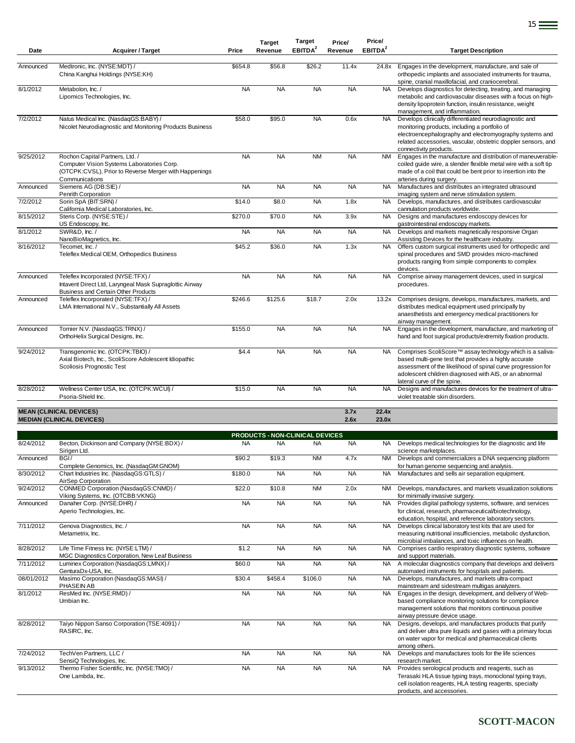| Date | Acquirer / Target | Price | Target Revenue | Target EBITDA[2] | Price/ Revenue | Price/ EBITDA[2] | Target Description |
|---|---|---|---|---|---|---|---|
| Announced | Medtronic, Inc. (NYSE:MDT) / China Kanghui Holdings (NYSE:KH) | $654.8 | $56.8 | $26.2 | 11.4x | 24.8x | Engages in the development, manufacture, and sale of orthopedic implants and associated instruments for trauma, spine, cranial maxillofacial, and craniocerebral. |
| 8/1/2012 | Metabolon, Inc. / Lipomics Technologies, Inc. | NA | NA | NA | NA | NA | Develops diagnostics for detecting, treating, and managing metabolic and cardiovascular diseases with a focus on high-density lipoprotein function, insulin resistance, weight management, and inflammation. |
| 7/2/2012 | Natus Medical Inc. (NasdaqGS:BABY) / Nicolet Neurodiagnostic and Monitoring Products Business | $58.0 | $95.0 | NA | 0.6x | NA | Develops clinically differentiated neurodiagnostic and monitoring products, including a portfolio of electroencephalography and electromyography systems and related accessories, vascular, obstetric doppler sensors, and connectivity products. |
| 9/25/2012 | Rochon Capital Partners, Ltd. / Computer Vision Systems Laboratories Corp. (OTCPK:CVSL), Prior to Reverse Merger with Happenings Communications | NA | NA | NM | NA | NM | Engages in the manufacture and distribution of maneuverable-coiled guide wire, a slender flexible metal wire with a soft tip made of a coil that could be bent prior to insertion into the arteries during surgery. |
| Announced | Siemens AG (DB:SIE) / Penrith Corporation | NA | NA | NA | NA | NA | Manufactures and distributes an integrated ultrasound imaging system and nerve stimulation system. |
| 7/2/2012 | Sorin SpA (BIT:SRN) / California Medical Laboratories, Inc. | $14.0 | $8.0 | NA | 1.8x | NA | Develops, manufactures, and distributes cardiovascular cannulation products worldwide. |
| 8/15/2012 | Steris Corp. (NYSE:STE) / US Endoscopy, Inc. | $270.0 | $70.0 | NA | 3.9x | NA | Designs and manufactures endoscopy devices for gastrointestinal endoscopy markets. |
| 8/1/2012 | SWR&D, Inc. / NanoBioMagnetics, Inc. | NA | NA | NA | NA | NA | Develops and markets magnetically responsive Organ Assisting Devices for the healthcare industry. |
| 8/16/2012 | Tecomet, Inc. / Teleflex Medical OEM, Orthopedics Business | $45.2 | $36.0 | NA | 1.3x | NA | Offers custom surgical instruments used for orthopedic and spinal procedures and SMD provides micro-machined products ranging from simple components to complex devices. |
| Announced | Teleflex Incorporated (NYSE:TFX) / Intavent Direct Ltd, Laryngeal Mask Supraglottic Airway Business and Certain Other Products | NA | NA | NA | NA | NA | Comprise airway management devices, used in surgical procedures. |
| Announced | Teleflex Incorporated (NYSE:TFX) / LMA International N.V., Substantially All Assets | $246.6 | $125.6 | $18.7 | 2.0x | 13.2x | Comprises designs, develops, manufactures, markets, and distributes medical equipment used principally by anaesthetists and emergency medical practitioners for airway management. |
| Announced | Tornier N.V. (NasdaqGS:TRNX) / OrthoHelix Surgical Designs, Inc. | $155.0 | NA | NA | NA | NA | Engages in the development, manufacture, and marketing of hand and foot surgical products/extremity fixation products. |
| 9/24/2012 | Transgenomic Inc. (OTCPK:TBIO) / Axial Biotech, Inc., ScoliScore Adolescent Idiopathic Scoliosis Prognostic Test | $4.4 | NA | NA | NA | NA | Comprises ScoliScore™ assay technology which is a saliva-based multi-gene test that provides a highly accurate assessment of the likelihood of spinal curve progression for adolescent children diagnosed with AIS, or an abnormal lateral curve of the spine. |
| 8/28/2012 | Wellness Center USA, Inc. (OTCPK:WCUI) / Psoria-Shield Inc. | $15.0 | NA | NA | NA | NA | Designs and manufactures devices for the treatment of ultra-violet treatable skin disorders. |
| **MEAN (CLINICAL DEVICES)** | | | | | **3.7x** | **22.4x** | |
| **MEDIAN (CLINICAL DEVICES)** | | | | | **2.6x** | **23.0x** | |
| | | | **PRODUCTS - NON-CLINICAL DEVICES** | | | | |
| 8/24/2012 | Becton, Dickinson and Company (NYSE:BDX) / Sirigen Ltd. | NA | NA | NA | NA | NA | Develops medical technologies for the diagnostic and life science marketplaces. |
| Announced | BGI / Complete Genomics, Inc. (NasdaqGM:GNOM) | $90.2 | $19.3 | NM | 4.7x | NM | Develops and commercializes a DNA sequencing platform for human genome sequencing and analysis. |
| 8/30/2012 | Chart Industries Inc. (NasdaqGS:GTLS) / AirSep Corporation | $180.0 | NA | NA | NA | NA | Manufactures and sells air separation equipment. |
| 9/24/2012 | CONMED Corporation (NasdaqGS:CNMD) / Viking Systems, Inc. (OTCBB:VKNG) | $22.0 | $10.8 | NM | 2.0x | NM | Develops, manufactures, and markets visualization solutions for minimally invasive surgery. |
| Announced | Danaher Corp. (NYSE:DHR) / Aperio Technologies, Inc. | NA | NA | NA | NA | NA | Provides digital pathology systems, software, and services for clinical, research, pharmaceutical/biotechnology, education, hospital, and reference laboratory sectors. |
| 7/11/2012 | Genova Diagnostics, Inc. / Metametrix, Inc. | NA | NA | NA | NA | NA | Develops clinical laboratory test kits that are used for measuring nutritional insufficiencies, metabolic dysfunction, microbial imbalances, and toxic influences on health. |
| 8/28/2012 | Life Time Fitness Inc. (NYSE:LTM) / MGC Diagnostics Corporation, New Leaf Business | $1.2 | NA | NA | NA | NA | Comprises cardio respiratory diagnostic systems, software and support materials. |
| 7/11/2012 | Luminex Corporation (NasdaqGS:LMNX) / GenturaDx-USA, Inc. | $60.0 | NA | NA | NA | NA | A molecular diagnostics company that develops and delivers automated instruments for hospitals and patients. |
| 08/01/2012 | Masimo Corporation (NasdaqGS:MASI) / PHASEIN AB | $30.4 | $458.4 | $106.0 | NA | NA | Develops, manufactures, and markets ultra-compact mainstream and sidestream multigas analyzers. |
| 8/1/2012 | ResMed Inc. (NYSE:RMD) / Umbian Inc. | NA | NA | NA | NA | NA | Engages in the design, development, and delivery of Web-based compliance monitoring solutions for compliance management solutions that monitors continuous positive airway pressure device usage. |
| 8/28/2012 | Taiyo Nippon Sanso Corporation (TSE:4091) / RASIRC, Inc. | NA | NA | NA | NA | NA | Designs, develops, and manufactures products that purify and deliver ultra pure liquids and gases with a primary focus on water vapor for medical and pharmaceutical clients among others. |
| 7/24/2012 | TechVen Partners, LLC / SensiQ Technologies, Inc. | NA | NA | NA | NA | NA | Develops and manufactures tools for the life sciences research market. |
| 9/13/2012 | Thermo Fisher Scientific, Inc. (NYSE:TMO) / One Lambda, Inc. | NA | NA | NA | NA | NA | Provides serological products and reagents, such as Terasaki HLA tissue typing trays, monoclonal typing trays, cell isolation reagents, HLA testing reagents, specialty products, and accessories. |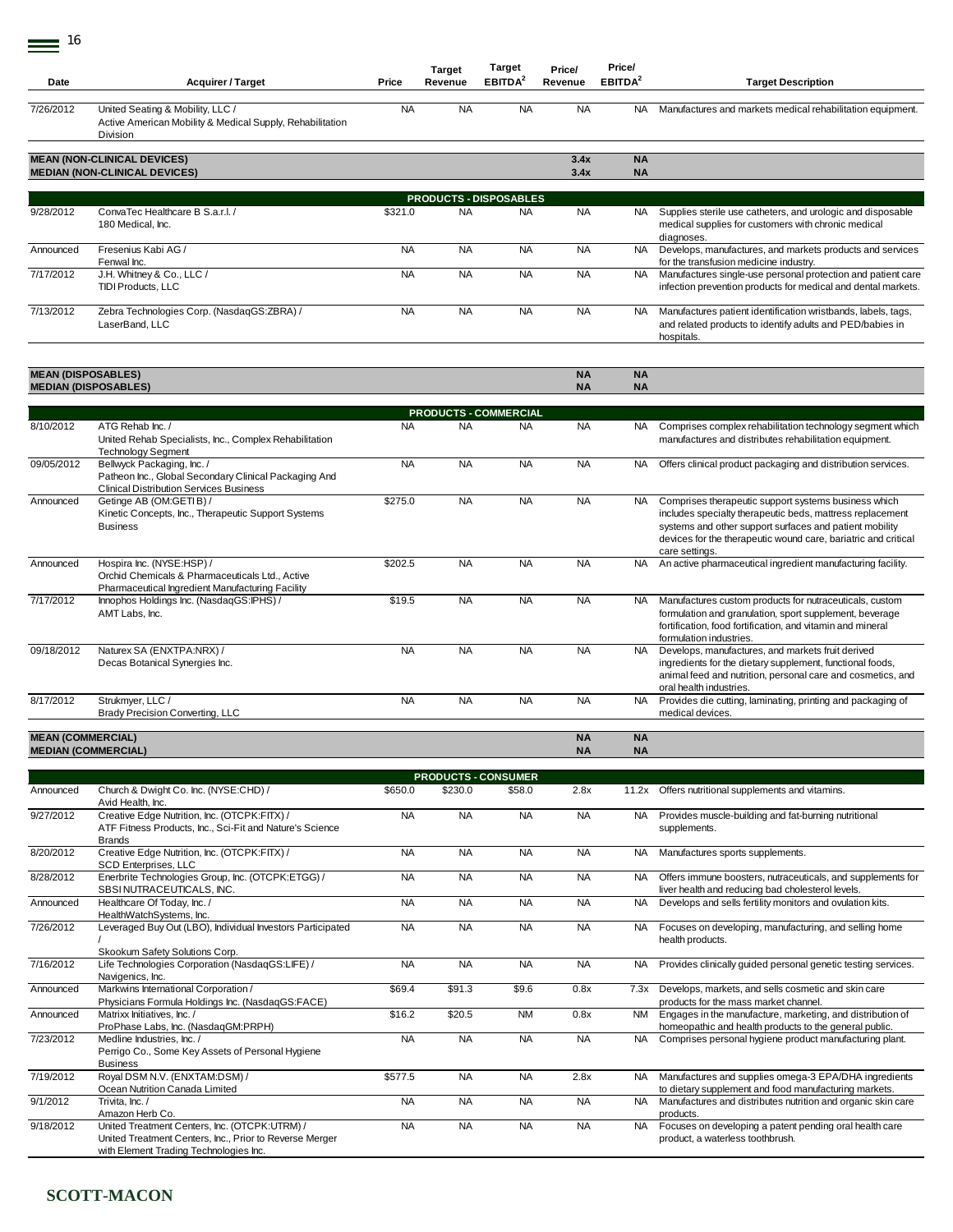| Date | Acquirer / Target | Price | Target Revenue | Target EBITDA[2] | Price/ Revenue | Price/ EBITDA[2] | Target Description |
|---|---|---|---|---|---|---|---|
| 7/26/2012 | United Seating & Mobility, LLC / Active American Mobility & Medical Supply, Rehabilitation Division | NA | NA | NA | NA | NA | Manufactures and markets medical rehabilitation equipment. |
| **MEAN (NON-CLINICAL DEVICES)** | | | | | **3.4x** | **NA** | |
| **MEDIAN (NON-CLINICAL DEVICES)** | | | | | **3.4x** | **NA** | |
| | | | **PRODUCTS - DISPOSABLES** | | | | |
| 9/28/2012 | ConvaTec Healthcare B S.a.r.l. / 180 Medical, Inc. | $321.0 | NA | NA | NA | NA | Supplies sterile use catheters, and urologic and disposable medical supplies for customers with chronic medical diagnoses. |
| Announced | Fresenius Kabi AG / Fenwal Inc. | NA | NA | NA | NA | NA | Develops, manufactures, and markets products and services for the transfusion medicine industry. |
| 7/17/2012 | J.H. Whitney & Co., LLC / TIDI Products, LLC | NA | NA | NA | NA | NA | Manufactures single-use personal protection and patient care infection prevention products for medical and dental markets. |
| 7/13/2012 | Zebra Technologies Corp. (NasdaqGS:ZBRA) / LaserBand, LLC | NA | NA | NA | NA | NA | Manufactures patient identification wristbands, labels, tags, and related products to identify adults and PED/babies in hospitals. |
| **MEAN (DISPOSABLES)** | | | | | **NA** | **NA** | |
| **MEDIAN (DISPOSABLES)** | | | | | **NA** | **NA** | |
| | | | **PRODUCTS - COMMERCIAL** | | | | |
| 8/10/2012 | ATG Rehab Inc. / United Rehab Specialists, Inc., Complex Rehabilitation Technology Segment | NA | NA | NA | NA | NA | Comprises complex rehabilitation technology segment which manufactures and distributes rehabilitation equipment. |
| 09/05/2012 | Bellwyck Packaging, Inc. / Patheon Inc., Global Secondary Clinical Packaging And Clinical Distribution Services Business | NA | NA | NA | NA | NA | Offers clinical product packaging and distribution services. |
| Announced | Getinge AB (OM:GETI B) / Kinetic Concepts, Inc., Therapeutic Support Systems Business | $275.0 | NA | NA | NA | NA | Comprises therapeutic support systems business which includes specialty therapeutic beds, mattress replacement systems and other support surfaces and patient mobility devices for the therapeutic wound care, bariatric and critical care settings. |
| Announced | Hospira Inc. (NYSE:HSP) / Orchid Chemicals & Pharmaceuticals Ltd., Active Pharmaceutical Ingredient Manufacturing Facility | $202.5 | NA | NA | NA | NA | An active pharmaceutical ingredient manufacturing facility. |
| 7/17/2012 | Innophos Holdings Inc. (NasdaqGS:IPHS) / AMT Labs, Inc. | $19.5 | NA | NA | NA | NA | Manufactures custom products for nutraceuticals, custom formulation and granulation, sport supplement, beverage fortification, food fortification, and vitamin and mineral formulation industries. |
| 09/18/2012 | Naturex SA (ENXTPA:NRX) / Decas Botanical Synergies Inc. | NA | NA | NA | NA | NA | Develops, manufactures, and markets fruit derived ingredients for the dietary supplement, functional foods, animal feed and nutrition, personal care and cosmetics, and oral health industries. |
| 8/17/2012 | Strukmyer, LLC / Brady Precision Converting, LLC | NA | NA | NA | NA | NA | Provides die cutting, laminating, printing and packaging of medical devices. |
| **MEAN (COMMERCIAL)** | | | | | **NA** | **NA** | |
| **MEDIAN (COMMERCIAL)** | | | | | **NA** | **NA** | |
| | | | **PRODUCTS - CONSUMER** | | | | |
| Announced | Church & Dwight Co. Inc. (NYSE:CHD) / Avid Health, Inc. | $650.0 | $230.0 | $58.0 | 2.8x | 11.2x | Offers nutritional supplements and vitamins. |
| 9/27/2012 | Creative Edge Nutrition, Inc. (OTCPK:FITX) / ATF Fitness Products, Inc., Sci-Fit and Nature's Science Brands | NA | NA | NA | NA | NA | Provides muscle-building and fat-burning nutritional supplements. |
| 8/20/2012 | Creative Edge Nutrition, Inc. (OTCPK:FITX) / SCD Enterprises, LLC | NA | NA | NA | NA | NA | Manufactures sports supplements. |
| 8/28/2012 | Enerbrite Technologies Group, Inc. (OTCPK:ETGG) / SBSI NUTRACEUTICALS, INC. | NA | NA | NA | NA | NA | Offers immune boosters, nutraceuticals, and supplements for liver health and reducing bad cholesterol levels. |
| Announced | Healthcare Of Today, Inc. / HealthWatchSystems, Inc. | NA | NA | NA | NA | NA | Develops and sells fertility monitors and ovulation kits. |
| 7/26/2012 | Leveraged Buy Out (LBO), Individual Investors Participated / Skookum Safety Solutions Corp. | NA | NA | NA | NA | NA | Focuses on developing, manufacturing, and selling home health products. |
| 7/16/2012 | Life Technologies Corporation (NasdaqGS:LIFE) / Navigenics, Inc. | NA | NA | NA | NA | NA | Provides clinically guided personal genetic testing services. |
| Announced | Markwins International Corporation / Physicians Formula Holdings Inc. (NasdaqGS:FACE) | $69.4 | $91.3 | $9.6 | 0.8x | 7.3x | Develops, markets, and sells cosmetic and skin care products for the mass market channel. |
| Announced | Matrixx Initiatives, Inc. / ProPhase Labs, Inc. (NasdaqGM:PRPH) | $16.2 | $20.5 | NM | 0.8x | NM | Engages in the manufacture, marketing, and distribution of homeopathic and health products to the general public. |
| 7/23/2012 | Medline Industries, Inc. / Perrigo Co., Some Key Assets of Personal Hygiene Business | NA | NA | NA | NA | NA | Comprises personal hygiene product manufacturing plant. |
| 7/19/2012 | Royal DSM N.V. (ENXTAM:DSM) / Ocean Nutrition Canada Limited | $577.5 | NA | NA | 2.8x | NA | Manufactures and supplies omega-3 EPA/DHA ingredients to dietary supplement and food manufacturing markets. |
| 9/1/2012 | Trivita, Inc. / Amazon Herb Co. | NA | NA | NA | NA | NA | Manufactures and distributes nutrition and organic skin care products. |
| 9/18/2012 | United Treatment Centers, Inc. (OTCPK:UTRM) / United Treatment Centers, Inc., Prior to Reverse Merger with Element Trading Technologies Inc. | NA | NA | NA | NA | NA | Focuses on developing a patent pending oral health care product, a waterless toothbrush. |

**SCOTT-MACON**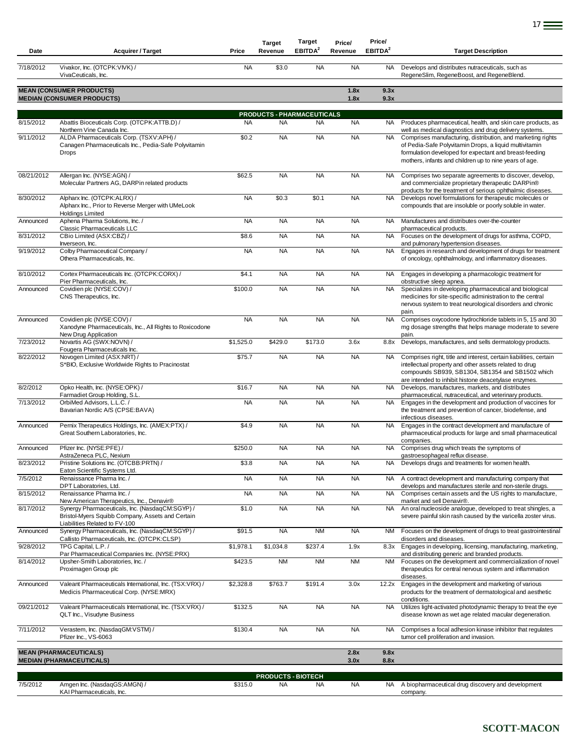| Date | Acquirer / Target | Price | Target Revenue | Target EBITDA[2] | Price/ Revenue | Price/ EBITDA[2] | Target Description |
|---|---|---|---|---|---|---|---|
| 7/18/2012 | Vivakor, Inc. (OTCPK:VIVK) / VivaCeuticals, Inc. | NA | $3.0 | NA | NA | NA | Develops and distributes nutraceuticals, such as RegeneSlim, RegeneBoost, and RegeneBlend. |
| **MEAN (CONSUMER PRODUCTS)** | | | | | 1.8x | 9.3x | |
| **MEDIAN (CONSUMER PRODUCTS)** | | | | | 1.8x | 9.3x | |
| | | | **PRODUCTS - PHARMACEUTICALS** | | | | |
| 8/15/2012 | Abattis Bioceuticals Corp. (OTCPK:ATTB.D) / Northern Vine Canada Inc. | NA | NA | NA | NA | NA | Produces pharmaceutical, health, and skin care products, as well as medical diagnostics and drug delivery systems. |
| 9/11/2012 | ALDA Pharmaceuticals Corp. (TSXV:APH) / Canagen Pharmaceuticals Inc., Pedia-Safe Polyvitamin Drops | $0.2 | NA | NA | NA | NA | Comprises manufacturing, distribution, and marketing rights of Pedia-Safe Polyvitamin Drops, a liquid multivitamin formulation developed for expectant and breast-feeding mothers, infants and children up to nine years of age. |
| 08/21/2012 | Allergan Inc. (NYSE:AGN) / Molecular Partners AG, DARPin related products | $62.5 | NA | NA | NA | NA | Comprises two separate agreements to discover, develop, and commercialize proprietary therapeutic DARPin® products for the treatment of serious ophthalmic diseases. |
| 8/30/2012 | Alpharx Inc. (OTCPK:ALRX) / Alpharx Inc., Prior to Reverse Merger with UMeLook Holdings Limited | NA | $0.3 | $0.1 | NA | NA | Develops novel formulations for therapeutic molecules or compounds that are insoluble or poorly soluble in water. |
| Announced | Aphena Pharma Solutions, Inc. / Classic Pharmaceuticals LLC | NA | NA | NA | NA | NA | Manufactures and distributes over-the-counter pharmaceutical products. |
| 8/31/2012 | CBio Limited (ASX:CBZ) / Inverseon, Inc. | $8.6 | NA | NA | NA | NA | Focuses on the development of drugs for asthma, COPD, and pulmonary hypertension diseases. |
| 9/19/2012 | Colby Pharmaceutical Company / Othera Pharmaceuticals, Inc. | NA | NA | NA | NA | NA | Engages in research and development of drugs for treatment of oncology, ophthalmology, and inflammatory diseases. |
| 8/10/2012 | Cortex Pharmaceuticals Inc. (OTCPK:CORX) / Pier Pharmaceuticals, Inc. | $4.1 | NA | NA | NA | NA | Engages in developing a pharmacologic treatment for obstructive sleep apnea. |
| Announced | Covidien plc (NYSE:COV) / CNS Therapeutics, Inc. | $100.0 | NA | NA | NA | NA | Specializes in developing pharmaceutical and biological medicines for site-specific administration to the central nervous system to treat neurological disorders and chronic pain. |
| Announced | Covidien plc (NYSE:COV) / Xanodyne Pharmaceuticals, Inc., All Rights to Roxicodone New Drug Application | NA | NA | NA | NA | NA | Comprises oxycodone hydrochloride tablets in 5, 15 and 30 mg dosage strengths that helps manage moderate to severe pain. |
| 7/23/2012 | Novartis AG (SWX:NOVN) / Fougera Pharmaceuticals Inc. | $1,525.0 | $429.0 | $173.0 | 3.6x | 8.8x | Develops, manufactures, and sells dermatology products. |
| 8/22/2012 | Novogen Limited (ASX:NRT) / S*BIO, Exclusive Worldwide Rights to Pracinostat | $75.7 | NA | NA | NA | NA | Comprises right, title and interest, certain liabilities, certain intellectual property and other assets related to drug compounds SB939, SB1304, SB1354 and SB1502 which are intended to inhibit histone deacetylase enzymes. |
| 8/2/2012 | Opko Health, Inc. (NYSE:OPK) / Farmadiet Group Holding, S.L. | $16.7 | NA | NA | NA | NA | Develops, manufactures, markets, and distributes pharmaceutical, nutraceutical, and veterinary products. |
| 7/13/2012 | OrbiMed Advisors, L.L.C. / Bavarian Nordic A/S (CPSE:BAVA) | NA | NA | NA | NA | NA | Engages in the development and production of vaccines for the treatment and prevention of cancer, biodefense, and infectious diseases. |
| Announced | Pernix Therapeutics Holdings, Inc. (AMEX:PTX) / Great Southern Laboratories, Inc. | $4.9 | NA | NA | NA | NA | Engages in the contract development and manufacture of pharmaceutical products for large and small pharmaceutical companies. |
| Announced | Pfizer Inc. (NYSE:PFE) / AstraZeneca PLC, Nexium | $250.0 | NA | NA | NA | NA | Comprises drug which treats the symptoms of gastroesophageal reflux disease. |
| 8/23/2012 | Pristine Solutions Inc. (OTCBB:PRTN) / Eaton Scientific Systems Ltd. | $3.8 | NA | NA | NA | NA | Develops drugs and treatments for women health. |
| 7/5/2012 | Renaissance Pharma Inc. / DPT Laboratories, Ltd. | NA | NA | NA | NA | NA | A contract development and manufacturing company that develops and manufactures sterile and non-sterile drugs. |
| 8/15/2012 | Renaissance Pharma Inc. / New American Therapeutics, Inc., Denavir® | NA | NA | NA | NA | NA | Comprises certain assets and the US rights to manufacture, market and sell Denavir®. |
| 8/17/2012 | Synergy Pharmaceuticals, Inc. (NasdaqCM:SGYP) / Bristol-Myers Squibb Company, Assets and Certain Liabilities Related to FV-100 | $1.0 | NA | NA | NA | NA | An oral nucleoside analogue, developed to treat shingles, a severe painful skin rash caused by the varicella zoster virus. |
| Announced | Synergy Pharmaceuticals, Inc. (NasdaqCM:SGYP) / Callisto Pharmaceuticals, Inc. (OTCPK:CLSP) | $91.5 | NA | NM | NA | NM | Focuses on the development of drugs to treat gastrointestinal disorders and diseases. |
| 9/28/2012 | TPG Capital, L.P. / Par Pharmaceutical Companies Inc. (NYSE:PRX) | $1,978.1 | $1,034.8 | $237.4 | 1.9x | 8.3x | Engages in developing, licensing, manufacturing, marketing, and distributing generic and branded products. |
| 8/14/2012 | Upsher-Smith Laboratories, Inc. / Proximagen Group plc | $423.5 | NM | NM | NM | NM | Focuses on the development and commercialization of novel therapeutics for central nervous system and inflammation diseases. |
| Announced | Valeant Pharmaceuticals International, Inc. (TSX:VRX) / Medicis Pharmaceutical Corp. (NYSE:MRX) | $2,328.8 | $763.7 | $191.4 | 3.0x | 12.2x | Engages in the development and marketing of various products for the treatment of dermatological and aesthetic conditions. |
| 09/21/2012 | Valeant Pharmaceuticals International, Inc. (TSX:VRX) / QLT Inc., Visudyne Business | $132.5 | NA | NA | NA | NA | Utilizes light-activated photodynamic therapy to treat the eye disease known as wet age related macular degeneration. |
| 7/11/2012 | Verastem, Inc. (NasdaqGM:VSTM) / Pfizer Inc., VS-6063 | $130.4 | NA | NA | NA | NA | Comprises a focal adhesion kinase inhibitor that regulates tumor cell proliferation and invasion. |
| **MEAN (PHARMACEUTICALS)** | | | | | 2.8x | 9.8x | |
| **MEDIAN (PHARMACEUTICALS)** | | | | | 3.0x | 8.8x | |
| | | | **PRODUCTS - BIOTECH** | | | | |
| 7/5/2012 | Amgen Inc. (NasdaqGS:AMGN) / KAI Pharmaceuticals, Inc. | $315.0 | NA | NA | NA | NA | A biopharmaceutical drug discovery and development company. |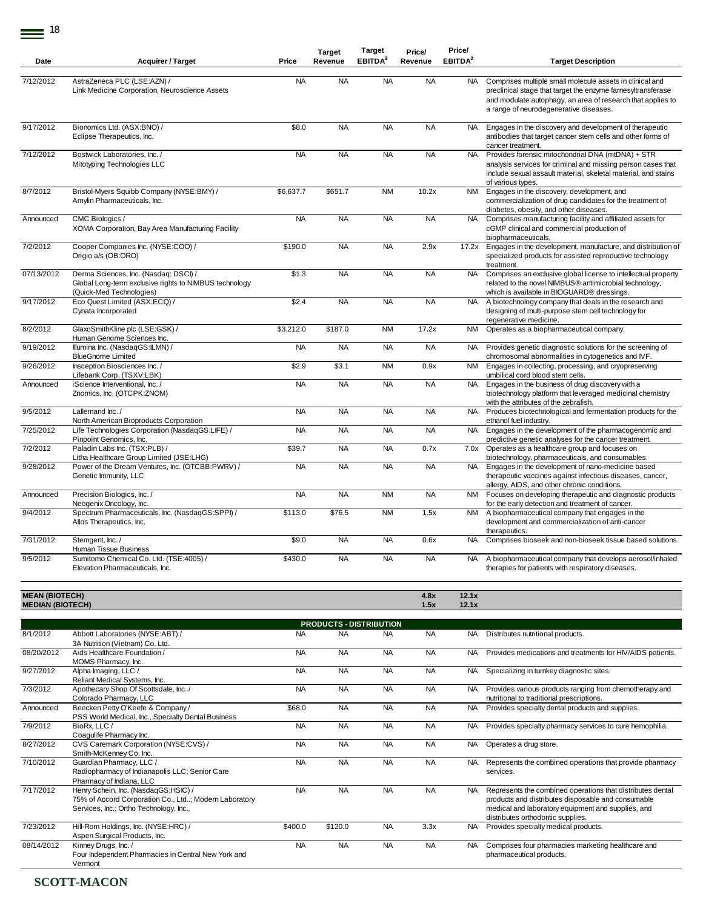| Date | Acquirer / Target | Price | Target Revenue | Target EBITDA[2] | Price/ Revenue | Price/ EBITDA[2] | Target Description |
|---|---|---|---|---|---|---|---|
| 7/12/2012 | AstraZeneca PLC (LSE:AZN) / Link Medicine Corporation, Neuroscience Assets | NA | NA | NA | NA | NA | Comprises multiple small molecule assets in clinical and preclinical stage that target the enzyme farnesyltransferase and modulate autophagy, an area of research that applies to a range of neurodegenerative diseases. |
| 9/17/2012 | Bionomics Ltd. (ASX:BNO) / Eclipse Therapeutics, Inc. | $8.0 | NA | NA | NA | NA | Engages in the discovery and development of therapeutic antibodies that target cancer stem cells and other forms of cancer treatment. |
| 7/12/2012 | Bostwick Laboratories, Inc. / Mitotyping Technologies LLC | NA | NA | NA | NA | NA | Provides forensic mitochondrial DNA (mtDNA) + STR analysis services for criminal and missing person cases that include sexual assault material, skeletal material, and stains of various types. |
| 8/7/2012 | Bristol-Myers Squibb Company (NYSE:BMY) / Amylin Pharmaceuticals, Inc. | $6,637.7 | $651.7 | NM | 10.2x | NM | Engages in the discovery, development, and commercialization of drug candidates for the treatment of diabetes, obesity, and other diseases. |
| Announced | CMC Biologics / XOMA Corporation, Bay Area Manufacturing Facility | NA | NA | NA | NA | NA | Comprises manufacturing facility and affiliated assets for cGMP clinical and commercial production of biopharmaceuticals. |
| 7/2/2012 | Cooper Companies Inc. (NYSE:COO) / Origio a/s (OB:ORO) | $190.0 | NA | NA | 2.9x | 17.2x | Engages in the development, manufacture, and distribution of specialized products for assisted reproductive technology treatment. |
| 07/13/2012 | Derma Sciences, Inc. (Nasdaq: DSCI) / Global Long-term exclusive rights to NIMBUS technology (Quick-Med Technologies) | $1.3 | NA | NA | NA | NA | Comprises an exclusive global license to intellectual property related to the novel NIMBUS® antimicrobial technology, which is available in BIOGUARD® dressings. |
| 9/17/2012 | Eco Quest Limited (ASX:ECQ) / Cynata Incorporated | $2.4 | NA | NA | NA | NA | A biotechnology company that deals in the research and designing of multi-purpose stem cell technology for regenerative medicine. |
| 8/2/2012 | GlaxoSmithKline plc (LSE:GSK) / Human Genome Sciences Inc. | $3,212.0 | $187.0 | NM | 17.2x | NM | Operates as a biopharmaceutical company. |
| 9/19/2012 | Illumina Inc. (NasdaqGS:ILMN) / BlueGnome Limited | NA | NA | NA | NA | NA | Provides genetic diagnostic solutions for the screening of chromosomal abnormalities in cytogenetics and IVF. |
| 9/26/2012 | Insception Biosciences Inc. / Lifebank Corp. (TSXV:LBK) | $2.9 | $3.1 | NM | 0.9x | NM | Engages in collecting, processing, and cryopreserving umbilical cord blood stem cells. |
| Announced | iScience Interventional, Inc. / Znomics, Inc. (OTCPK:ZNOM) | NA | NA | NA | NA | NA | Engages in the business of drug discovery with a biotechnology platform that leveraged medicinal chemistry with the attributes of the zebrafish. |
| 9/5/2012 | Lallemand Inc. / North American Bioproducts Corporation | NA | NA | NA | NA | NA | Produces biotechnological and fermentation products for the ethanol fuel industry. |
| 7/25/2012 | Life Technologies Corporation (NasdaqGS:LIFE) / Pinpoint Genomics, Inc. | NA | NA | NA | NA | NA | Engages in the development of the pharmacogenomic and predictive genetic analyses for the cancer treatment. |
| 7/2/2012 | Paladin Labs Inc. (TSX:PLB) / Litha Healthcare Group Limited (JSE:LHG) | $39.7 | NA | NA | 0.7x | 7.0x | Operates as a healthcare group and focuses on biotechnology, pharmaceuticals, and consumables. |
| 9/28/2012 | Power of the Dream Ventures, Inc. (OTCBB:PWRV) / Genetic Immunity, LLC | NA | NA | NA | NA | NA | Engages in the development of nano-medicine based therapeutic vaccines against infectious diseases, cancer, allergy, AIDS, and other chronic conditions. |
| Announced | Precision Biologics, Inc. / Neogenix Oncology, Inc. | NA | NA | NM | NA | NM | Focuses on developing therapeutic and diagnostic products for the early detection and treatment of cancer. |
| 9/4/2012 | Spectrum Pharmaceuticals, Inc. (NasdaqGS:SPPI) / Allos Therapeutics, Inc. | $113.0 | $76.5 | NM | 1.5x | NM | A biopharmaceutical company that engages in the development and commercialization of anti-cancer therapeutics. |
| 7/31/2012 | Stemgent, Inc. / Human Tissue Business | $9.0 | NA | NA | 0.6x | NA | Comprises bioseek and non-bioseek tissue based solutions. |
| 9/5/2012 | Sumitomo Chemical Co. Ltd. (TSE:4005) / Elevation Pharmaceuticals, Inc. | $430.0 | NA | NA | NA | NA | A biopharmaceutical company that develops aerosol/inhaled therapies for patients with respiratory diseases. |
| **MEAN (BIOTECH)** | | | | | **4.8x** | **12.1x** | |
| **MEDIAN (BIOTECH)** | | | | | **1.5x** | **12.1x** | |
| | | | **PRODUCTS - DISTRIBUTION** | | | | |
| 8/1/2012 | Abbott Laboratories (NYSE:ABT) / 3A Nutrition (Vietnam) Co. Ltd. | NA | NA | NA | NA | NA | Distributes nutritional products. |
| 08/20/2012 | Aids Healthcare Foundation / MOMS Pharmacy, Inc. | NA | NA | NA | NA | NA | Provides medications and treatments for HIV/AIDS patients. |
| 9/27/2012 | Alpha Imaging, LLC / Reliant Medical Systems, Inc. | NA | NA | NA | NA | NA | Specializing in turnkey diagnostic sites. |
| 7/3/2012 | Apothecary Shop Of Scottsdale, Inc. / Colorado Pharmacy, LLC | NA | NA | NA | NA | NA | Provides various products ranging from chemotherapy and nutritional to traditional prescriptions. |
| Announced | Beecken Petty O'Keefe & Company / PSS World Medical, Inc., Specialty Dental Business | $68.0 | NA | NA | NA | NA | Provides specialty dental products and supplies. |
| 7/9/2012 | BioRx, LLC / Coagulife Pharmacy Inc. | NA | NA | NA | NA | NA | Provides specialty pharmacy services to cure hemophilia. |
| 8/27/2012 | CVS Caremark Corporation (NYSE:CVS) / Smith-McKenney Co. Inc. | NA | NA | NA | NA | NA | Operates a drug store. |
| 7/10/2012 | Guardian Pharmacy, LLC / Radiopharmacy of Indianapolis LLC; Senior Care Pharmacy of Indiana, LLC | NA | NA | NA | NA | NA | Represents the combined operations that provide pharmacy services. |
| 7/17/2012 | Henry Schein, Inc. (NasdaqGS:HSIC) / 75% of Accord Corporation Co., Ltd..; Modern Laboratory Services, Inc.; Ortho Technology, Inc., | NA | NA | NA | NA | NA | Represents the combined operations that distributes dental products and distributes disposable and consumable medical and laboratory equipment and supplies, and distributes orthodontic supplies. |
| 7/23/2012 | Hill-Rom Holdings, Inc. (NYSE:HRC) / Aspen Surgical Products, Inc. | $400.0 | $120.0 | NA | 3.3x | NA | Provides specialty medical products. |
| 08/14/2012 | Kinney Drugs, Inc. / Four Independent Pharmacies in Central New York and Vermont | NA | NA | NA | NA | NA | Comprises four pharmacies marketing healthcare and pharmaceutical products. |

**SCOTT-MACON**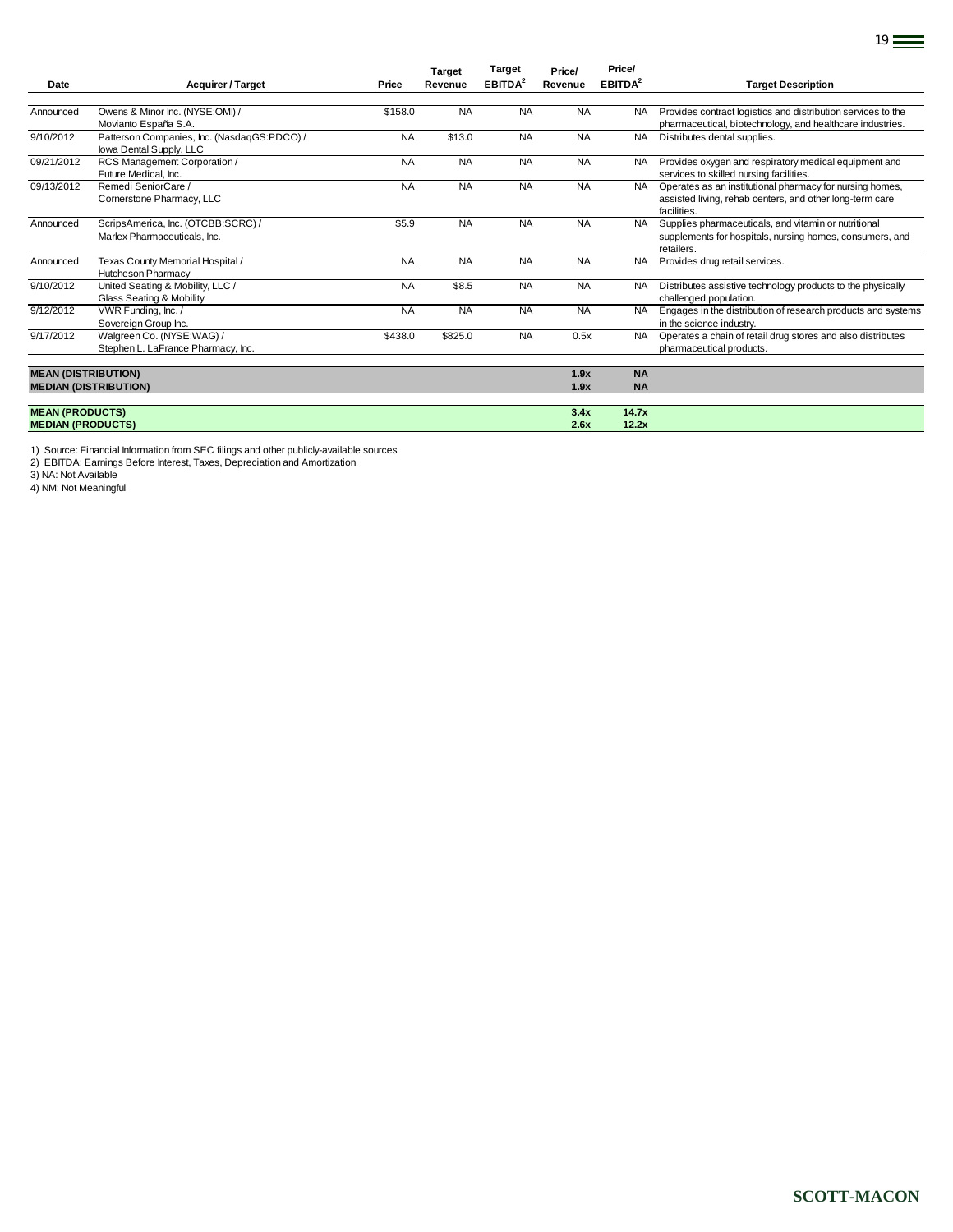| Date | Acquirer / Target | Price | Target Revenue | Target EBITDA[2] | Price/ Revenue | Price/ EBITDA[2] | Target Description |
|---|---|---|---|---|---|---|---|
| Announced | Owens & Minor Inc. (NYSE:OMI) / Movianto España S.A. | $158.0 | NA | NA | NA | NA | Provides contract logistics and distribution services to the pharmaceutical, biotechnology, and healthcare industries. |
| 9/10/2012 | Patterson Companies, Inc. (NasdaqGS:PDCO) / Iowa Dental Supply, LLC | NA | $13.0 | NA | NA | NA | Distributes dental supplies. |
| 09/21/2012 | RCS Management Corporation / Future Medical, Inc. | NA | NA | NA | NA | NA | Provides oxygen and respiratory medical equipment and services to skilled nursing facilities. |
| 09/13/2012 | Remedi SeniorCare / Cornerstone Pharmacy, LLC | NA | NA | NA | NA | NA | Operates as an institutional pharmacy for nursing homes, assisted living, rehab centers, and other long-term care facilities. |
| Announced | ScripsAmerica, Inc. (OTCBB:SCRC) / Marlex Pharmaceuticals, Inc. | $5.9 | NA | NA | NA | NA | Supplies pharmaceuticals, and vitamin or nutritional supplements for hospitals, nursing homes, consumers, and retailers. |
| Announced | Texas County Memorial Hospital / Hutcheson Pharmacy | NA | NA | NA | NA | NA | Provides drug retail services. |
| 9/10/2012 | United Seating & Mobility, LLC / Glass Seating & Mobility | NA | $8.5 | NA | NA | NA | Distributes assistive technology products to the physically challenged population. |
| 9/12/2012 | VWR Funding, Inc. / Sovereign Group Inc. | NA | NA | NA | NA | NA | Engages in the distribution of research products and systems in the science industry. |
| 9/17/2012 | Walgreen Co. (NYSE:WAG) / Stephen L. LaFrance Pharmacy, Inc. | $438.0 | $825.0 | NA | 0.5x | NA | Operates a chain of retail drug stores and also distributes pharmaceutical products. |
| **MEAN (DISTRIBUTION)** | | | | | **1.9x** | **NA** | |
| **MEDIAN (DISTRIBUTION)** | | | | | **1.9x** | **NA** | |
| **MEAN (PRODUCTS)** | | | | | **3.4x** | **14.7x** | |
| **MEDIAN (PRODUCTS)** | | | | | **2.6x** | **12.2x** | |

1) Source: Financial Information from SEC filings and other publicly-available sources
2) EBITDA: Earnings Before Interest, Taxes, Depreciation and Amortization
3) NA: Not Available
4) NM: Not Meaningful

**SCOTT-MACON**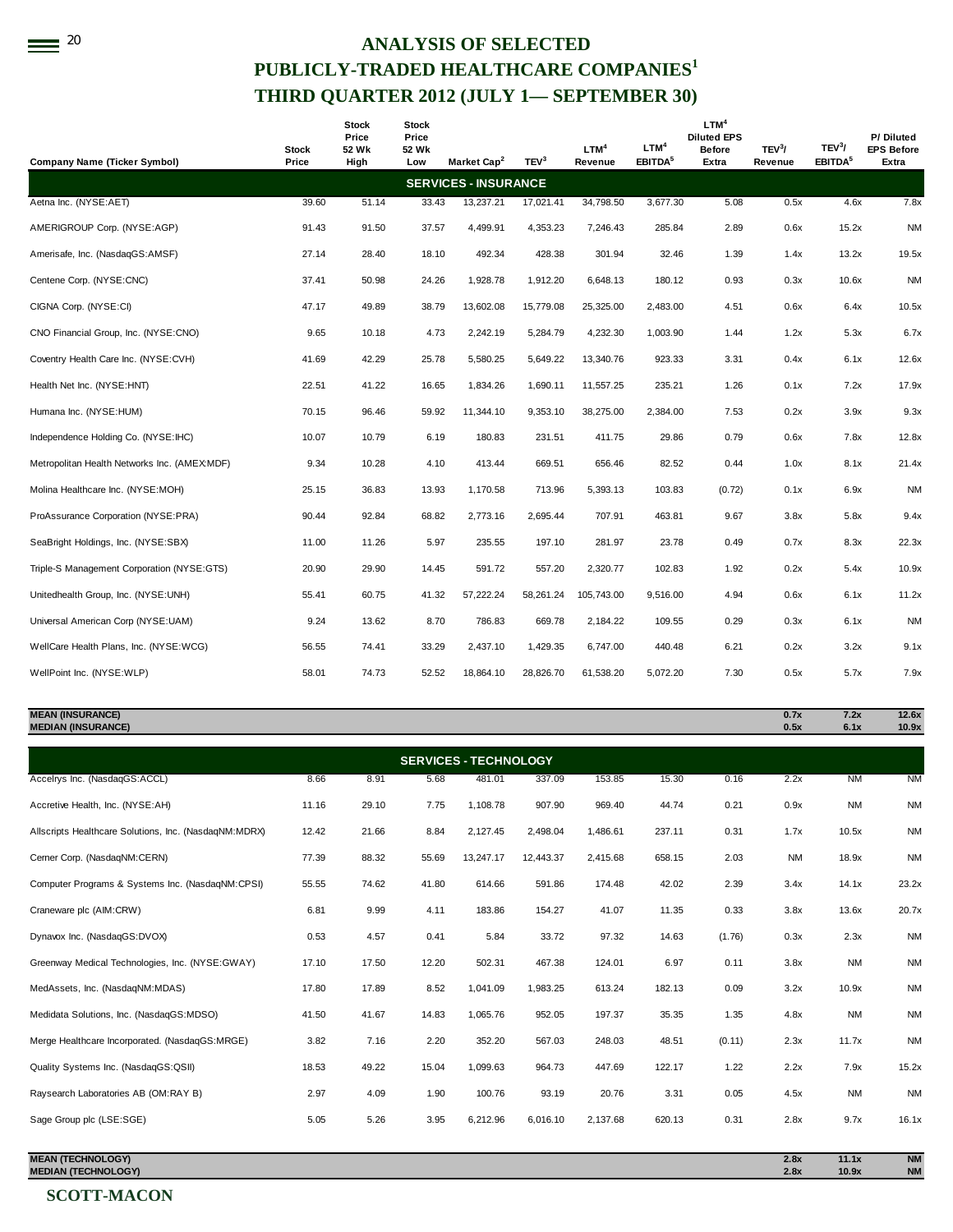# ANALYSIS OF SELECTED PUBLICLY-TRADED HEALTHCARE COMPANIES[1]

## THIRD QUARTER 2012 (JULY 1— SEPTEMBER 30)

| Company Name (Ticker Symbol) | Stock Price | Stock Price 52 Wk High | Stock Price 52 Wk Low | Market Cap[2] | TEV[3] | LTM[4] Revenue | LTM[4] EBITDA[5] | LTM[4] Diluted EPS Before Extra | TEV[3]/ Revenue | TEV[3]/ EBITDA[5] | P/ Diluted EPS Before Extra |
|---|---|---|---|---|---|---|---|---|---|---|---|
| **SERVICES - INSURANCE** | | | | | | | | | | | |
| Aetna Inc. (NYSE:AET) | 39.60 | 51.14 | 33.43 | 13,237.21 | 17,021.41 | 34,798.50 | 3,677.30 | 5.08 | 0.5x | 4.6x | 7.8x |
| AMERIGROUP Corp. (NYSE:AGP) | 91.43 | 91.50 | 37.57 | 4,499.91 | 4,353.23 | 7,246.43 | 285.84 | 2.89 | 0.6x | 15.2x | NM |
| Amerisafe, Inc. (NasdaqGS:AMSF) | 27.14 | 28.40 | 18.10 | 492.34 | 428.38 | 301.94 | 32.46 | 1.39 | 1.4x | 13.2x | 19.5x |
| Centene Corp. (NYSE:CNC) | 37.41 | 50.98 | 24.26 | 1,928.78 | 1,912.20 | 6,648.13 | 180.12 | 0.93 | 0.3x | 10.6x | NM |
| CIGNA Corp. (NYSE:CI) | 47.17 | 49.89 | 38.79 | 13,602.08 | 15,779.08 | 25,325.00 | 2,483.00 | 4.51 | 0.6x | 6.4x | 10.5x |
| CNO Financial Group, Inc. (NYSE:CNO) | 9.65 | 10.18 | 4.73 | 2,242.19 | 5,284.79 | 4,232.30 | 1,003.90 | 1.44 | 1.2x | 5.3x | 6.7x |
| Coventry Health Care Inc. (NYSE:CVH) | 41.69 | 42.29 | 25.78 | 5,580.25 | 5,649.22 | 13,340.76 | 923.33 | 3.31 | 0.4x | 6.1x | 12.6x |
| Health Net Inc. (NYSE:HNT) | 22.51 | 41.22 | 16.65 | 1,834.26 | 1,690.11 | 11,557.25 | 235.21 | 1.26 | 0.1x | 7.2x | 17.9x |
| Humana Inc. (NYSE:HUM) | 70.15 | 96.46 | 59.92 | 11,344.10 | 9,353.10 | 38,275.00 | 2,384.00 | 7.53 | 0.2x | 3.9x | 9.3x |
| Independence Holding Co. (NYSE:IHC) | 10.07 | 10.79 | 6.19 | 180.83 | 231.51 | 411.75 | 29.86 | 0.79 | 0.6x | 7.8x | 12.8x |
| Metropolitan Health Networks Inc. (AMEX:MDF) | 9.34 | 10.28 | 4.10 | 413.44 | 669.51 | 656.46 | 82.52 | 0.44 | 1.0x | 8.1x | 21.4x |
| Molina Healthcare Inc. (NYSE:MOH) | 25.15 | 36.83 | 13.93 | 1,170.58 | 713.96 | 5,393.13 | 103.83 | (0.72) | 0.1x | 6.9x | NM |
| ProAssurance Corporation (NYSE:PRA) | 90.44 | 92.84 | 68.82 | 2,773.16 | 2,695.44 | 707.91 | 463.81 | 9.67 | 3.8x | 5.8x | 9.4x |
| SeaBright Holdings, Inc. (NYSE:SBX) | 11.00 | 11.26 | 5.97 | 235.55 | 197.10 | 281.97 | 23.78 | 0.49 | 0.7x | 8.3x | 22.3x |
| Triple-S Management Corporation (NYSE:GTS) | 20.90 | 29.90 | 14.45 | 591.72 | 557.20 | 2,320.77 | 102.83 | 1.92 | 0.2x | 5.4x | 10.9x |
| Unitedhealth Group, Inc. (NYSE:UNH) | 55.41 | 60.75 | 41.32 | 57,222.24 | 58,261.24 | 105,743.00 | 9,516.00 | 4.94 | 0.6x | 6.1x | 11.2x |
| Universal American Corp (NYSE:UAM) | 9.24 | 13.62 | 8.70 | 786.83 | 669.78 | 2,184.22 | 109.55 | 0.29 | 0.3x | 6.1x | NM |
| WellCare Health Plans, Inc. (NYSE:WCG) | 56.55 | 74.41 | 33.29 | 2,437.10 | 1,429.35 | 6,747.00 | 440.48 | 6.21 | 0.2x | 3.2x | 9.1x |
| WellPoint Inc. (NYSE:WLP) | 58.01 | 74.73 | 52.52 | 18,864.10 | 28,826.70 | 61,538.20 | 5,072.20 | 7.30 | 0.5x | 5.7x | 7.9x |
| **MEAN (INSURANCE)** | | | | | | | | | **0.7x** | **7.2x** | **12.6x** |
| **MEDIAN (INSURANCE)** | | | | | | | | | **0.5x** | **6.1x** | **10.9x** |
| **SERVICES - TECHNOLOGY** | | | | | | | | | | | |
| Accelrys Inc. (NasdaqGS:ACCL) | 8.66 | 8.91 | 5.68 | 481.01 | 337.09 | 153.85 | 15.30 | 0.16 | 2.2x | NM | NM |
| Accretive Health, Inc. (NYSE:AH) | 11.16 | 29.10 | 7.75 | 1,108.78 | 907.90 | 969.40 | 44.74 | 0.21 | 0.9x | NM | NM |
| Allscripts Healthcare Solutions, Inc. (NasdaqNM:MDRX) | 12.42 | 21.66 | 8.84 | 2,127.45 | 2,498.04 | 1,486.61 | 237.11 | 0.31 | 1.7x | 10.5x | NM |
| Cerner Corp. (NasdaqNM:CERN) | 77.39 | 88.32 | 55.69 | 13,247.17 | 12,443.37 | 2,415.68 | 658.15 | 2.03 | NM | 18.9x | NM |
| Computer Programs & Systems Inc. (NasdaqNM:CPSI) | 55.55 | 74.62 | 41.80 | 614.66 | 591.86 | 174.48 | 42.02 | 2.39 | 3.4x | 14.1x | 23.2x |
| Craneware plc (AIM:CRW) | 6.81 | 9.99 | 4.11 | 183.86 | 154.27 | 41.07 | 11.35 | 0.33 | 3.8x | 13.6x | 20.7x |
| Dynavox Inc. (NasdaqGS:DVOX) | 0.53 | 4.57 | 0.41 | 5.84 | 33.72 | 97.32 | 14.63 | (1.76) | 0.3x | 2.3x | NM |
| Greenway Medical Technologies, Inc. (NYSE:GWAY) | 17.10 | 17.50 | 12.20 | 502.31 | 467.38 | 124.01 | 6.97 | 0.11 | 3.8x | NM | NM |
| MedAssets, Inc. (NasdaqNM:MDAS) | 17.80 | 17.89 | 8.52 | 1,041.09 | 1,983.25 | 613.24 | 182.13 | 0.09 | 3.2x | 10.9x | NM |
| Medidata Solutions, Inc. (NasdaqGS:MDSO) | 41.50 | 41.67 | 14.83 | 1,065.76 | 952.05 | 197.37 | 35.35 | 1.35 | 4.8x | NM | NM |
| Merge Healthcare Incorporated. (NasdaqGS:MRGE) | 3.82 | 7.16 | 2.20 | 352.20 | 567.03 | 248.03 | 48.51 | (0.11) | 2.3x | 11.7x | NM |
| Quality Systems Inc. (NasdaqGS:QSII) | 18.53 | 49.22 | 15.04 | 1,099.63 | 964.73 | 447.69 | 122.17 | 1.22 | 2.2x | 7.9x | 15.2x |
| Raysearch Laboratories AB (OM:RAY B) | 2.97 | 4.09 | 1.90 | 100.76 | 93.19 | 20.76 | 3.31 | 0.05 | 4.5x | NM | NM |
| Sage Group plc (LSE:SGE) | 5.05 | 5.26 | 3.95 | 6,212.96 | 6,016.10 | 2,137.68 | 620.13 | 0.31 | 2.8x | 9.7x | 16.1x |
| **MEAN (TECHNOLOGY)** | | | | | | | | | **2.8x** | **11.1x** | **NM** |
| **MEDIAN (TECHNOLOGY)** | | | | | | | | | **2.8x** | **10.9x** | **NM** |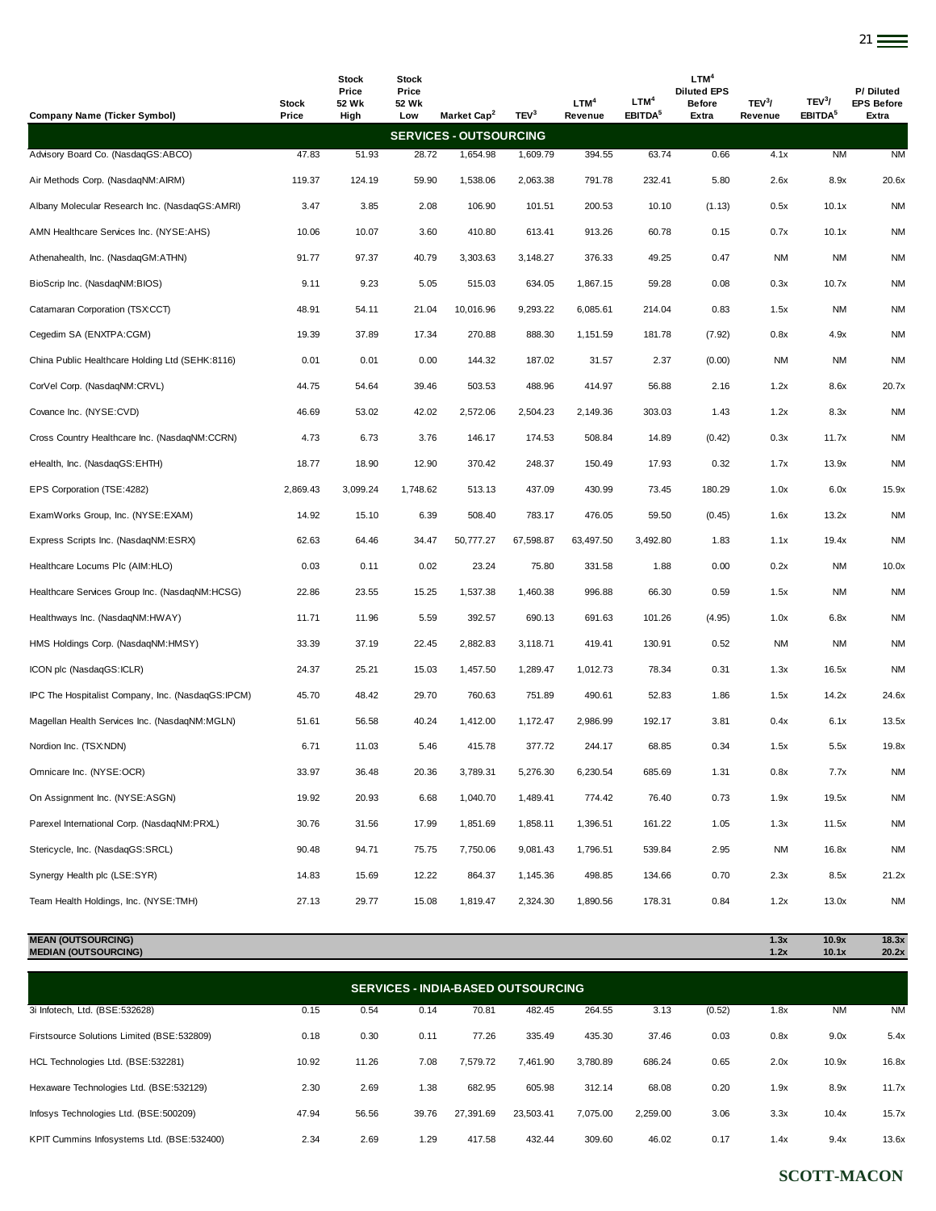| Company Name (Ticker Symbol) | Stock Price | Stock Price 52 Wk High | Stock Price 52 Wk Low | Market Cap[2] | TEV[3] | LTM[4] Revenue | LTM[4] EBITDA[5] | LTM[4] Diluted EPS Before Extra | TEV[3]/ Revenue | TEV[3]/ EBITDA[5] | P/ Diluted EPS Before Extra |
|---|---|---|---|---|---|---|---|---|---|---|---|
| **SERVICES - OUTSOURCING** | | | | | | | | | | | |
| Advisory Board Co. (NasdaqGS:ABCO) | 47.83 | 51.93 | 28.72 | 1,654.98 | 1,609.79 | 394.55 | 63.74 | 0.66 | 4.1x | NM | NM |
| Air Methods Corp. (NasdaqNM:AIRM) | 119.37 | 124.19 | 59.90 | 1,538.06 | 2,063.38 | 791.78 | 232.41 | 5.80 | 2.6x | 8.9x | 20.6x |
| Albany Molecular Research Inc. (NasdaqGS:AMRI) | 3.47 | 3.85 | 2.08 | 106.90 | 101.51 | 200.53 | 10.10 | (1.13) | 0.5x | 10.1x | NM |
| AMN Healthcare Services Inc. (NYSE:AHS) | 10.06 | 10.07 | 3.60 | 410.80 | 613.41 | 913.26 | 60.78 | 0.15 | 0.7x | 10.1x | NM |
| Athenahealth, Inc. (NasdaqGM:ATHN) | 91.77 | 97.37 | 40.79 | 3,303.63 | 3,148.27 | 376.33 | 49.25 | 0.47 | NM | NM | NM |
| BioScrip Inc. (NasdaqNM:BIOS) | 9.11 | 9.23 | 5.05 | 515.03 | 634.05 | 1,867.15 | 59.28 | 0.08 | 0.3x | 10.7x | NM |
| Catamaran Corporation (TSX:CCT) | 48.91 | 54.11 | 21.04 | 10,016.96 | 9,293.22 | 6,085.61 | 214.04 | 0.83 | 1.5x | NM | NM |
| Cegedim SA (ENXTPA:CGM) | 19.39 | 37.89 | 17.34 | 270.88 | 888.30 | 1,151.59 | 181.78 | (7.92) | 0.8x | 4.9x | NM |
| China Public Healthcare Holding Ltd (SEHK:8116) | 0.01 | 0.01 | 0.00 | 144.32 | 187.02 | 31.57 | 2.37 | (0.00) | NM | NM | NM |
| CorVel Corp. (NasdaqNM:CRVL) | 44.75 | 54.64 | 39.46 | 503.53 | 488.96 | 414.97 | 56.88 | 2.16 | 1.2x | 8.6x | 20.7x |
| Covance Inc. (NYSE:CVD) | 46.69 | 53.02 | 42.02 | 2,572.06 | 2,504.23 | 2,149.36 | 303.03 | 1.43 | 1.2x | 8.3x | NM |
| Cross Country Healthcare Inc. (NasdaqNM:CCRN) | 4.73 | 6.73 | 3.76 | 146.17 | 174.53 | 508.84 | 14.89 | (0.42) | 0.3x | 11.7x | NM |
| eHealth, Inc. (NasdaqGS:EHTH) | 18.77 | 18.90 | 12.90 | 370.42 | 248.37 | 150.49 | 17.93 | 0.32 | 1.7x | 13.9x | NM |
| EPS Corporation (TSE:4282) | 2,869.43 | 3,099.24 | 1,748.62 | 513.13 | 437.09 | 430.99 | 73.45 | 180.29 | 1.0x | 6.0x | 15.9x |
| ExamWorks Group, Inc. (NYSE:EXAM) | 14.92 | 15.10 | 6.39 | 508.40 | 783.17 | 476.05 | 59.50 | (0.45) | 1.6x | 13.2x | NM |
| Express Scripts Inc. (NasdaqNM:ESRX) | 62.63 | 64.46 | 34.47 | 50,777.27 | 67,598.87 | 63,497.50 | 3,492.80 | 1.83 | 1.1x | 19.4x | NM |
| Healthcare Locums Plc (AIM:HLO) | 0.03 | 0.11 | 0.02 | 23.24 | 75.80 | 331.58 | 1.88 | 0.00 | 0.2x | NM | 10.0x |
| Healthcare Services Group Inc. (NasdaqNM:HCSG) | 22.86 | 23.55 | 15.25 | 1,537.38 | 1,460.38 | 996.88 | 66.30 | 0.59 | 1.5x | NM | NM |
| Healthways Inc. (NasdaqNM:HWAY) | 11.71 | 11.96 | 5.59 | 392.57 | 690.13 | 691.63 | 101.26 | (4.95) | 1.0x | 6.8x | NM |
| HMS Holdings Corp. (NasdaqNM:HMSY) | 33.39 | 37.19 | 22.45 | 2,882.83 | 3,118.71 | 419.41 | 130.91 | 0.52 | NM | NM | NM |
| ICON plc (NasdaqGS:ICLR) | 24.37 | 25.21 | 15.03 | 1,457.50 | 1,289.47 | 1,012.73 | 78.34 | 0.31 | 1.3x | 16.5x | NM |
| IPC The Hospitalist Company, Inc. (NasdaqGS:IPCM) | 45.70 | 48.42 | 29.70 | 760.63 | 751.89 | 490.61 | 52.83 | 1.86 | 1.5x | 14.2x | 24.6x |
| Magellan Health Services Inc. (NasdaqNM:MGLN) | 51.61 | 56.58 | 40.24 | 1,412.00 | 1,172.47 | 2,986.99 | 192.17 | 3.81 | 0.4x | 6.1x | 13.5x |
| Nordion Inc. (TSX:NDN) | 6.71 | 11.03 | 5.46 | 415.78 | 377.72 | 244.17 | 68.85 | 0.34 | 1.5x | 5.5x | 19.8x |
| Omnicare Inc. (NYSE:OCR) | 33.97 | 36.48 | 20.36 | 3,789.31 | 5,276.30 | 6,230.54 | 685.69 | 1.31 | 0.8x | 7.7x | NM |
| On Assignment Inc. (NYSE:ASGN) | 19.92 | 20.93 | 6.68 | 1,040.70 | 1,489.41 | 774.42 | 76.40 | 0.73 | 1.9x | 19.5x | NM |
| Parexel International Corp. (NasdaqNM:PRXL) | 30.76 | 31.56 | 17.99 | 1,851.69 | 1,858.11 | 1,396.51 | 161.22 | 1.05 | 1.3x | 11.5x | NM |
| Stericycle, Inc. (NasdaqGS:SRCL) | 90.48 | 94.71 | 75.75 | 7,750.06 | 9,081.43 | 1,796.51 | 539.84 | 2.95 | NM | 16.8x | NM |
| Synergy Health plc (LSE:SYR) | 14.83 | 15.69 | 12.22 | 864.37 | 1,145.36 | 498.85 | 134.66 | 0.70 | 2.3x | 8.5x | 21.2x |
| Team Health Holdings, Inc. (NYSE:TMH) | 27.13 | 29.77 | 15.08 | 1,819.47 | 2,324.30 | 1,890.56 | 178.31 | 0.84 | 1.2x | 13.0x | NM |
| **MEAN (OUTSOURCING)** | | | | | | | | | **1.3x** | **10.9x** | **18.3x** |
| **MEDIAN (OUTSOURCING)** | | | | | | | | | **1.2x** | **10.1x** | **20.2x** |
| **SERVICES - INDIA-BASED OUTSOURCING** | | | | | | | | | | | |
| 3i Infotech, Ltd. (BSE:532628) | 0.15 | 0.54 | 0.14 | 70.81 | 482.45 | 264.55 | 3.13 | (0.52) | 1.8x | NM | NM |
| Firstsource Solutions Limited (BSE:532809) | 0.18 | 0.30 | 0.11 | 77.26 | 335.49 | 435.30 | 37.46 | 0.03 | 0.8x | 9.0x | 5.4x |
| HCL Technologies Ltd. (BSE:532281) | 10.92 | 11.26 | 7.08 | 7,579.72 | 7,461.90 | 3,780.89 | 686.24 | 0.65 | 2.0x | 10.9x | 16.8x |
| Hexaware Technologies Ltd. (BSE:532129) | 2.30 | 2.69 | 1.38 | 682.95 | 605.98 | 312.14 | 68.08 | 0.20 | 1.9x | 8.9x | 11.7x |
| Infosys Technologies Ltd. (BSE:500209) | 47.94 | 56.56 | 39.76 | 27,391.69 | 23,503.41 | 7,075.00 | 2,259.00 | 3.06 | 3.3x | 10.4x | 15.7x |
| KPIT Cummins Infosystems Ltd. (BSE:532400) | 2.34 | 2.69 | 1.29 | 417.58 | 432.44 | 309.60 | 46.02 | 0.17 | 1.4x | 9.4x | 13.6x |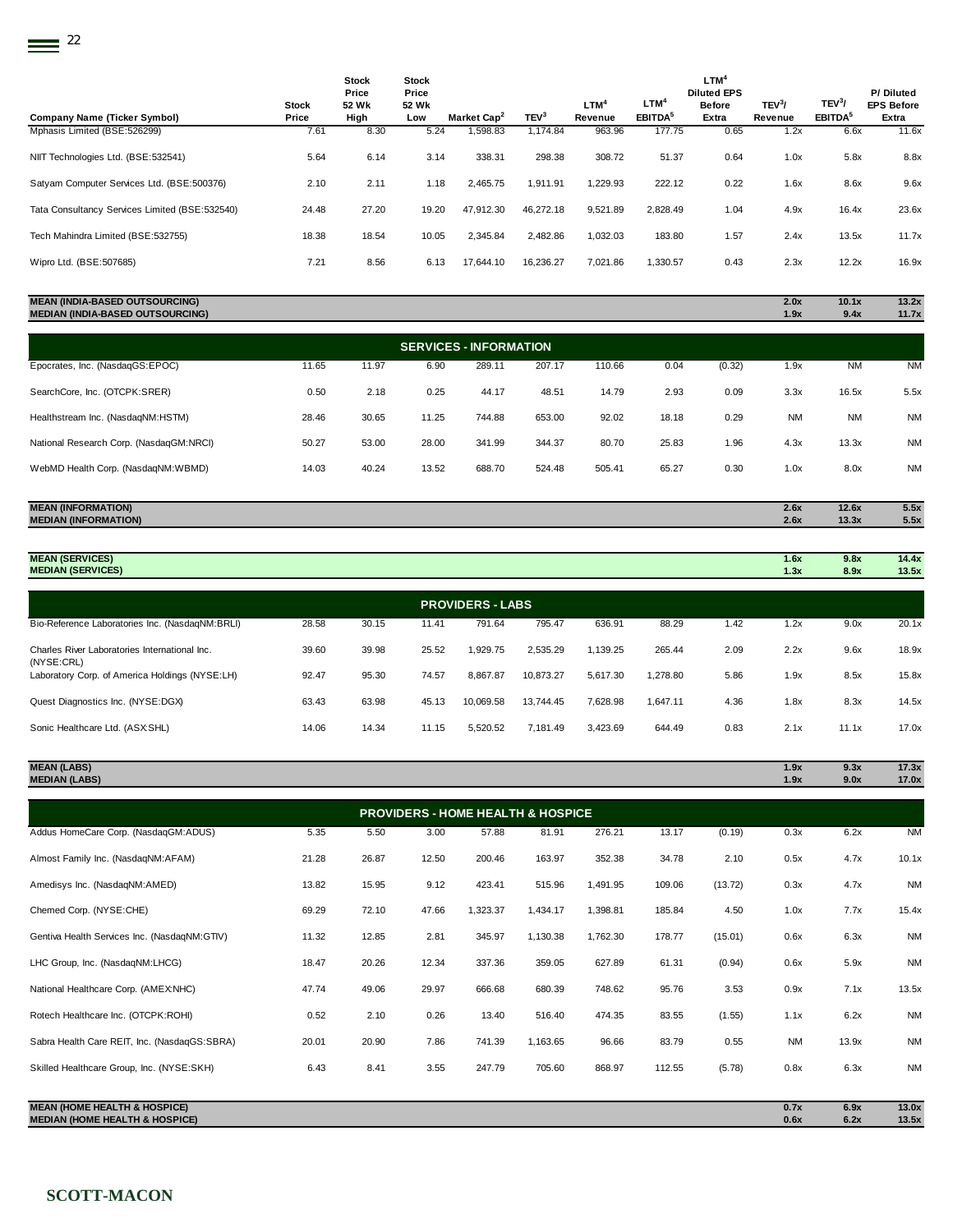| Company Name (Ticker Symbol) | Stock Price | Stock Price 52 Wk High | Stock Price 52 Wk Low | Market Cap[2] | TEV[3] | LTM[4] Revenue | LTM[4] EBITDA[5] | LTM[4] Diluted EPS Before Extra | TEV[3]/ Revenue | TEV[3]/ EBITDA[5] | P/ Diluted EPS Before Extra |
|---|---|---|---|---|---|---|---|---|---|---|---|
| Mphasis Limited (BSE:526299) | 7.61 | 8.30 | 5.24 | 1,598.83 | 1,174.84 | 963.96 | 177.75 | 0.65 | 1.2x | 6.6x | 11.6x |
| NIIT Technologies Ltd. (BSE:532541) | 5.64 | 6.14 | 3.14 | 338.31 | 298.38 | 308.72 | 51.37 | 0.64 | 1.0x | 5.8x | 8.8x |
| Satyam Computer Services Ltd. (BSE:500376) | 2.10 | 2.11 | 1.18 | 2,465.75 | 1,911.91 | 1,229.93 | 222.12 | 0.22 | 1.6x | 8.6x | 9.6x |
| Tata Consultancy Services Limited (BSE:532540) | 24.48 | 27.20 | 19.20 | 47,912.30 | 46,272.18 | 9,521.89 | 2,828.49 | 1.04 | 4.9x | 16.4x | 23.6x |
| Tech Mahindra Limited (BSE:532755) | 18.38 | 18.54 | 10.05 | 2,345.84 | 2,482.86 | 1,032.03 | 183.80 | 1.57 | 2.4x | 13.5x | 11.7x |
| Wipro Ltd. (BSE:507685) | 7.21 | 8.56 | 6.13 | 17,644.10 | 16,236.27 | 7,021.86 | 1,330.57 | 0.43 | 2.3x | 12.2x | 16.9x |
| **MEAN (INDIA-BASED OUTSOURCING)** | | | | | | | | | **2.0x** | **10.1x** | **13.2x** |
| **MEDIAN (INDIA-BASED OUTSOURCING)** | | | | | | | | | **1.9x** | **9.4x** | **11.7x** |
| **SERVICES - INFORMATION** | | | | | | | | | | | |
| Epocrates, Inc. (NasdaqGS:EPOC) | 11.65 | 11.97 | 6.90 | 289.11 | 207.17 | 110.66 | 0.04 | (0.32) | 1.9x | NM | NM |
| SearchCore, Inc. (OTCPK:SRER) | 0.50 | 2.18 | 0.25 | 44.17 | 48.51 | 14.79 | 2.93 | 0.09 | 3.3x | 16.5x | 5.5x |
| Healthstream Inc. (NasdaqNM:HSTM) | 28.46 | 30.65 | 11.25 | 744.88 | 653.00 | 92.02 | 18.18 | 0.29 | NM | NM | NM |
| National Research Corp. (NasdaqGM:NRCI) | 50.27 | 53.00 | 28.00 | 341.99 | 344.37 | 80.70 | 25.83 | 1.96 | 4.3x | 13.3x | NM |
| WebMD Health Corp. (NasdaqNM:WBMD) | 14.03 | 40.24 | 13.52 | 688.70 | 524.48 | 505.41 | 65.27 | 0.30 | 1.0x | 8.0x | NM |
| **MEAN (INFORMATION)** | | | | | | | | | **2.6x** | **12.6x** | **5.5x** |
| **MEDIAN (INFORMATION)** | | | | | | | | | **2.6x** | **13.3x** | **5.5x** |
| **MEAN (SERVICES)** | | | | | | | | | **1.6x** | **9.8x** | **14.4x** |
| **MEDIAN (SERVICES)** | | | | | | | | | **1.3x** | **8.9x** | **13.5x** |
| **PROVIDERS - LABS** | | | | | | | | | | | |
| Bio-Reference Laboratories Inc. (NasdaqNM:BRLI) | 28.58 | 30.15 | 11.41 | 791.64 | 795.47 | 636.91 | 88.29 | 1.42 | 1.2x | 9.0x | 20.1x |
| Charles River Laboratories International Inc. (NYSE:CRL) | 39.60 | 39.98 | 25.52 | 1,929.75 | 2,535.29 | 1,139.25 | 265.44 | 2.09 | 2.2x | 9.6x | 18.9x |
| Laboratory Corp. of America Holdings (NYSE:LH) | 92.47 | 95.30 | 74.57 | 8,867.87 | 10,873.27 | 5,617.30 | 1,278.80 | 5.86 | 1.9x | 8.5x | 15.8x |
| Quest Diagnostics Inc. (NYSE:DGX) | 63.43 | 63.98 | 45.13 | 10,069.58 | 13,744.45 | 7,628.98 | 1,647.11 | 4.36 | 1.8x | 8.3x | 14.5x |
| Sonic Healthcare Ltd. (ASX:SHL) | 14.06 | 14.34 | 11.15 | 5,520.52 | 7,181.49 | 3,423.69 | 644.49 | 0.83 | 2.1x | 11.1x | 17.0x |
| **MEAN (LABS)** | | | | | | | | | **1.9x** | **9.3x** | **17.3x** |
| **MEDIAN (LABS)** | | | | | | | | | **1.9x** | **9.0x** | **17.0x** |
| **PROVIDERS - HOME HEALTH & HOSPICE** | | | | | | | | | | | |
| Addus HomeCare Corp. (NasdaqGM:ADUS) | 5.35 | 5.50 | 3.00 | 57.88 | 81.91 | 276.21 | 13.17 | (0.19) | 0.3x | 6.2x | NM |
| Almost Family Inc. (NasdaqNM:AFAM) | 21.28 | 26.87 | 12.50 | 200.46 | 163.97 | 352.38 | 34.78 | 2.10 | 0.5x | 4.7x | 10.1x |
| Amedisys Inc. (NasdaqNM:AMED) | 13.82 | 15.95 | 9.12 | 423.41 | 515.96 | 1,491.95 | 109.06 | (13.72) | 0.3x | 4.7x | NM |
| Chemed Corp. (NYSE:CHE) | 69.29 | 72.10 | 47.66 | 1,323.37 | 1,434.17 | 1,398.81 | 185.84 | 4.50 | 1.0x | 7.7x | 15.4x |
| Gentiva Health Services Inc. (NasdaqNM:GTIV) | 11.32 | 12.85 | 2.81 | 345.97 | 1,130.38 | 1,762.30 | 178.77 | (15.01) | 0.6x | 6.3x | NM |
| LHC Group, Inc. (NasdaqNM:LHCG) | 18.47 | 20.26 | 12.34 | 337.36 | 359.05 | 627.89 | 61.31 | (0.94) | 0.6x | 5.9x | NM |
| National Healthcare Corp. (AMEX:NHC) | 47.74 | 49.06 | 29.97 | 666.68 | 680.39 | 748.62 | 95.76 | 3.53 | 0.9x | 7.1x | 13.5x |
| Rotech Healthcare Inc. (OTCPK:ROHI) | 0.52 | 2.10 | 0.26 | 13.40 | 516.40 | 474.35 | 83.55 | (1.55) | 1.1x | 6.2x | NM |
| Sabra Health Care REIT, Inc. (NasdaqGS:SBRA) | 20.01 | 20.90 | 7.86 | 741.39 | 1,163.65 | 96.66 | 83.79 | 0.55 | NM | 13.9x | NM |
| Skilled Healthcare Group, Inc. (NYSE:SKH) | 6.43 | 8.41 | 3.55 | 247.79 | 705.60 | 868.97 | 112.55 | (5.78) | 0.8x | 6.3x | NM |
| **MEAN (HOME HEALTH & HOSPICE)** | | | | | | | | | **0.7x** | **6.9x** | **13.0x** |
| **MEDIAN (HOME HEALTH & HOSPICE)** | | | | | | | | | **0.6x** | **6.2x** | **13.5x** |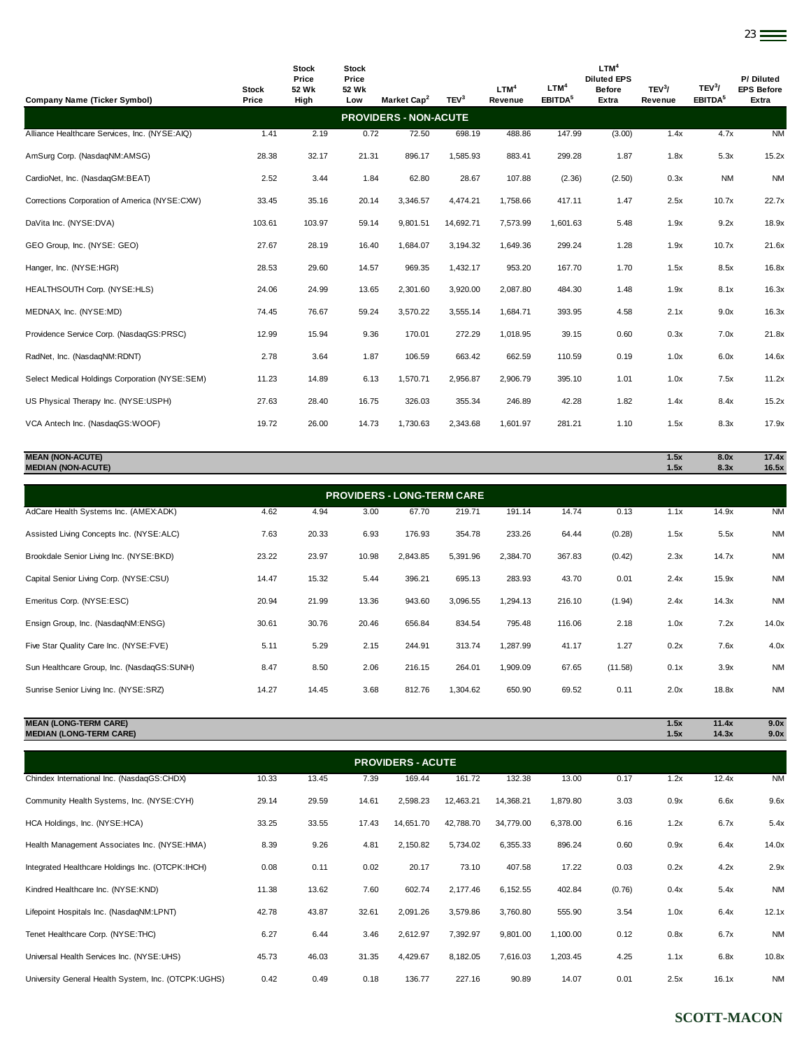| Company Name (Ticker Symbol) | Stock Price | Stock Price 52 Wk High | Stock Price 52 Wk Low | Market Cap[2] | TEV[3] | LTM[4] Revenue | LTM[4] EBITDA[5] | LTM[4] Diluted EPS Before Extra | TEV[3]/ Revenue | TEV[3]/ EBITDA[5] | P/ Diluted EPS Before Extra |
|---|---|---|---|---|---|---|---|---|---|---|---|
| **PROVIDERS - NON-ACUTE** | | | | | | | | | | | |
| Alliance Healthcare Services, Inc. (NYSE:AIQ) | 1.41 | 2.19 | 0.72 | 72.50 | 698.19 | 488.86 | 147.99 | (3.00) | 1.4x | 4.7x | NM |
| AmSurg Corp. (NasdaqNM:AMSG) | 28.38 | 32.17 | 21.31 | 896.17 | 1,585.93 | 883.41 | 299.28 | 1.87 | 1.8x | 5.3x | 15.2x |
| CardioNet, Inc. (NasdaqGM:BEAT) | 2.52 | 3.44 | 1.84 | 62.80 | 28.67 | 107.88 | (2.36) | (2.50) | 0.3x | NM | NM |
| Corrections Corporation of America (NYSE:CXW) | 33.45 | 35.16 | 20.14 | 3,346.57 | 4,474.21 | 1,758.66 | 417.11 | 1.47 | 2.5x | 10.7x | 22.7x |
| DaVita Inc. (NYSE:DVA) | 103.61 | 103.97 | 59.14 | 9,801.51 | 14,692.71 | 7,573.99 | 1,601.63 | 5.48 | 1.9x | 9.2x | 18.9x |
| GEO Group, Inc. (NYSE: GEO) | 27.67 | 28.19 | 16.40 | 1,684.07 | 3,194.32 | 1,649.36 | 299.24 | 1.28 | 1.9x | 10.7x | 21.6x |
| Hanger, Inc. (NYSE:HGR) | 28.53 | 29.60 | 14.57 | 969.35 | 1,432.17 | 953.20 | 167.70 | 1.70 | 1.5x | 8.5x | 16.8x |
| HEALTHSOUTH Corp. (NYSE:HLS) | 24.06 | 24.99 | 13.65 | 2,301.60 | 3,920.00 | 2,087.80 | 484.30 | 1.48 | 1.9x | 8.1x | 16.3x |
| MEDNAX, Inc. (NYSE:MD) | 74.45 | 76.67 | 59.24 | 3,570.22 | 3,555.14 | 1,684.71 | 393.95 | 4.58 | 2.1x | 9.0x | 16.3x |
| Providence Service Corp. (NasdaqGS:PRSC) | 12.99 | 15.94 | 9.36 | 170.01 | 272.29 | 1,018.95 | 39.15 | 0.60 | 0.3x | 7.0x | 21.8x |
| RadNet, Inc. (NasdaqNM:RDNT) | 2.78 | 3.64 | 1.87 | 106.59 | 663.42 | 662.59 | 110.59 | 0.19 | 1.0x | 6.0x | 14.6x |
| Select Medical Holdings Corporation (NYSE:SEM) | 11.23 | 14.89 | 6.13 | 1,570.71 | 2,956.87 | 2,906.79 | 395.10 | 1.01 | 1.0x | 7.5x | 11.2x |
| US Physical Therapy Inc. (NYSE:USPH) | 27.63 | 28.40 | 16.75 | 326.03 | 355.34 | 246.89 | 42.28 | 1.82 | 1.4x | 8.4x | 15.2x |
| VCA Antech Inc. (NasdaqGS:WOOF) | 19.72 | 26.00 | 14.73 | 1,730.63 | 2,343.68 | 1,601.97 | 281.21 | 1.10 | 1.5x | 8.3x | 17.9x |
| **MEAN (NON-ACUTE)** | | | | | | | | | **1.5x** | **8.0x** | **17.4x** |
| **MEDIAN (NON-ACUTE)** | | | | | | | | | **1.5x** | **8.3x** | **16.5x** |
| **PROVIDERS - LONG-TERM CARE** | | | | | | | | | | | |
| AdCare Health Systems Inc. (AMEX:ADK) | 4.62 | 4.94 | 3.00 | 67.70 | 219.71 | 191.14 | 14.74 | 0.13 | 1.1x | 14.9x | NM |
| Assisted Living Concepts Inc. (NYSE:ALC) | 7.63 | 20.33 | 6.93 | 176.93 | 354.78 | 233.26 | 64.44 | (0.28) | 1.5x | 5.5x | NM |
| Brookdale Senior Living Inc. (NYSE:BKD) | 23.22 | 23.97 | 10.98 | 2,843.85 | 5,391.96 | 2,384.70 | 367.83 | (0.42) | 2.3x | 14.7x | NM |
| Capital Senior Living Corp. (NYSE:CSU) | 14.47 | 15.32 | 5.44 | 396.21 | 695.13 | 283.93 | 43.70 | 0.01 | 2.4x | 15.9x | NM |
| Emeritus Corp. (NYSE:ESC) | 20.94 | 21.99 | 13.36 | 943.60 | 3,096.55 | 1,294.13 | 216.10 | (1.94) | 2.4x | 14.3x | NM |
| Ensign Group, Inc. (NasdaqNM:ENSG) | 30.61 | 30.76 | 20.46 | 656.84 | 834.54 | 795.48 | 116.06 | 2.18 | 1.0x | 7.2x | 14.0x |
| Five Star Quality Care Inc. (NYSE:FVE) | 5.11 | 5.29 | 2.15 | 244.91 | 313.74 | 1,287.99 | 41.17 | 1.27 | 0.2x | 7.6x | 4.0x |
| Sun Healthcare Group, Inc. (NasdaqGS:SUNH) | 8.47 | 8.50 | 2.06 | 216.15 | 264.01 | 1,909.09 | 67.65 | (11.58) | 0.1x | 3.9x | NM |
| Sunrise Senior Living Inc. (NYSE:SRZ) | 14.27 | 14.45 | 3.68 | 812.76 | 1,304.62 | 650.90 | 69.52 | 0.11 | 2.0x | 18.8x | NM |
| **MEAN (LONG-TERM CARE)** | | | | | | | | | **1.5x** | **11.4x** | **9.0x** |
| **MEDIAN (LONG-TERM CARE)** | | | | | | | | | **1.5x** | **14.3x** | **9.0x** |
| **PROVIDERS - ACUTE** | | | | | | | | | | | |
| Chindex International Inc. (NasdaqGS:CHDX) | 10.33 | 13.45 | 7.39 | 169.44 | 161.72 | 132.38 | 13.00 | 0.17 | 1.2x | 12.4x | NM |
| Community Health Systems, Inc. (NYSE:CYH) | 29.14 | 29.59 | 14.61 | 2,598.23 | 12,463.21 | 14,368.21 | 1,879.80 | 3.03 | 0.9x | 6.6x | 9.6x |
| HCA Holdings, Inc. (NYSE:HCA) | 33.25 | 33.55 | 17.43 | 14,651.70 | 42,788.70 | 34,779.00 | 6,378.00 | 6.16 | 1.2x | 6.7x | 5.4x |
| Health Management Associates Inc. (NYSE:HMA) | 8.39 | 9.26 | 4.81 | 2,150.82 | 5,734.02 | 6,355.33 | 896.24 | 0.60 | 0.9x | 6.4x | 14.0x |
| Integrated Healthcare Holdings Inc. (OTCPK:IHCH) | 0.08 | 0.11 | 0.02 | 20.17 | 73.10 | 407.58 | 17.22 | 0.03 | 0.2x | 4.2x | 2.9x |
| Kindred Healthcare Inc. (NYSE:KND) | 11.38 | 13.62 | 7.60 | 602.74 | 2,177.46 | 6,152.55 | 402.84 | (0.76) | 0.4x | 5.4x | NM |
| Lifepoint Hospitals Inc. (NasdaqNM:LPNT) | 42.78 | 43.87 | 32.61 | 2,091.26 | 3,579.86 | 3,760.80 | 555.90 | 3.54 | 1.0x | 6.4x | 12.1x |
| Tenet Healthcare Corp. (NYSE:THC) | 6.27 | 6.44 | 3.46 | 2,612.97 | 7,392.97 | 9,801.00 | 1,100.00 | 0.12 | 0.8x | 6.7x | NM |
| Universal Health Services Inc. (NYSE:UHS) | 45.73 | 46.03 | 31.35 | 4,429.67 | 8,182.05 | 7,616.03 | 1,203.45 | 4.25 | 1.1x | 6.8x | 10.8x |
| University General Health System, Inc. (OTCPK:UGHS) | 0.42 | 0.49 | 0.18 | 136.77 | 227.16 | 90.89 | 14.07 | 0.01 | 2.5x | 16.1x | NM |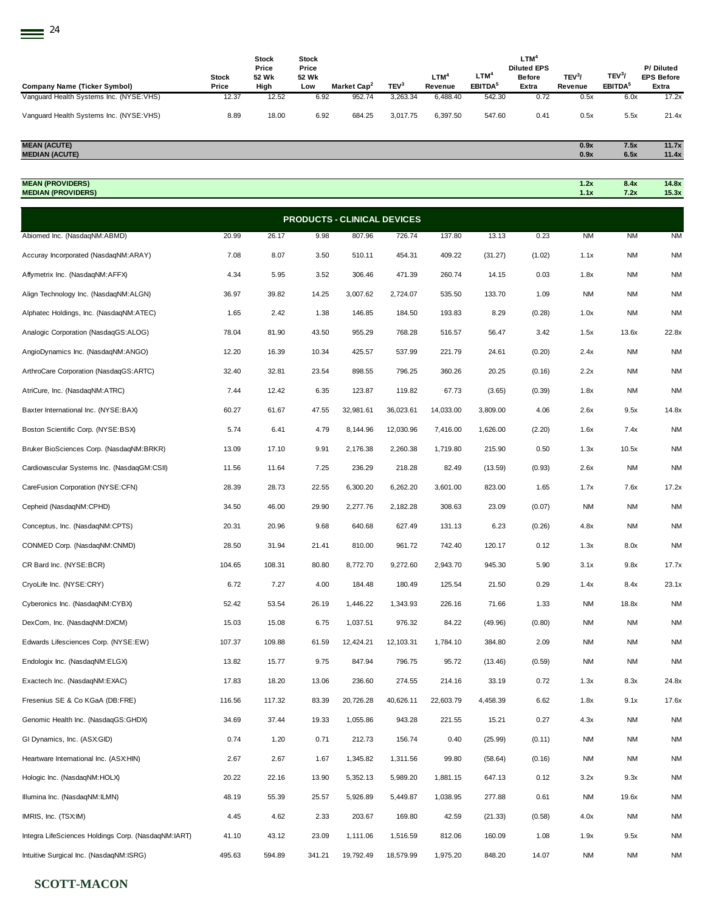| Company Name (Ticker Symbol) | Stock Price | Stock Price 52 Wk High | Stock Price 52 Wk Low | Market Cap[2] | TEV[3] | LTM[4] Revenue | LTM[4] EBITDA[5] | LTM[4] Diluted EPS Before Extra | TEV[3]/ Revenue | TEV[3]/ EBITDA[5] | P/ Diluted EPS Before Extra |
|---|---|---|---|---|---|---|---|---|---|---|---|
| Vanguard Health Systems Inc. (NYSE:VHS) | 12.37 | 12.52 | 6.92 | 952.74 | 3,263.34 | 6,488.40 | 542.30 | 0.72 | 0.5x | 6.0x | 17.2x |
| Vanguard Health Systems Inc. (NYSE:VHS) | 8.89 | 18.00 | 6.92 | 684.25 | 3,017.75 | 6,397.50 | 547.60 | 0.41 | 0.5x | 5.5x | 21.4x |
| **MEAN (ACUTE)** | | | | | | | | | **0.9x** | **7.5x** | **11.7x** |
| **MEDIAN (ACUTE)** | | | | | | | | | **0.9x** | **6.5x** | **11.4x** |
| **MEAN (PROVIDERS)** | | | | | | | | | **1.2x** | **8.4x** | **14.8x** |
| **MEDIAN (PROVIDERS)** | | | | | | | | | **1.1x** | **7.2x** | **15.3x** |
| **PRODUCTS - CLINICAL DEVICES** | | | | | | | | | | | |
| Abiomed Inc. (NasdaqNM:ABMD) | 20.99 | 26.17 | 9.98 | 807.96 | 726.74 | 137.80 | 13.13 | 0.23 | NM | NM | NM |
| Accuray Incorporated (NasdaqNM:ARAY) | 7.08 | 8.07 | 3.50 | 510.11 | 454.31 | 409.22 | (31.27) | (1.02) | 1.1x | NM | NM |
| Affymetrix Inc. (NasdaqNM:AFFX) | 4.34 | 5.95 | 3.52 | 306.46 | 471.39 | 260.74 | 14.15 | 0.03 | 1.8x | NM | NM |
| Align Technology Inc. (NasdaqNM:ALGN) | 36.97 | 39.82 | 14.25 | 3,007.62 | 2,724.07 | 535.50 | 133.70 | 1.09 | NM | NM | NM |
| Alphatec Holdings, Inc. (NasdaqNM:ATEC) | 1.65 | 2.42 | 1.38 | 146.85 | 184.50 | 193.83 | 8.29 | (0.28) | 1.0x | NM | NM |
| Analogic Corporation (NasdaqGS:ALOG) | 78.04 | 81.90 | 43.50 | 955.29 | 768.28 | 516.57 | 56.47 | 3.42 | 1.5x | 13.6x | 22.8x |
| AngioDynamics Inc. (NasdaqNM:ANGO) | 12.20 | 16.39 | 10.34 | 425.57 | 537.99 | 221.79 | 24.61 | (0.20) | 2.4x | NM | NM |
| ArthroCare Corporation (NasdaqGS:ARTC) | 32.40 | 32.81 | 23.54 | 898.55 | 796.25 | 360.26 | 20.25 | (0.16) | 2.2x | NM | NM |
| AtriCure, Inc. (NasdaqNM:ATRC) | 7.44 | 12.42 | 6.35 | 123.87 | 119.82 | 67.73 | (3.65) | (0.39) | 1.8x | NM | NM |
| Baxter International Inc. (NYSE:BAX) | 60.27 | 61.67 | 47.55 | 32,981.61 | 36,023.61 | 14,033.00 | 3,809.00 | 4.06 | 2.6x | 9.5x | 14.8x |
| Boston Scientific Corp. (NYSE:BSX) | 5.74 | 6.41 | 4.79 | 8,144.96 | 12,030.96 | 7,416.00 | 1,626.00 | (2.20) | 1.6x | 7.4x | NM |
| Bruker BioSciences Corp. (NasdaqNM:BRKR) | 13.09 | 17.10 | 9.91 | 2,176.38 | 2,260.38 | 1,719.80 | 215.90 | 0.50 | 1.3x | 10.5x | NM |
| Cardiovascular Systems Inc. (NasdaqGM:CSII) | 11.56 | 11.64 | 7.25 | 236.29 | 218.28 | 82.49 | (13.59) | (0.93) | 2.6x | NM | NM |
| CareFusion Corporation (NYSE:CFN) | 28.39 | 28.73 | 22.55 | 6,300.20 | 6,262.20 | 3,601.00 | 823.00 | 1.65 | 1.7x | 7.6x | 17.2x |
| Cepheid (NasdaqNM:CPHD) | 34.50 | 46.00 | 29.90 | 2,277.76 | 2,182.28 | 308.63 | 23.09 | (0.07) | NM | NM | NM |
| Conceptus, Inc. (NasdaqNM:CPTS) | 20.31 | 20.96 | 9.68 | 640.68 | 627.49 | 131.13 | 6.23 | (0.26) | 4.8x | NM | NM |
| CONMED Corp. (NasdaqNM:CNMD) | 28.50 | 31.94 | 21.41 | 810.00 | 961.72 | 742.40 | 120.17 | 0.12 | 1.3x | 8.0x | NM |
| CR Bard Inc. (NYSE:BCR) | 104.65 | 108.31 | 80.80 | 8,772.70 | 9,272.60 | 2,943.70 | 945.30 | 5.90 | 3.1x | 9.8x | 17.7x |
| CryoLife Inc. (NYSE:CRY) | 6.72 | 7.27 | 4.00 | 184.48 | 180.49 | 125.54 | 21.50 | 0.29 | 1.4x | 8.4x | 23.1x |
| Cyberonics Inc. (NasdaqNM:CYBX) | 52.42 | 53.54 | 26.19 | 1,446.22 | 1,343.93 | 226.16 | 71.66 | 1.33 | NM | 18.8x | NM |
| DexCom, Inc. (NasdaqNM:DXCM) | 15.03 | 15.08 | 6.75 | 1,037.51 | 976.32 | 84.22 | (49.96) | (0.80) | NM | NM | NM |
| Edwards Lifesciences Corp. (NYSE:EW) | 107.37 | 109.88 | 61.59 | 12,424.21 | 12,103.31 | 1,784.10 | 384.80 | 2.09 | NM | NM | NM |
| Endologix Inc. (NasdaqNM:ELGX) | 13.82 | 15.77 | 9.75 | 847.94 | 796.75 | 95.72 | (13.46) | (0.59) | NM | NM | NM |
| Exactech Inc. (NasdaqNM:EXAC) | 17.83 | 18.20 | 13.06 | 236.60 | 274.55 | 214.16 | 33.19 | 0.72 | 1.3x | 8.3x | 24.8x |
| Fresenius SE & Co KGaA (DB:FRE) | 116.56 | 117.32 | 83.39 | 20,726.28 | 40,626.11 | 22,603.79 | 4,458.39 | 6.62 | 1.8x | 9.1x | 17.6x |
| Genomic Health Inc. (NasdaqGS:GHDX) | 34.69 | 37.44 | 19.33 | 1,055.86 | 943.28 | 221.55 | 15.21 | 0.27 | 4.3x | NM | NM |
| GI Dynamics, Inc. (ASX:GID) | 0.74 | 1.20 | 0.71 | 212.73 | 156.74 | 0.40 | (25.99) | (0.11) | NM | NM | NM |
| Heartware International Inc. (ASX:HIN) | 2.67 | 2.67 | 1.67 | 1,345.82 | 1,311.56 | 99.80 | (58.64) | (0.16) | NM | NM | NM |
| Hologic Inc. (NasdaqNM:HOLX) | 20.22 | 22.16 | 13.90 | 5,352.13 | 5,989.20 | 1,881.15 | 647.13 | 0.12 | 3.2x | 9.3x | NM |
| Illumina Inc. (NasdaqNM:ILMN) | 48.19 | 55.39 | 25.57 | 5,926.89 | 5,449.87 | 1,038.95 | 277.88 | 0.61 | NM | 19.6x | NM |
| IMRIS, Inc. (TSX:IM) | 4.45 | 4.62 | 2.33 | 203.67 | 169.80 | 42.59 | (21.33) | (0.58) | 4.0x | NM | NM |
| Integra LifeSciences Holdings Corp. (NasdaqNM:IART) | 41.10 | 43.12 | 23.09 | 1,111.06 | 1,516.59 | 812.06 | 160.09 | 1.08 | 1.9x | 9.5x | NM |
| Intuitive Surgical Inc. (NasdaqNM:ISRG) | 495.63 | 594.89 | 341.21 | 19,792.49 | 18,579.99 | 1,975.20 | 848.20 | 14.07 | NM | NM | NM |

**SCOTT-MACON**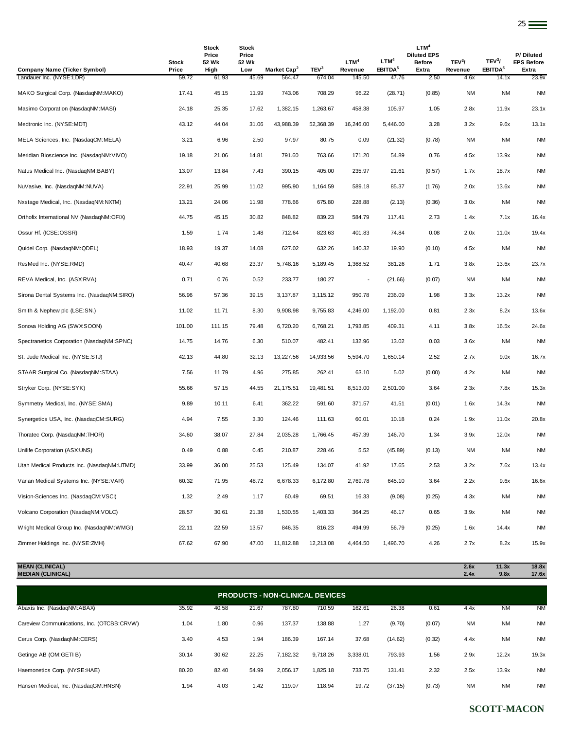| Company Name (Ticker Symbol) | Stock Price | Stock Price 52 Wk High | Stock Price 52 Wk Low | Market Cap[2] | TEV[3] | LTM[4] Revenue | LTM[4] EBITDA[5] | LTM[4] Diluted EPS Before Extra | TEV[3]/ Revenue | TEV[3]/ EBITDA[5] | P/ Diluted EPS Before Extra |
|---|---|---|---|---|---|---|---|---|---|---|---|
| Landauer Inc. (NYSE:LDR) | 59.72 | 61.93 | 45.69 | 564.47 | 674.04 | 145.50 | 47.76 | 2.50 | 4.6x | 14.1x | 23.9x |
| MAKO Surgical Corp. (NasdaqNM:MAKO) | 17.41 | 45.15 | 11.99 | 743.06 | 708.29 | 96.22 | (28.71) | (0.85) | NM | NM | NM |
| Masimo Corporation (NasdaqNM:MASI) | 24.18 | 25.35 | 17.62 | 1,382.15 | 1,263.67 | 458.38 | 105.97 | 1.05 | 2.8x | 11.9x | 23.1x |
| Medtronic Inc. (NYSE:MDT) | 43.12 | 44.04 | 31.06 | 43,988.39 | 52,368.39 | 16,246.00 | 5,446.00 | 3.28 | 3.2x | 9.6x | 13.1x |
| MELA Sciences, Inc. (NasdaqCM:MELA) | 3.21 | 6.96 | 2.50 | 97.97 | 80.75 | 0.09 | (21.32) | (0.78) | NM | NM | NM |
| Meridian Bioscience Inc. (NasdaqNM:VIVO) | 19.18 | 21.06 | 14.81 | 791.60 | 763.66 | 171.20 | 54.89 | 0.76 | 4.5x | 13.9x | NM |
| Natus Medical Inc. (NasdaqNM:BABY) | 13.07 | 13.84 | 7.43 | 390.15 | 405.00 | 235.97 | 21.61 | (0.57) | 1.7x | 18.7x | NM |
| NuVasive, Inc. (NasdaqNM:NUVA) | 22.91 | 25.99 | 11.02 | 995.90 | 1,164.59 | 589.18 | 85.37 | (1.76) | 2.0x | 13.6x | NM |
| Nxstage Medical, Inc. (NasdaqNM:NXTM) | 13.21 | 24.06 | 11.98 | 778.66 | 675.80 | 228.88 | (2.13) | (0.36) | 3.0x | NM | NM |
| Orthofix International NV (NasdaqNM:OFIX) | 44.75 | 45.15 | 30.82 | 848.82 | 839.23 | 584.79 | 117.41 | 2.73 | 1.4x | 7.1x | 16.4x |
| Ossur Hf. (ICSE:OSSR) | 1.59 | 1.74 | 1.48 | 712.64 | 823.63 | 401.83 | 74.84 | 0.08 | 2.0x | 11.0x | 19.4x |
| Quidel Corp. (NasdaqNM:QDEL) | 18.93 | 19.37 | 14.08 | 627.02 | 632.26 | 140.32 | 19.90 | (0.10) | 4.5x | NM | NM |
| ResMed Inc. (NYSE:RMD) | 40.47 | 40.68 | 23.37 | 5,748.16 | 5,189.45 | 1,368.52 | 381.26 | 1.71 | 3.8x | 13.6x | 23.7x |
| REVA Medical, Inc. (ASX:RVA) | 0.71 | 0.76 | 0.52 | 233.77 | 180.27 | - | (21.66) | (0.07) | NM | NM | NM |
| Sirona Dental Systems Inc. (NasdaqNM:SIRO) | 56.96 | 57.36 | 39.15 | 3,137.87 | 3,115.12 | 950.78 | 236.09 | 1.98 | 3.3x | 13.2x | NM |
| Smith & Nephew plc (LSE:SN.) | 11.02 | 11.71 | 8.30 | 9,908.98 | 9,755.83 | 4,246.00 | 1,192.00 | 0.81 | 2.3x | 8.2x | 13.6x |
| Sonova Holding AG (SWX:SOON) | 101.00 | 111.15 | 79.48 | 6,720.20 | 6,768.21 | 1,793.85 | 409.31 | 4.11 | 3.8x | 16.5x | 24.6x |
| Spectranetics Corporation (NasdaqNM:SPNC) | 14.75 | 14.76 | 6.30 | 510.07 | 482.41 | 132.96 | 13.02 | 0.03 | 3.6x | NM | NM |
| St. Jude Medical Inc. (NYSE:STJ) | 42.13 | 44.80 | 32.13 | 13,227.56 | 14,933.56 | 5,594.70 | 1,650.14 | 2.52 | 2.7x | 9.0x | 16.7x |
| STAAR Surgical Co. (NasdaqNM:STAA) | 7.56 | 11.79 | 4.96 | 275.85 | 262.41 | 63.10 | 5.02 | (0.00) | 4.2x | NM | NM |
| Stryker Corp. (NYSE:SYK) | 55.66 | 57.15 | 44.55 | 21,175.51 | 19,481.51 | 8,513.00 | 2,501.00 | 3.64 | 2.3x | 7.8x | 15.3x |
| Symmetry Medical, Inc. (NYSE:SMA) | 9.89 | 10.11 | 6.41 | 362.22 | 591.60 | 371.57 | 41.51 | (0.01) | 1.6x | 14.3x | NM |
| Synergetics USA, Inc. (NasdaqCM:SURG) | 4.94 | 7.55 | 3.30 | 124.46 | 111.63 | 60.01 | 10.18 | 0.24 | 1.9x | 11.0x | 20.8x |
| Thoratec Corp. (NasdaqNM:THOR) | 34.60 | 38.07 | 27.84 | 2,035.28 | 1,766.45 | 457.39 | 146.70 | 1.34 | 3.9x | 12.0x | NM |
| Unilife Corporation (ASX:UNS) | 0.49 | 0.88 | 0.45 | 210.87 | 228.46 | 5.52 | (45.89) | (0.13) | NM | NM | NM |
| Utah Medical Products Inc. (NasdaqNM:UTMD) | 33.99 | 36.00 | 25.53 | 125.49 | 134.07 | 41.92 | 17.65 | 2.53 | 3.2x | 7.6x | 13.4x |
| Varian Medical Systems Inc. (NYSE:VAR) | 60.32 | 71.95 | 48.72 | 6,678.33 | 6,172.80 | 2,769.78 | 645.10 | 3.64 | 2.2x | 9.6x | 16.6x |
| Vision-Sciences Inc. (NasdaqCM:VSCI) | 1.32 | 2.49 | 1.17 | 60.49 | 69.51 | 16.33 | (9.08) | (0.25) | 4.3x | NM | NM |
| Volcano Corporation (NasdaqNM:VOLC) | 28.57 | 30.61 | 21.38 | 1,530.55 | 1,403.33 | 364.25 | 46.17 | 0.65 | 3.9x | NM | NM |
| Wright Medical Group Inc. (NasdaqNM:WMGI) | 22.11 | 22.59 | 13.57 | 846.35 | 816.23 | 494.99 | 56.79 | (0.25) | 1.6x | 14.4x | NM |
| Zimmer Holdings Inc. (NYSE:ZMH) | 67.62 | 67.90 | 47.00 | 11,812.88 | 12,213.08 | 4,464.50 | 1,496.70 | 4.26 | 2.7x | 8.2x | 15.9x |
| **MEAN (CLINICAL)** | | | | | | | | | **2.6x** | **11.3x** | **18.8x** |
| **MEDIAN (CLINICAL)** | | | | | | | | | **2.4x** | **9.8x** | **17.6x** |
| **PRODUCTS - NON-CLINICAL DEVICES** | | | | | | | | | | | |
| Abaxis Inc. (NasdaqNM:ABAX) | 35.92 | 40.58 | 21.67 | 787.80 | 710.59 | 162.61 | 26.38 | 0.61 | 4.4x | NM | NM |
| Careview Communications, Inc. (OTCBB:CRVW) | 1.04 | 1.80 | 0.96 | 137.37 | 138.88 | 1.27 | (9.70) | (0.07) | NM | NM | NM |
| Cerus Corp. (NasdaqNM:CERS) | 3.40 | 4.53 | 1.94 | 186.39 | 167.14 | 37.68 | (14.62) | (0.32) | 4.4x | NM | NM |
| Getinge AB (OM:GETI B) | 30.14 | 30.62 | 22.25 | 7,182.32 | 9,718.26 | 3,338.01 | 793.93 | 1.56 | 2.9x | 12.2x | 19.3x |
| Haemonetics Corp. (NYSE:HAE) | 80.20 | 82.40 | 54.99 | 2,056.17 | 1,825.18 | 733.75 | 131.41 | 2.32 | 2.5x | 13.9x | NM |
| Hansen Medical, Inc. (NasdaqGM:HNSN) | 1.94 | 4.03 | 1.42 | 119.07 | 118.94 | 19.72 | (37.15) | (0.73) | NM | NM | NM |

**SCOTT-MACON**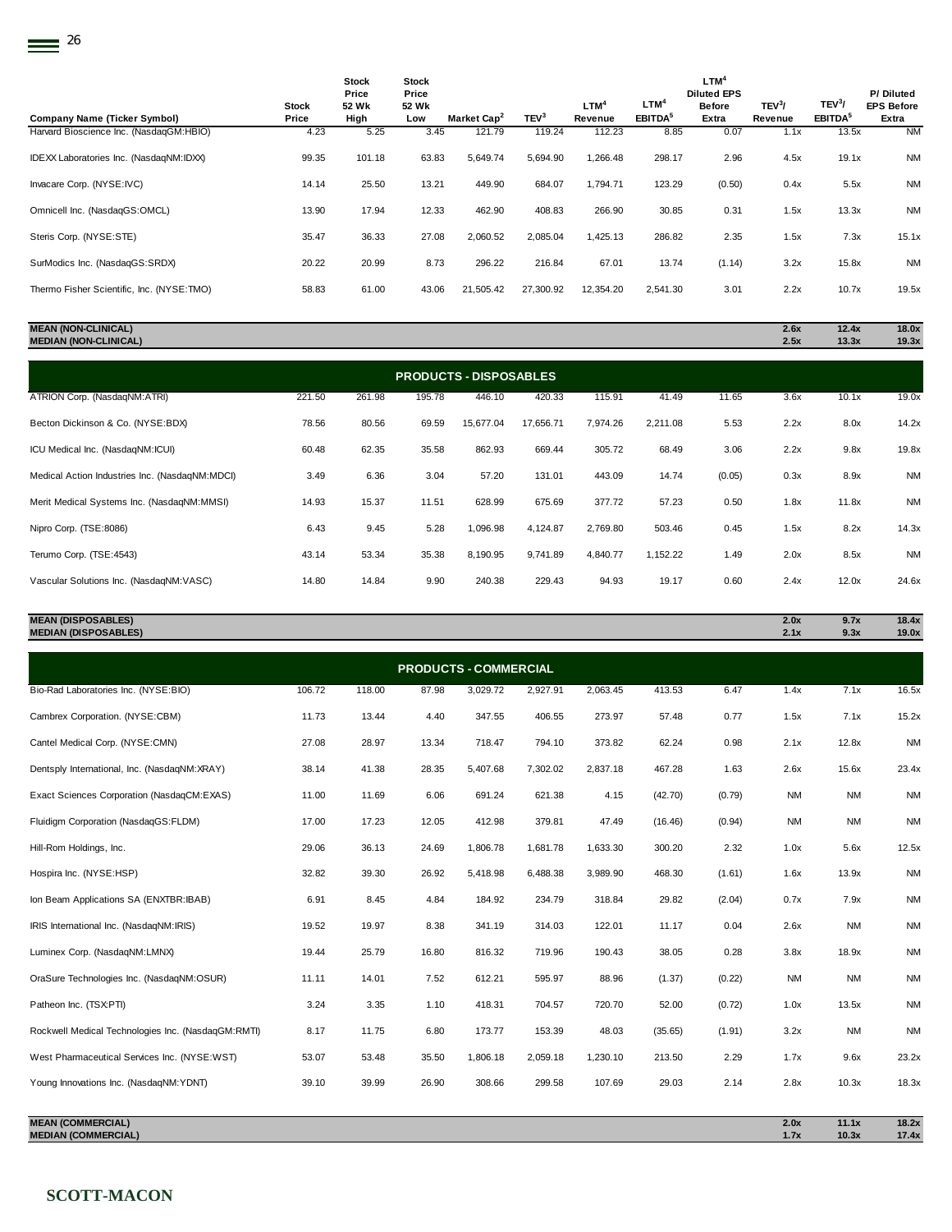| Company Name (Ticker Symbol) | Stock Price | Stock Price 52 Wk High | Stock Price 52 Wk Low | Market Cap[2] | TEV[3] | LTM[4] Revenue | LTM[4] EBITDA[5] | LTM[4] Diluted EPS Before Extra | TEV[3]/ Revenue | TEV[3]/ EBITDA[5] | P/ Diluted EPS Before Extra |
|---|---|---|---|---|---|---|---|---|---|---|---|
| Harvard Bioscience Inc. (NasdaqGM:HBIO) | 4.23 | 5.25 | 3.45 | 121.79 | 119.24 | 112.23 | 8.85 | 0.07 | 1.1x | 13.5x | NM |
| IDEXX Laboratories Inc. (NasdaqNM:IDXX) | 99.35 | 101.18 | 63.83 | 5,649.74 | 5,694.90 | 1,266.48 | 298.17 | 2.96 | 4.5x | 19.1x | NM |
| Invacare Corp. (NYSE:IVC) | 14.14 | 25.50 | 13.21 | 449.90 | 684.07 | 1,794.71 | 123.29 | (0.50) | 0.4x | 5.5x | NM |
| Omnicell Inc. (NasdaqGS:OMCL) | 13.90 | 17.94 | 12.33 | 462.90 | 408.83 | 266.90 | 30.85 | 0.31 | 1.5x | 13.3x | NM |
| Steris Corp. (NYSE:STE) | 35.47 | 36.33 | 27.08 | 2,060.52 | 2,085.04 | 1,425.13 | 286.82 | 2.35 | 1.5x | 7.3x | 15.1x |
| SurModics Inc. (NasdaqGS:SRDX) | 20.22 | 20.99 | 8.73 | 296.22 | 216.84 | 67.01 | 13.74 | (1.14) | 3.2x | 15.8x | NM |
| Thermo Fisher Scientific, Inc. (NYSE:TMO) | 58.83 | 61.00 | 43.06 | 21,505.42 | 27,300.92 | 12,354.20 | 2,541.30 | 3.01 | 2.2x | 10.7x | 19.5x |
| **MEAN (NON-CLINICAL)** | | | | | | | | | **2.6x** | **12.4x** | **18.0x** |
| **MEDIAN (NON-CLINICAL)** | | | | | | | | | **2.5x** | **13.3x** | **19.3x** |
| **PRODUCTS - DISPOSABLES** | | | | | | | | | | | |
| ATRION Corp. (NasdaqNM:ATRI) | 221.50 | 261.98 | 195.78 | 446.10 | 420.33 | 115.91 | 41.49 | 11.65 | 3.6x | 10.1x | 19.0x |
| Becton Dickinson & Co. (NYSE:BDX) | 78.56 | 80.56 | 69.59 | 15,677.04 | 17,656.71 | 7,974.26 | 2,211.08 | 5.53 | 2.2x | 8.0x | 14.2x |
| ICU Medical Inc. (NasdaqNM:ICUI) | 60.48 | 62.35 | 35.58 | 862.93 | 669.44 | 305.72 | 68.49 | 3.06 | 2.2x | 9.8x | 19.8x |
| Medical Action Industries Inc. (NasdaqNM:MDCI) | 3.49 | 6.36 | 3.04 | 57.20 | 131.01 | 443.09 | 14.74 | (0.05) | 0.3x | 8.9x | NM |
| Merit Medical Systems Inc. (NasdaqNM:MMSI) | 14.93 | 15.37 | 11.51 | 628.99 | 675.69 | 377.72 | 57.23 | 0.50 | 1.8x | 11.8x | NM |
| Nipro Corp. (TSE:8086) | 6.43 | 9.45 | 5.28 | 1,096.98 | 4,124.87 | 2,769.80 | 503.46 | 0.45 | 1.5x | 8.2x | 14.3x |
| Terumo Corp. (TSE:4543) | 43.14 | 53.34 | 35.38 | 8,190.95 | 9,741.89 | 4,840.77 | 1,152.22 | 1.49 | 2.0x | 8.5x | NM |
| Vascular Solutions Inc. (NasdaqNM:VASC) | 14.80 | 14.84 | 9.90 | 240.38 | 229.43 | 94.93 | 19.17 | 0.60 | 2.4x | 12.0x | 24.6x |
| **MEAN (DISPOSABLES)** | | | | | | | | | **2.0x** | **9.7x** | **18.4x** |
| **MEDIAN (DISPOSABLES)** | | | | | | | | | **2.1x** | **9.3x** | **19.0x** |
| **PRODUCTS - COMMERCIAL** | | | | | | | | | | | |
| Bio-Rad Laboratories Inc. (NYSE:BIO) | 106.72 | 118.00 | 87.98 | 3,029.72 | 2,927.91 | 2,063.45 | 413.53 | 6.47 | 1.4x | 7.1x | 16.5x |
| Cambrex Corporation. (NYSE:CBM) | 11.73 | 13.44 | 4.40 | 347.55 | 406.55 | 273.97 | 57.48 | 0.77 | 1.5x | 7.1x | 15.2x |
| Cantel Medical Corp. (NYSE:CMN) | 27.08 | 28.97 | 13.34 | 718.47 | 794.10 | 373.82 | 62.24 | 0.98 | 2.1x | 12.8x | NM |
| Dentsply International, Inc. (NasdaqNM:XRAY) | 38.14 | 41.38 | 28.35 | 5,407.68 | 7,302.02 | 2,837.18 | 467.28 | 1.63 | 2.6x | 15.6x | 23.4x |
| Exact Sciences Corporation (NasdaqCM:EXAS) | 11.00 | 11.69 | 6.06 | 691.24 | 621.38 | 4.15 | (42.70) | (0.79) | NM | NM | NM |
| Fluidigm Corporation (NasdaqGS:FLDM) | 17.00 | 17.23 | 12.05 | 412.98 | 379.81 | 47.49 | (16.46) | (0.94) | NM | NM | NM |
| Hill-Rom Holdings, Inc. | 29.06 | 36.13 | 24.69 | 1,806.78 | 1,681.78 | 1,633.30 | 300.20 | 2.32 | 1.0x | 5.6x | 12.5x |
| Hospira Inc. (NYSE:HSP) | 32.82 | 39.30 | 26.92 | 5,418.98 | 6,488.38 | 3,989.90 | 468.30 | (1.61) | 1.6x | 13.9x | NM |
| Ion Beam Applications SA (ENXTBR:IBAB) | 6.91 | 8.45 | 4.84 | 184.92 | 234.79 | 318.84 | 29.82 | (2.04) | 0.7x | 7.9x | NM |
| IRIS International Inc. (NasdaqNM:IRIS) | 19.52 | 19.97 | 8.38 | 341.19 | 314.03 | 122.01 | 11.17 | 0.04 | 2.6x | NM | NM |
| Luminex Corp. (NasdaqNM:LMNX) | 19.44 | 25.79 | 16.80 | 816.32 | 719.96 | 190.43 | 38.05 | 0.28 | 3.8x | 18.9x | NM |
| OraSure Technologies Inc. (NasdaqNM:OSUR) | 11.11 | 14.01 | 7.52 | 612.21 | 595.97 | 88.96 | (1.37) | (0.22) | NM | NM | NM |
| Patheon Inc. (TSX:PTI) | 3.24 | 3.35 | 1.10 | 418.31 | 704.57 | 720.70 | 52.00 | (0.72) | 1.0x | 13.5x | NM |
| Rockwell Medical Technologies Inc. (NasdaqGM:RMTI) | 8.17 | 11.75 | 6.80 | 173.77 | 153.39 | 48.03 | (35.65) | (1.91) | 3.2x | NM | NM |
| West Pharmaceutical Services Inc. (NYSE:WST) | 53.07 | 53.48 | 35.50 | 1,806.18 | 2,059.18 | 1,230.10 | 213.50 | 2.29 | 1.7x | 9.6x | 23.2x |
| Young Innovations Inc. (NasdaqNM:YDNT) | 39.10 | 39.99 | 26.90 | 308.66 | 299.58 | 107.69 | 29.03 | 2.14 | 2.8x | 10.3x | 18.3x |
| **MEAN (COMMERCIAL)** | | | | | | | | | **2.0x** | **11.1x** | **18.2x** |
| **MEDIAN (COMMERCIAL)** | | | | | | | | | **1.7x** | **10.3x** | **17.4x** |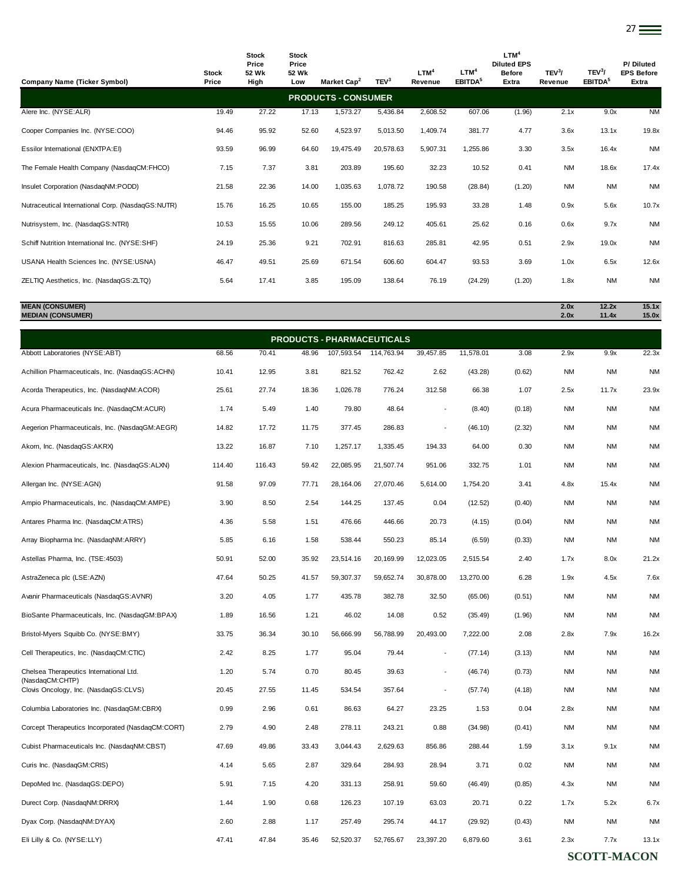| Company Name (Ticker Symbol) | Stock Price | Stock Price 52 Wk High | Stock Price 52 Wk Low | Market Cap[2] | TEV[3] | LTM[4] Revenue | LTM[4] EBITDA[5] | LTM[4] Diluted EPS Before Extra | TEV[3]/ Revenue | TEV[3]/ EBITDA[5] | P/ Diluted EPS Before Extra |
|---|---|---|---|---|---|---|---|---|---|---|---|
| **PRODUCTS - CONSUMER** | | | | | | | | | | | |
| Alere Inc. (NYSE:ALR) | 19.49 | 27.22 | 17.13 | 1,573.27 | 5,436.84 | 2,608.52 | 607.06 | (1.96) | 2.1x | 9.0x | NM |
| Cooper Companies Inc. (NYSE:COO) | 94.46 | 95.92 | 52.60 | 4,523.97 | 5,013.50 | 1,409.74 | 381.77 | 4.77 | 3.6x | 13.1x | 19.8x |
| Essilor International (ENXTPA:EI) | 93.59 | 96.99 | 64.60 | 19,475.49 | 20,578.63 | 5,907.31 | 1,255.86 | 3.30 | 3.5x | 16.4x | NM |
| The Female Health Company (NasdaqCM:FHCO) | 7.15 | 7.37 | 3.81 | 203.89 | 195.60 | 32.23 | 10.52 | 0.41 | NM | 18.6x | 17.4x |
| Insulet Corporation (NasdaqNM:PODD) | 21.58 | 22.36 | 14.00 | 1,035.63 | 1,078.72 | 190.58 | (28.84) | (1.20) | NM | NM | NM |
| Nutraceutical International Corp. (NasdaqGS:NUTR) | 15.76 | 16.25 | 10.65 | 155.00 | 185.25 | 195.93 | 33.28 | 1.48 | 0.9x | 5.6x | 10.7x |
| Nutrisystem, Inc. (NasdaqGS:NTRI) | 10.53 | 15.55 | 10.06 | 289.56 | 249.12 | 405.61 | 25.62 | 0.16 | 0.6x | 9.7x | NM |
| Schiff Nutrition International Inc. (NYSE:SHF) | 24.19 | 25.36 | 9.21 | 702.91 | 816.63 | 285.81 | 42.95 | 0.51 | 2.9x | 19.0x | NM |
| USANA Health Sciences Inc. (NYSE:USNA) | 46.47 | 49.51 | 25.69 | 671.54 | 606.60 | 604.47 | 93.53 | 3.69 | 1.0x | 6.5x | 12.6x |
| ZELTIQ Aesthetics, Inc. (NasdaqGS:ZLTQ) | 5.64 | 17.41 | 3.85 | 195.09 | 138.64 | 76.19 | (24.29) | (1.20) | 1.8x | NM | NM |
| **MEAN (CONSUMER)** | | | | | | | | | **2.0x** | **12.2x** | **15.1x** |
| **MEDIAN (CONSUMER)** | | | | | | | | | **2.0x** | **11.4x** | **15.0x** |
| **PRODUCTS - PHARMACEUTICALS** | | | | | | | | | | | |
| Abbott Laboratories (NYSE:ABT) | 68.56 | 70.41 | 48.96 | 107,593.54 | 114,763.94 | 39,457.85 | 11,578.01 | 3.08 | 2.9x | 9.9x | 22.3x |
| Achillion Pharmaceuticals, Inc. (NasdaqGS:ACHN) | 10.41 | 12.95 | 3.81 | 821.52 | 762.42 | 2.62 | (43.28) | (0.62) | NM | NM | NM |
| Acorda Therapeutics, Inc. (NasdaqNM:ACOR) | 25.61 | 27.74 | 18.36 | 1,026.78 | 776.24 | 312.58 | 66.38 | 1.07 | 2.5x | 11.7x | 23.9x |
| Acura Pharmaceuticals Inc. (NasdaqCM:ACUR) | 1.74 | 5.49 | 1.40 | 79.80 | 48.64 | - | (8.40) | (0.18) | NM | NM | NM |
| Aegerion Pharmaceuticals, Inc. (NasdaqGM:AEGR) | 14.82 | 17.72 | 11.75 | 377.45 | 286.83 | - | (46.10) | (2.32) | NM | NM | NM |
| Akorn, Inc. (NasdaqGS:AKRX) | 13.22 | 16.87 | 7.10 | 1,257.17 | 1,335.45 | 194.33 | 64.00 | 0.30 | NM | NM | NM |
| Alexion Pharmaceuticals, Inc. (NasdaqGS:ALXN) | 114.40 | 116.43 | 59.42 | 22,085.95 | 21,507.74 | 951.06 | 332.75 | 1.01 | NM | NM | NM |
| Allergan Inc. (NYSE:AGN) | 91.58 | 97.09 | 77.71 | 28,164.06 | 27,070.46 | 5,614.00 | 1,754.20 | 3.41 | 4.8x | 15.4x | NM |
| Ampio Pharmaceuticals, Inc. (NasdaqCM:AMPE) | 3.90 | 8.50 | 2.54 | 144.25 | 137.45 | 0.04 | (12.52) | (0.40) | NM | NM | NM |
| Antares Pharma Inc. (NasdaqCM:ATRS) | 4.36 | 5.58 | 1.51 | 476.66 | 446.66 | 20.73 | (4.15) | (0.04) | NM | NM | NM |
| Array Biopharma Inc. (NasdaqNM:ARRY) | 5.85 | 6.16 | 1.58 | 538.44 | 550.23 | 85.14 | (6.59) | (0.33) | NM | NM | NM |
| Astellas Pharma, Inc. (TSE:4503) | 50.91 | 52.00 | 35.92 | 23,514.16 | 20,169.99 | 12,023.05 | 2,515.54 | 2.40 | 1.7x | 8.0x | 21.2x |
| AstraZeneca plc (LSE:AZN) | 47.64 | 50.25 | 41.57 | 59,307.37 | 59,652.74 | 30,878.00 | 13,270.00 | 6.28 | 1.9x | 4.5x | 7.6x |
| Avanir Pharmaceuticals (NasdaqGS:AVNR) | 3.20 | 4.05 | 1.77 | 435.78 | 382.78 | 32.50 | (65.06) | (0.51) | NM | NM | NM |
| BioSante Pharmaceuticals, Inc. (NasdaqGM:BPAX) | 1.89 | 16.56 | 1.21 | 46.02 | 14.08 | 0.52 | (35.49) | (1.96) | NM | NM | NM |
| Bristol-Myers Squibb Co. (NYSE:BMY) | 33.75 | 36.34 | 30.10 | 56,666.99 | 56,788.99 | 20,493.00 | 7,222.00 | 2.08 | 2.8x | 7.9x | 16.2x |
| Cell Therapeutics, Inc. (NasdaqCM:CTIC) | 2.42 | 8.25 | 1.77 | 95.04 | 79.44 | - | (77.14) | (3.13) | NM | NM | NM |
| Chelsea Therapeutics International Ltd. (NasdaqCM:CHTP) | 1.20 | 5.74 | 0.70 | 80.45 | 39.63 | - | (46.74) | (0.73) | NM | NM | NM |
| Clovis Oncology, Inc. (NasdaqGS:CLVS) | 20.45 | 27.55 | 11.45 | 534.54 | 357.64 | - | (57.74) | (4.18) | NM | NM | NM |
| Columbia Laboratories Inc. (NasdaqGM:CBRX) | 0.99 | 2.96 | 0.61 | 86.63 | 64.27 | 23.25 | 1.53 | 0.04 | 2.8x | NM | NM |
| Corcept Therapeutics Incorporated (NasdaqCM:CORT) | 2.79 | 4.90 | 2.48 | 278.11 | 243.21 | 0.88 | (34.98) | (0.41) | NM | NM | NM |
| Cubist Pharmaceuticals Inc. (NasdaqNM:CBST) | 47.69 | 49.86 | 33.43 | 3,044.43 | 2,629.63 | 856.86 | 288.44 | 1.59 | 3.1x | 9.1x | NM |
| Curis Inc. (NasdaqGM:CRIS) | 4.14 | 5.65 | 2.87 | 329.64 | 284.93 | 28.94 | 3.71 | 0.02 | NM | NM | NM |
| DepoMed Inc. (NasdaqGS:DEPO) | 5.91 | 7.15 | 4.20 | 331.13 | 258.91 | 59.60 | (46.49) | (0.85) | 4.3x | NM | NM |
| Durect Corp. (NasdaqNM:DRRX) | 1.44 | 1.90 | 0.68 | 126.23 | 107.19 | 63.03 | 20.71 | 0.22 | 1.7x | 5.2x | 6.7x |
| Dyax Corp. (NasdaqNM:DYAX) | 2.60 | 2.88 | 1.17 | 257.49 | 295.74 | 44.17 | (29.92) | (0.43) | NM | NM | NM |
| Eli Lilly & Co. (NYSE:LLY) | 47.41 | 47.84 | 35.46 | 52,520.37 | 52,765.67 | 23,397.20 | 6,879.60 | 3.61 | 2.3x | 7.7x | 13.1x |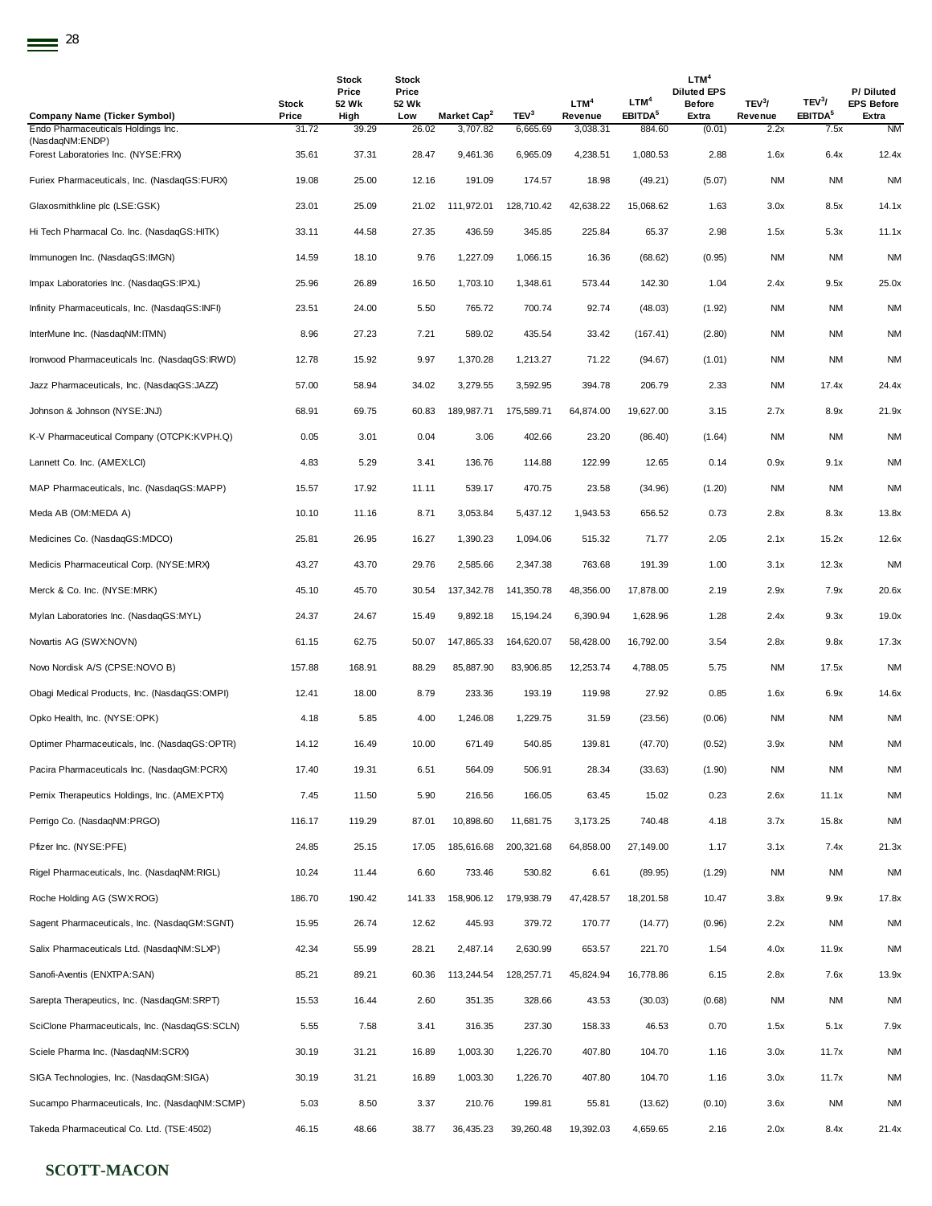| Company Name (Ticker Symbol) | Stock Price | Stock Price 52 Wk High | Stock Price 52 Wk Low | Market Cap[2] | TEV[3] | LTM[4] Revenue | LTM[4] EBITDA[5] | LTM[4] Diluted EPS Before Extra | TEV[3]/ Revenue | TEV[3]/ EBITDA[5] | P/ Diluted EPS Before Extra |
|---|---|---|---|---|---|---|---|---|---|---|---|
| Endo Pharmaceuticals Holdings Inc. (NasdaqNM:ENDP) | 31.72 | 39.29 | 26.02 | 3,707.82 | 6,665.69 | 3,038.31 | 884.60 | (0.01) | 2.2x | 7.5x | NM |
| Forest Laboratories Inc. (NYSE:FRX) | 35.61 | 37.31 | 28.47 | 9,461.36 | 6,965.09 | 4,238.51 | 1,080.53 | 2.88 | 1.6x | 6.4x | 12.4x |
| Furiex Pharmaceuticals, Inc. (NasdaqGS:FURX) | 19.08 | 25.00 | 12.16 | 191.09 | 174.57 | 18.98 | (49.21) | (5.07) | NM | NM | NM |
| Glaxosmithkline plc (LSE:GSK) | 23.01 | 25.09 | 21.02 | 111,972.01 | 128,710.42 | 42,638.22 | 15,068.62 | 1.63 | 3.0x | 8.5x | 14.1x |
| Hi Tech Pharmacal Co. Inc. (NasdaqGS:HITK) | 33.11 | 44.58 | 27.35 | 436.59 | 345.85 | 225.84 | 65.37 | 2.98 | 1.5x | 5.3x | 11.1x |
| Immunogen Inc. (NasdaqGS:IMGN) | 14.59 | 18.10 | 9.76 | 1,227.09 | 1,066.15 | 16.36 | (68.62) | (0.95) | NM | NM | NM |
| Impax Laboratories Inc. (NasdaqGS:IPXL) | 25.96 | 26.89 | 16.50 | 1,703.10 | 1,348.61 | 573.44 | 142.30 | 1.04 | 2.4x | 9.5x | 25.0x |
| Infinity Pharmaceuticals, Inc. (NasdaqGS:INFI) | 23.51 | 24.00 | 5.50 | 765.72 | 700.74 | 92.74 | (48.03) | (1.92) | NM | NM | NM |
| InterMune Inc. (NasdaqNM:ITMN) | 8.96 | 27.23 | 7.21 | 589.02 | 435.54 | 33.42 | (167.41) | (2.80) | NM | NM | NM |
| Ironwood Pharmaceuticals Inc. (NasdaqGS:IRWD) | 12.78 | 15.92 | 9.97 | 1,370.28 | 1,213.27 | 71.22 | (94.67) | (1.01) | NM | NM | NM |
| Jazz Pharmaceuticals, Inc. (NasdaqGS:JAZZ) | 57.00 | 58.94 | 34.02 | 3,279.55 | 3,592.95 | 394.78 | 206.79 | 2.33 | NM | 17.4x | 24.4x |
| Johnson & Johnson (NYSE:JNJ) | 68.91 | 69.75 | 60.83 | 189,987.71 | 175,589.71 | 64,874.00 | 19,627.00 | 3.15 | 2.7x | 8.9x | 21.9x |
| K-V Pharmaceutical Company (OTCPK:KVPH.Q) | 0.05 | 3.01 | 0.04 | 3.06 | 402.66 | 23.20 | (86.40) | (1.64) | NM | NM | NM |
| Lannett Co. Inc. (AMEX:LCI) | 4.83 | 5.29 | 3.41 | 136.76 | 114.88 | 122.99 | 12.65 | 0.14 | 0.9x | 9.1x | NM |
| MAP Pharmaceuticals, Inc. (NasdaqGS:MAPP) | 15.57 | 17.92 | 11.11 | 539.17 | 470.75 | 23.58 | (34.96) | (1.20) | NM | NM | NM |
| Meda AB (OM:MEDA A) | 10.10 | 11.16 | 8.71 | 3,053.84 | 5,437.12 | 1,943.53 | 656.52 | 0.73 | 2.8x | 8.3x | 13.8x |
| Medicines Co. (NasdaqGS:MDCO) | 25.81 | 26.95 | 16.27 | 1,390.23 | 1,094.06 | 515.32 | 71.77 | 2.05 | 2.1x | 15.2x | 12.6x |
| Medicis Pharmaceutical Corp. (NYSE:MRX) | 43.27 | 43.70 | 29.76 | 2,585.66 | 2,347.38 | 763.68 | 191.39 | 1.00 | 3.1x | 12.3x | NM |
| Merck & Co. Inc. (NYSE:MRK) | 45.10 | 45.70 | 30.54 | 137,342.78 | 141,350.78 | 48,356.00 | 17,878.00 | 2.19 | 2.9x | 7.9x | 20.6x |
| Mylan Laboratories Inc. (NasdaqGS:MYL) | 24.37 | 24.67 | 15.49 | 9,892.18 | 15,194.24 | 6,390.94 | 1,628.96 | 1.28 | 2.4x | 9.3x | 19.0x |
| Novartis AG (SWX:NOVN) | 61.15 | 62.75 | 50.07 | 147,865.33 | 164,620.07 | 58,428.00 | 16,792.00 | 3.54 | 2.8x | 9.8x | 17.3x |
| Novo Nordisk A/S (CPSE:NOVO B) | 157.88 | 168.91 | 88.29 | 85,887.90 | 83,906.85 | 12,253.74 | 4,788.05 | 5.75 | NM | 17.5x | NM |
| Obagi Medical Products, Inc. (NasdaqGS:OMPI) | 12.41 | 18.00 | 8.79 | 233.36 | 193.19 | 119.98 | 27.92 | 0.85 | 1.6x | 6.9x | 14.6x |
| Opko Health, Inc. (NYSE:OPK) | 4.18 | 5.85 | 4.00 | 1,246.08 | 1,229.75 | 31.59 | (23.56) | (0.06) | NM | NM | NM |
| Optimer Pharmaceuticals, Inc. (NasdaqGS:OPTR) | 14.12 | 16.49 | 10.00 | 671.49 | 540.85 | 139.81 | (47.70) | (0.52) | 3.9x | NM | NM |
| Pacira Pharmaceuticals Inc. (NasdaqGM:PCRX) | 17.40 | 19.31 | 6.51 | 564.09 | 506.91 | 28.34 | (33.63) | (1.90) | NM | NM | NM |
| Pernix Therapeutics Holdings, Inc. (AMEX:PTX) | 7.45 | 11.50 | 5.90 | 216.56 | 166.05 | 63.45 | 15.02 | 0.23 | 2.6x | 11.1x | NM |
| Perrigo Co. (NasdaqNM:PRGO) | 116.17 | 119.29 | 87.01 | 10,898.60 | 11,681.75 | 3,173.25 | 740.48 | 4.18 | 3.7x | 15.8x | NM |
| Pfizer Inc. (NYSE:PFE) | 24.85 | 25.15 | 17.05 | 185,616.68 | 200,321.68 | 64,858.00 | 27,149.00 | 1.17 | 3.1x | 7.4x | 21.3x |
| Rigel Pharmaceuticals, Inc. (NasdaqNM:RIGL) | 10.24 | 11.44 | 6.60 | 733.46 | 530.82 | 6.61 | (89.95) | (1.29) | NM | NM | NM |
| Roche Holding AG (SWX:ROG) | 186.70 | 190.42 | 141.33 | 158,906.12 | 179,938.79 | 47,428.57 | 18,201.58 | 10.47 | 3.8x | 9.9x | 17.8x |
| Sagent Pharmaceuticals, Inc. (NasdaqGM:SGNT) | 15.95 | 26.74 | 12.62 | 445.93 | 379.72 | 170.77 | (14.77) | (0.96) | 2.2x | NM | NM |
| Salix Pharmaceuticals Ltd. (NasdaqNM:SLXP) | 42.34 | 55.99 | 28.21 | 2,487.14 | 2,630.99 | 653.57 | 221.70 | 1.54 | 4.0x | 11.9x | NM |
| Sanofi-Aventis (ENXTPA:SAN) | 85.21 | 89.21 | 60.36 | 113,244.54 | 128,257.71 | 45,824.94 | 16,778.86 | 6.15 | 2.8x | 7.6x | 13.9x |
| Sarepta Therapeutics, Inc. (NasdaqGM:SRPT) | 15.53 | 16.44 | 2.60 | 351.35 | 328.66 | 43.53 | (30.03) | (0.68) | NM | NM | NM |
| SciClone Pharmaceuticals, Inc. (NasdaqGS:SCLN) | 5.55 | 7.58 | 3.41 | 316.35 | 237.30 | 158.33 | 46.53 | 0.70 | 1.5x | 5.1x | 7.9x |
| Sciele Pharma Inc. (NasdaqNM:SCRX) | 30.19 | 31.21 | 16.89 | 1,003.30 | 1,226.70 | 407.80 | 104.70 | 1.16 | 3.0x | 11.7x | NM |
| SIGA Technologies, Inc. (NasdaqGM:SIGA) | 30.19 | 31.21 | 16.89 | 1,003.30 | 1,226.70 | 407.80 | 104.70 | 1.16 | 3.0x | 11.7x | NM |
| Sucampo Pharmaceuticals, Inc. (NasdaqNM:SCMP) | 5.03 | 8.50 | 3.37 | 210.76 | 199.81 | 55.81 | (13.62) | (0.10) | 3.6x | NM | NM |
| Takeda Pharmaceutical Co. Ltd. (TSE:4502) | 46.15 | 48.66 | 38.77 | 36,435.23 | 39,260.48 | 19,392.03 | 4,659.65 | 2.16 | 2.0x | 8.4x | 21.4x |

SCOTT-MACON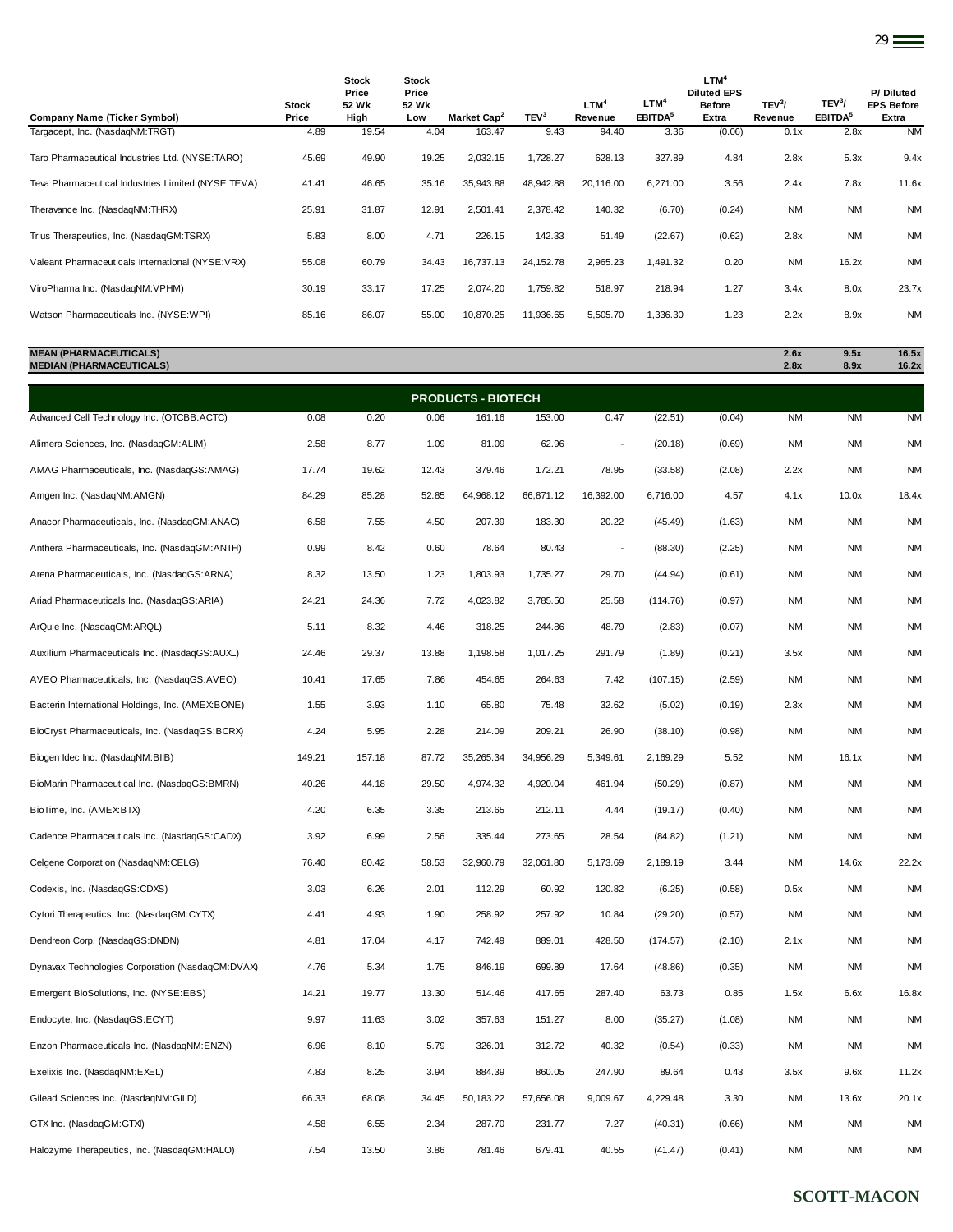| Company Name (Ticker Symbol) | Stock Price | Stock Price 52 Wk High | Stock Price 52 Wk Low | Market Cap[2] | TEV[3] | LTM[4] Revenue | LTM[4] EBITDA[5] | LTM[4] Diluted EPS Before Extra | TEV[3]/ Revenue | TEV[3]/ EBITDA[5] | P/ Diluted EPS Before Extra |
|---|---|---|---|---|---|---|---|---|---|---|---|
| Targacept, Inc. (NasdaqNM:TRGT) | 4.89 | 19.54 | 4.04 | 163.47 | 9.43 | 94.40 | 3.36 | (0.06) | 0.1x | 2.8x | NM |
| Taro Pharmaceutical Industries Ltd. (NYSE:TARO) | 45.69 | 49.90 | 19.25 | 2,032.15 | 1,728.27 | 628.13 | 327.89 | 4.84 | 2.8x | 5.3x | 9.4x |
| Teva Pharmaceutical Industries Limited (NYSE:TEVA) | 41.41 | 46.65 | 35.16 | 35,943.88 | 48,942.88 | 20,116.00 | 6,271.00 | 3.56 | 2.4x | 7.8x | 11.6x |
| Theravance Inc. (NasdaqNM:THRX) | 25.91 | 31.87 | 12.91 | 2,501.41 | 2,378.42 | 140.32 | (6.70) | (0.24) | NM | NM | NM |
| Trius Therapeutics, Inc. (NasdaqGM:TSRX) | 5.83 | 8.00 | 4.71 | 226.15 | 142.33 | 51.49 | (22.67) | (0.62) | 2.8x | NM | NM |
| Valeant Pharmaceuticals International (NYSE:VRX) | 55.08 | 60.79 | 34.43 | 16,737.13 | 24,152.78 | 2,965.23 | 1,491.32 | 0.20 | NM | 16.2x | NM |
| ViroPharma Inc. (NasdaqNM:VPHM) | 30.19 | 33.17 | 17.25 | 2,074.20 | 1,759.82 | 518.97 | 218.94 | 1.27 | 3.4x | 8.0x | 23.7x |
| Watson Pharmaceuticals Inc. (NYSE:WPI) | 85.16 | 86.07 | 55.00 | 10,870.25 | 11,936.65 | 5,505.70 | 1,336.30 | 1.23 | 2.2x | 8.9x | NM |
| **MEAN (PHARMACEUTICALS)** | | | | | | | | | **2.6x** | **9.5x** | **16.5x** |
| **MEDIAN (PHARMACEUTICALS)** | | | | | | | | | **2.8x** | **8.9x** | **16.2x** |
| **PRODUCTS - BIOTECH** | | | | | | | | | | | |
| Advanced Cell Technology Inc. (OTCBB:ACTC) | 0.08 | 0.20 | 0.06 | 161.16 | 153.00 | 0.47 | (22.51) | (0.04) | NM | NM | NM |
| Alimera Sciences, Inc. (NasdaqGM:ALIM) | 2.58 | 8.77 | 1.09 | 81.09 | 62.96 | - | (20.18) | (0.69) | NM | NM | NM |
| AMAG Pharmaceuticals, Inc. (NasdaqGS:AMAG) | 17.74 | 19.62 | 12.43 | 379.46 | 172.21 | 78.95 | (33.58) | (2.08) | 2.2x | NM | NM |
| Amgen Inc. (NasdaqNM:AMGN) | 84.29 | 85.28 | 52.85 | 64,968.12 | 66,871.12 | 16,392.00 | 6,716.00 | 4.57 | 4.1x | 10.0x | 18.4x |
| Anacor Pharmaceuticals, Inc. (NasdaqGM:ANAC) | 6.58 | 7.55 | 4.50 | 207.39 | 183.30 | 20.22 | (45.49) | (1.63) | NM | NM | NM |
| Anthera Pharmaceuticals, Inc. (NasdaqGM:ANTH) | 0.99 | 8.42 | 0.60 | 78.64 | 80.43 | - | (88.30) | (2.25) | NM | NM | NM |
| Arena Pharmaceuticals, Inc. (NasdaqGS:ARNA) | 8.32 | 13.50 | 1.23 | 1,803.93 | 1,735.27 | 29.70 | (44.94) | (0.61) | NM | NM | NM |
| Ariad Pharmaceuticals Inc. (NasdaqGS:ARIA) | 24.21 | 24.36 | 7.72 | 4,023.82 | 3,785.50 | 25.58 | (114.76) | (0.97) | NM | NM | NM |
| ArQule Inc. (NasdaqGM:ARQL) | 5.11 | 8.32 | 4.46 | 318.25 | 244.86 | 48.79 | (2.83) | (0.07) | NM | NM | NM |
| Auxilium Pharmaceuticals Inc. (NasdaqGS:AUXL) | 24.46 | 29.37 | 13.88 | 1,198.58 | 1,017.25 | 291.79 | (1.89) | (0.21) | 3.5x | NM | NM |
| AVEO Pharmaceuticals, Inc. (NasdaqGS:AVEO) | 10.41 | 17.65 | 7.86 | 454.65 | 264.63 | 7.42 | (107.15) | (2.59) | NM | NM | NM |
| Bacterin International Holdings, Inc. (AMEX:BONE) | 1.55 | 3.93 | 1.10 | 65.80 | 75.48 | 32.62 | (5.02) | (0.19) | 2.3x | NM | NM |
| BioCryst Pharmaceuticals, Inc. (NasdaqGS:BCRX) | 4.24 | 5.95 | 2.28 | 214.09 | 209.21 | 26.90 | (38.10) | (0.98) | NM | NM | NM |
| Biogen Idec Inc. (NasdaqNM:BIIB) | 149.21 | 157.18 | 87.72 | 35,265.34 | 34,956.29 | 5,349.61 | 2,169.29 | 5.52 | NM | 16.1x | NM |
| BioMarin Pharmaceutical Inc. (NasdaqGS:BMRN) | 40.26 | 44.18 | 29.50 | 4,974.32 | 4,920.04 | 461.94 | (50.29) | (0.87) | NM | NM | NM |
| BioTime, Inc. (AMEX:BTX) | 4.20 | 6.35 | 3.35 | 213.65 | 212.11 | 4.44 | (19.17) | (0.40) | NM | NM | NM |
| Cadence Pharmaceuticals Inc. (NasdaqGS:CADX) | 3.92 | 6.99 | 2.56 | 335.44 | 273.65 | 28.54 | (84.82) | (1.21) | NM | NM | NM |
| Celgene Corporation (NasdaqNM:CELG) | 76.40 | 80.42 | 58.53 | 32,960.79 | 32,061.80 | 5,173.69 | 2,189.19 | 3.44 | NM | 14.6x | 22.2x |
| Codexis, Inc. (NasdaqGS:CDXS) | 3.03 | 6.26 | 2.01 | 112.29 | 60.92 | 120.82 | (6.25) | (0.58) | 0.5x | NM | NM |
| Cytori Therapeutics, Inc. (NasdaqGM:CYTX) | 4.41 | 4.93 | 1.90 | 258.92 | 257.92 | 10.84 | (29.20) | (0.57) | NM | NM | NM |
| Dendreon Corp. (NasdaqGS:DNDN) | 4.81 | 17.04 | 4.17 | 742.49 | 889.01 | 428.50 | (174.57) | (2.10) | 2.1x | NM | NM |
| Dynavax Technologies Corporation (NasdaqCM:DVAX) | 4.76 | 5.34 | 1.75 | 846.19 | 699.89 | 17.64 | (48.86) | (0.35) | NM | NM | NM |
| Emergent BioSolutions, Inc. (NYSE:EBS) | 14.21 | 19.77 | 13.30 | 514.46 | 417.65 | 287.40 | 63.73 | 0.85 | 1.5x | 6.6x | 16.8x |
| Endocyte, Inc. (NasdaqGS:ECYT) | 9.97 | 11.63 | 3.02 | 357.63 | 151.27 | 8.00 | (35.27) | (1.08) | NM | NM | NM |
| Enzon Pharmaceuticals Inc. (NasdaqNM:ENZN) | 6.96 | 8.10 | 5.79 | 326.01 | 312.72 | 40.32 | (0.54) | (0.33) | NM | NM | NM |
| Exelixis Inc. (NasdaqNM:EXEL) | 4.83 | 8.25 | 3.94 | 884.39 | 860.05 | 247.90 | 89.64 | 0.43 | 3.5x | 9.6x | 11.2x |
| Gilead Sciences Inc. (NasdaqNM:GILD) | 66.33 | 68.08 | 34.45 | 50,183.22 | 57,656.08 | 9,009.67 | 4,229.48 | 3.30 | NM | 13.6x | 20.1x |
| GTX Inc. (NasdaqGM:GTXI) | 4.58 | 6.55 | 2.34 | 287.70 | 231.77 | 7.27 | (40.31) | (0.66) | NM | NM | NM |
| Halozyme Therapeutics, Inc. (NasdaqGM:HALO) | 7.54 | 13.50 | 3.86 | 781.46 | 679.41 | 40.55 | (41.47) | (0.41) | NM | NM | NM |

**SCOTT-MACON**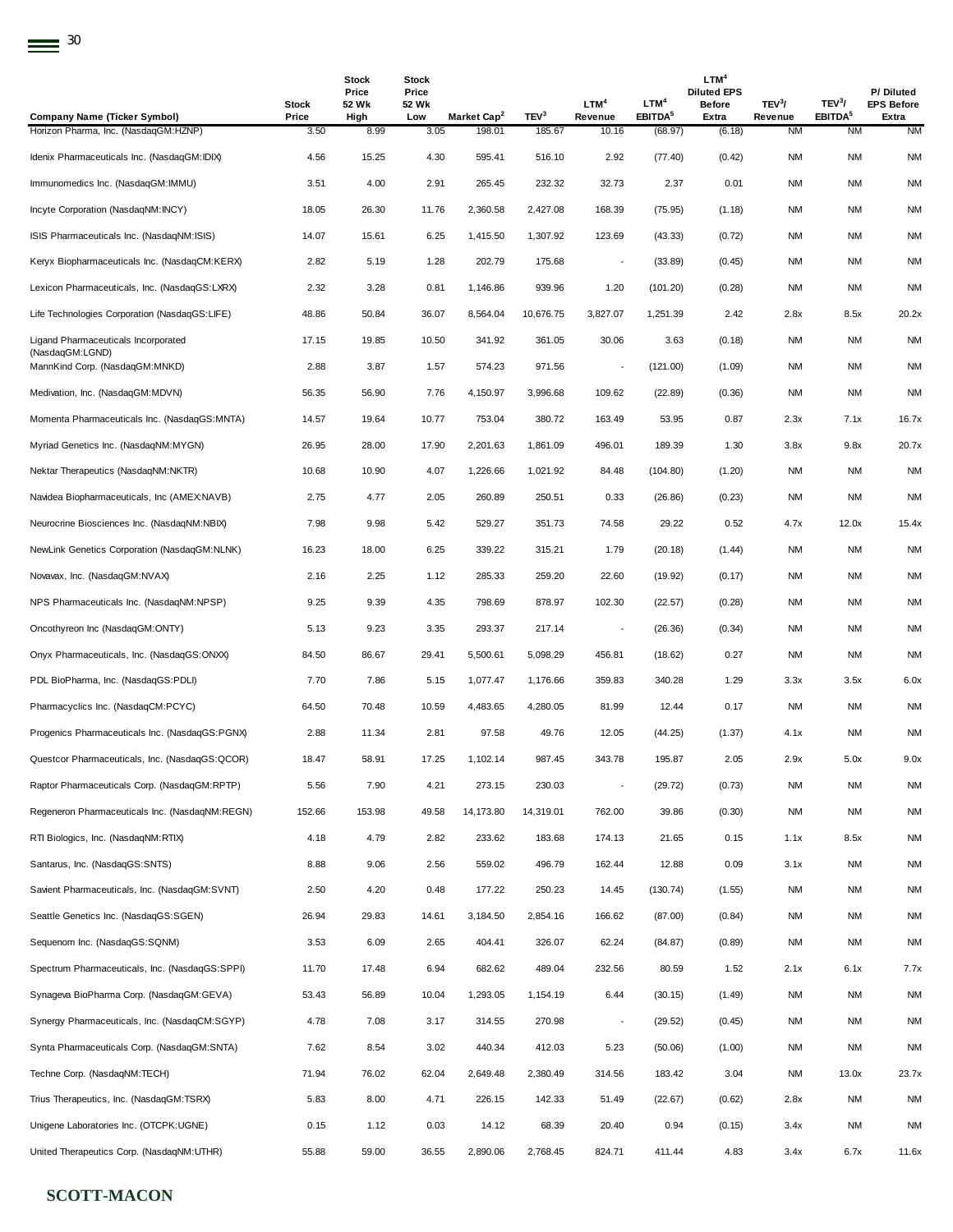| Company Name (Ticker Symbol) | Stock Price | Stock Price 52 Wk High | Stock Price 52 Wk Low | Market Cap[2] | TEV[3] | LTM[4] Revenue | LTM[4] EBITDA[5] | LTM[4] Diluted EPS Before Extra | TEV[3]/ Revenue | TEV[3]/ EBITDA[5] | P/ Diluted EPS Before Extra |
|---|---|---|---|---|---|---|---|---|---|---|---|
| Horizon Pharma, Inc. (NasdaqGM:HZNP) | 3.50 | 8.99 | 3.05 | 198.01 | 185.67 | 10.16 | (68.97) | (6.18) | NM | NM | NM |
| Idenix Pharmaceuticals Inc. (NasdaqGM:IDIX) | 4.56 | 15.25 | 4.30 | 595.41 | 516.10 | 2.92 | (77.40) | (0.42) | NM | NM | NM |
| Immunomedics Inc. (NasdaqGM:IMMU) | 3.51 | 4.00 | 2.91 | 265.45 | 232.32 | 32.73 | 2.37 | 0.01 | NM | NM | NM |
| Incyte Corporation (NasdaqNM:INCY) | 18.05 | 26.30 | 11.76 | 2,360.58 | 2,427.08 | 168.39 | (75.95) | (1.18) | NM | NM | NM |
| ISIS Pharmaceuticals Inc. (NasdaqNM:ISIS) | 14.07 | 15.61 | 6.25 | 1,415.50 | 1,307.92 | 123.69 | (43.33) | (0.72) | NM | NM | NM |
| Keryx Biopharmaceuticals Inc. (NasdaqCM:KERX) | 2.82 | 5.19 | 1.28 | 202.79 | 175.68 | - | (33.89) | (0.45) | NM | NM | NM |
| Lexicon Pharmaceuticals, Inc. (NasdaqGS:LXRX) | 2.32 | 3.28 | 0.81 | 1,146.86 | 939.96 | 1.20 | (101.20) | (0.28) | NM | NM | NM |
| Life Technologies Corporation (NasdaqGS:LIFE) | 48.86 | 50.84 | 36.07 | 8,564.04 | 10,676.75 | 3,827.07 | 1,251.39 | 2.42 | 2.8x | 8.5x | 20.2x |
| Ligand Pharmaceuticals Incorporated (NasdaqGM:LGND) | 17.15 | 19.85 | 10.50 | 341.92 | 361.05 | 30.06 | 3.63 | (0.18) | NM | NM | NM |
| MannKind Corp. (NasdaqGM:MNKD) | 2.88 | 3.87 | 1.57 | 574.23 | 971.56 | - | (121.00) | (1.09) | NM | NM | NM |
| Medivation, Inc. (NasdaqGM:MDVN) | 56.35 | 56.90 | 7.76 | 4,150.97 | 3,996.68 | 109.62 | (22.89) | (0.36) | NM | NM | NM |
| Momenta Pharmaceuticals Inc. (NasdaqGS:MNTA) | 14.57 | 19.64 | 10.77 | 753.04 | 380.72 | 163.49 | 53.95 | 0.87 | 2.3x | 7.1x | 16.7x |
| Myriad Genetics Inc. (NasdaqNM:MYGN) | 26.95 | 28.00 | 17.90 | 2,201.63 | 1,861.09 | 496.01 | 189.39 | 1.30 | 3.8x | 9.8x | 20.7x |
| Nektar Therapeutics (NasdaqNM:NKTR) | 10.68 | 10.90 | 4.07 | 1,226.66 | 1,021.92 | 84.48 | (104.80) | (1.20) | NM | NM | NM |
| Navidea Biopharmaceuticals, Inc (AMEX:NAVB) | 2.75 | 4.77 | 2.05 | 260.89 | 250.51 | 0.33 | (26.86) | (0.23) | NM | NM | NM |
| Neurocrine Biosciences Inc. (NasdaqNM:NBIX) | 7.98 | 9.98 | 5.42 | 529.27 | 351.73 | 74.58 | 29.22 | 0.52 | 4.7x | 12.0x | 15.4x |
| NewLink Genetics Corporation (NasdaqGM:NLNK) | 16.23 | 18.00 | 6.25 | 339.22 | 315.21 | 1.79 | (20.18) | (1.44) | NM | NM | NM |
| Novavax, Inc. (NasdaqGM:NVAX) | 2.16 | 2.25 | 1.12 | 285.33 | 259.20 | 22.60 | (19.92) | (0.17) | NM | NM | NM |
| NPS Pharmaceuticals Inc. (NasdaqNM:NPSP) | 9.25 | 9.39 | 4.35 | 798.69 | 878.97 | 102.30 | (22.57) | (0.28) | NM | NM | NM |
| Oncothyreon Inc (NasdaqGM:ONTY) | 5.13 | 9.23 | 3.35 | 293.37 | 217.14 | - | (26.36) | (0.34) | NM | NM | NM |
| Onyx Pharmaceuticals, Inc. (NasdaqGS:ONXX) | 84.50 | 86.67 | 29.41 | 5,500.61 | 5,098.29 | 456.81 | (18.62) | 0.27 | NM | NM | NM |
| PDL BioPharma, Inc. (NasdaqGS:PDLI) | 7.70 | 7.86 | 5.15 | 1,077.47 | 1,176.66 | 359.83 | 340.28 | 1.29 | 3.3x | 3.5x | 6.0x |
| Pharmacyclics Inc. (NasdaqCM:PCYC) | 64.50 | 70.48 | 10.59 | 4,483.65 | 4,280.05 | 81.99 | 12.44 | 0.17 | NM | NM | NM |
| Progenics Pharmaceuticals Inc. (NasdaqGS:PGNX) | 2.88 | 11.34 | 2.81 | 97.58 | 49.76 | 12.05 | (44.25) | (1.37) | 4.1x | NM | NM |
| Questcor Pharmaceuticals, Inc. (NasdaqGS:QCOR) | 18.47 | 58.91 | 17.25 | 1,102.14 | 987.45 | 343.78 | 195.87 | 2.05 | 2.9x | 5.0x | 9.0x |
| Raptor Pharmaceuticals Corp. (NasdaqGM:RPTP) | 5.56 | 7.90 | 4.21 | 273.15 | 230.03 | - | (29.72) | (0.73) | NM | NM | NM |
| Regeneron Pharmaceuticals Inc. (NasdaqNM:REGN) | 152.66 | 153.98 | 49.58 | 14,173.80 | 14,319.01 | 762.00 | 39.86 | (0.30) | NM | NM | NM |
| RTI Biologics, Inc. (NasdaqNM:RTIX) | 4.18 | 4.79 | 2.82 | 233.62 | 183.68 | 174.13 | 21.65 | 0.15 | 1.1x | 8.5x | NM |
| Santarus, Inc. (NasdaqGS:SNTS) | 8.88 | 9.06 | 2.56 | 559.02 | 496.79 | 162.44 | 12.88 | 0.09 | 3.1x | NM | NM |
| Savient Pharmaceuticals, Inc. (NasdaqGM:SVNT) | 2.50 | 4.20 | 0.48 | 177.22 | 250.23 | 14.45 | (130.74) | (1.55) | NM | NM | NM |
| Seattle Genetics Inc. (NasdaqGS:SGEN) | 26.94 | 29.83 | 14.61 | 3,184.50 | 2,854.16 | 166.62 | (87.00) | (0.84) | NM | NM | NM |
| Sequenom Inc. (NasdaqGS:SQNM) | 3.53 | 6.09 | 2.65 | 404.41 | 326.07 | 62.24 | (84.87) | (0.89) | NM | NM | NM |
| Spectrum Pharmaceuticals, Inc. (NasdaqGS:SPPI) | 11.70 | 17.48 | 6.94 | 682.62 | 489.04 | 232.56 | 80.59 | 1.52 | 2.1x | 6.1x | 7.7x |
| Synageva BioPharma Corp. (NasdaqGM:GEVA) | 53.43 | 56.89 | 10.04 | 1,293.05 | 1,154.19 | 6.44 | (30.15) | (1.49) | NM | NM | NM |
| Synergy Pharmaceuticals, Inc. (NasdaqCM:SGYP) | 4.78 | 7.08 | 3.17 | 314.55 | 270.98 | - | (29.52) | (0.45) | NM | NM | NM |
| Synta Pharmaceuticals Corp. (NasdaqGM:SNTA) | 7.62 | 8.54 | 3.02 | 440.34 | 412.03 | 5.23 | (50.06) | (1.00) | NM | NM | NM |
| Techne Corp. (NasdaqNM:TECH) | 71.94 | 76.02 | 62.04 | 2,649.48 | 2,380.49 | 314.56 | 183.42 | 3.04 | NM | 13.0x | 23.7x |
| Trius Therapeutics, Inc. (NasdaqGM:TSRX) | 5.83 | 8.00 | 4.71 | 226.15 | 142.33 | 51.49 | (22.67) | (0.62) | 2.8x | NM | NM |
| Unigene Laboratories Inc. (OTCPK:UGNE) | 0.15 | 1.12 | 0.03 | 14.12 | 68.39 | 20.40 | 0.94 | (0.15) | 3.4x | NM | NM |
| United Therapeutics Corp. (NasdaqNM:UTHR) | 55.88 | 59.00 | 36.55 | 2,890.06 | 2,768.45 | 824.71 | 411.44 | 4.83 | 3.4x | 6.7x | 11.6x |

**SCOTT-MACON**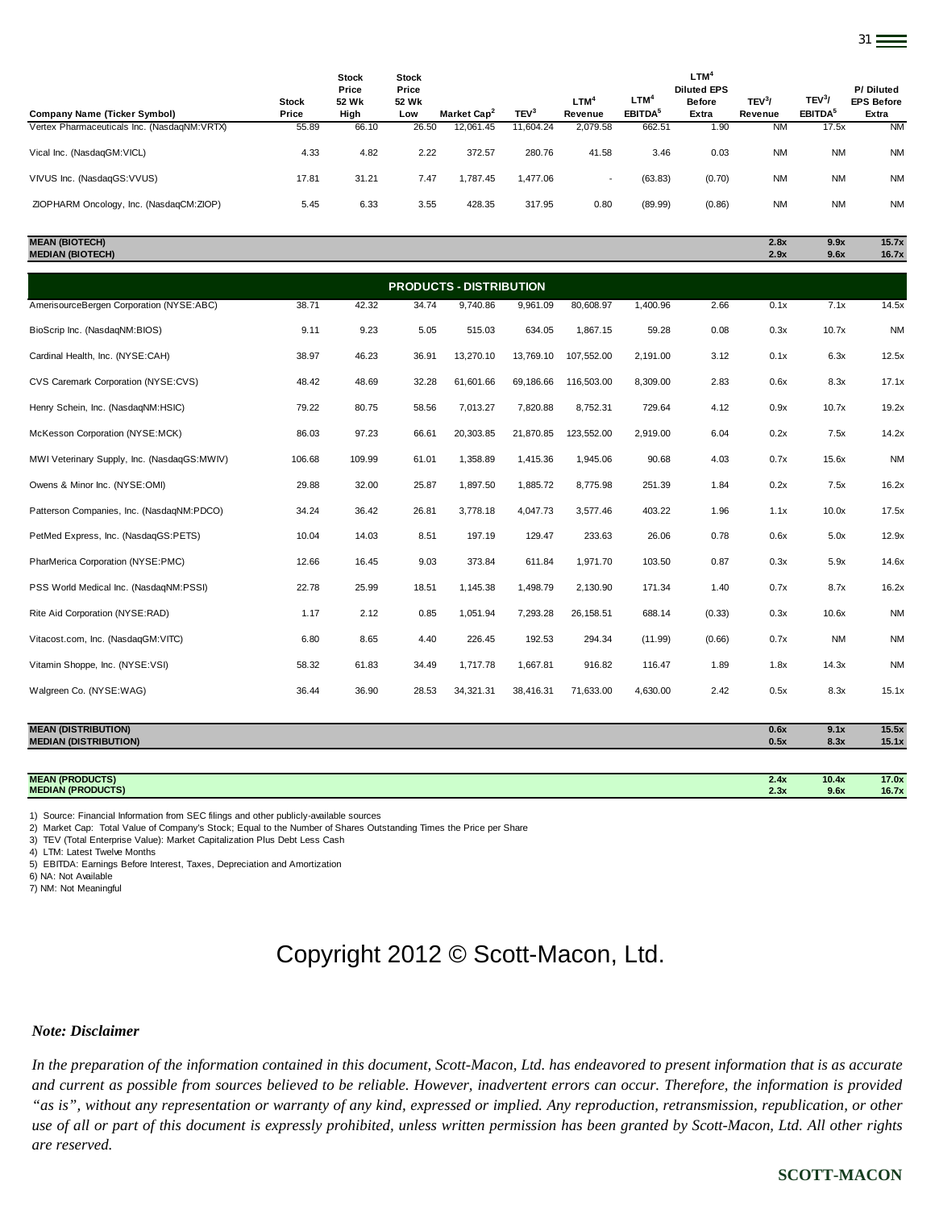| Company Name (Ticker Symbol) | Stock Price | Stock Price 52 Wk High | Stock Price 52 Wk Low | Market Cap[2] | TEV[3] | LTM[4] Revenue | LTM[4] EBITDA[5] | LTM[4] Diluted EPS Before Extra | TEV[3]/ Revenue | TEV[3]/ EBITDA[5] | P/ Diluted EPS Before Extra |
|---|---|---|---|---|---|---|---|---|---|---|---|
| Vertex Pharmaceuticals Inc. (NasdaqNM:VRTX) | 55.89 | 66.10 | 26.50 | 12,061.45 | 11,604.24 | 2,079.58 | 662.51 | 1.90 | NM | 17.5x | NM |
| Vical Inc. (NasdaqGM:VICL) | 4.33 | 4.82 | 2.22 | 372.57 | 280.76 | 41.58 | 3.46 | 0.03 | NM | NM | NM |
| VIVUS Inc. (NasdaqGS:VVUS) | 17.81 | 31.21 | 7.47 | 1,787.45 | 1,477.06 | - | (63.83) | (0.70) | NM | NM | NM |
| ZIOPHARM Oncology, Inc. (NasdaqCM:ZIOP) | 5.45 | 6.33 | 3.55 | 428.35 | 317.95 | 0.80 | (89.99) | (0.86) | NM | NM | NM |
| **MEAN (BIOTECH)** | | | | | | | | | **2.8x** | **9.9x** | **15.7x** |
| **MEDIAN (BIOTECH)** | | | | | | | | | **2.9x** | **9.6x** | **16.7x** |
| **PRODUCTS - DISTRIBUTION** | | | | | | | | | | | |
| AmerisourceBergen Corporation (NYSE:ABC) | 38.71 | 42.32 | 34.74 | 9,740.86 | 9,961.09 | 80,608.97 | 1,400.96 | 2.66 | 0.1x | 7.1x | 14.5x |
| BioScrip Inc. (NasdaqNM:BIOS) | 9.11 | 9.23 | 5.05 | 515.03 | 634.05 | 1,867.15 | 59.28 | 0.08 | 0.3x | 10.7x | NM |
| Cardinal Health, Inc. (NYSE:CAH) | 38.97 | 46.23 | 36.91 | 13,270.10 | 13,769.10 | 107,552.00 | 2,191.00 | 3.12 | 0.1x | 6.3x | 12.5x |
| CVS Caremark Corporation (NYSE:CVS) | 48.42 | 48.69 | 32.28 | 61,601.66 | 69,186.66 | 116,503.00 | 8,309.00 | 2.83 | 0.6x | 8.3x | 17.1x |
| Henry Schein, Inc. (NasdaqNM:HSIC) | 79.22 | 80.75 | 58.56 | 7,013.27 | 7,820.88 | 8,752.31 | 729.64 | 4.12 | 0.9x | 10.7x | 19.2x |
| McKesson Corporation (NYSE:MCK) | 86.03 | 97.23 | 66.61 | 20,303.85 | 21,870.85 | 123,552.00 | 2,919.00 | 6.04 | 0.2x | 7.5x | 14.2x |
| MWI Veterinary Supply, Inc. (NasdaqGS:MWIV) | 106.68 | 109.99 | 61.01 | 1,358.89 | 1,415.36 | 1,945.06 | 90.68 | 4.03 | 0.7x | 15.6x | NM |
| Owens & Minor Inc. (NYSE:OMI) | 29.88 | 32.00 | 25.87 | 1,897.50 | 1,885.72 | 8,775.98 | 251.39 | 1.84 | 0.2x | 7.5x | 16.2x |
| Patterson Companies, Inc. (NasdaqNM:PDCO) | 34.24 | 36.42 | 26.81 | 3,778.18 | 4,047.73 | 3,577.46 | 403.22 | 1.96 | 1.1x | 10.0x | 17.5x |
| PetMed Express, Inc. (NasdaqGS:PETS) | 10.04 | 14.03 | 8.51 | 197.19 | 129.47 | 233.63 | 26.06 | 0.78 | 0.6x | 5.0x | 12.9x |
| PharMerica Corporation (NYSE:PMC) | 12.66 | 16.45 | 9.03 | 373.84 | 611.84 | 1,971.70 | 103.50 | 0.87 | 0.3x | 5.9x | 14.6x |
| PSS World Medical Inc. (NasdaqNM:PSSI) | 22.78 | 25.99 | 18.51 | 1,145.38 | 1,498.79 | 2,130.90 | 171.34 | 1.40 | 0.7x | 8.7x | 16.2x |
| Rite Aid Corporation (NYSE:RAD) | 1.17 | 2.12 | 0.85 | 1,051.94 | 7,293.28 | 26,158.51 | 688.14 | (0.33) | 0.3x | 10.6x | NM |
| Vitacost.com, Inc. (NasdaqGM:VITC) | 6.80 | 8.65 | 4.40 | 226.45 | 192.53 | 294.34 | (11.99) | (0.66) | 0.7x | NM | NM |
| Vitamin Shoppe, Inc. (NYSE:VSI) | 58.32 | 61.83 | 34.49 | 1,717.78 | 1,667.81 | 916.82 | 116.47 | 1.89 | 1.8x | 14.3x | NM |
| Walgreen Co. (NYSE:WAG) | 36.44 | 36.90 | 28.53 | 34,321.31 | 38,416.31 | 71,633.00 | 4,630.00 | 2.42 | 0.5x | 8.3x | 15.1x |
| **MEAN (DISTRIBUTION)** | | | | | | | | | **0.6x** | **9.1x** | **15.5x** |
| **MEDIAN (DISTRIBUTION)** | | | | | | | | | **0.5x** | **8.3x** | **15.1x** |
| **MEAN (PRODUCTS)** | | | | | | | | | **2.4x** | **10.4x** | **17.0x** |
| **MEDIAN (PRODUCTS)** | | | | | | | | | **2.3x** | **9.6x** | **16.7x** |

1) Source: Financial Information from SEC filings and other publicly-available sources
2) Market Cap: Total Value of Company's Stock; Equal to the Number of Shares Outstanding Times the Price per Share
3) TEV (Total Enterprise Value): Market Capitalization Plus Debt Less Cash
4) LTM: Latest Twelve Months
5) EBITDA: Earnings Before Interest, Taxes, Depreciation and Amortization
6) NA: Not Available
7) NM: Not Meaningful

Copyright 2012 © Scott-Macon, Ltd.

***Note: Disclaimer***

*In the preparation of the information contained in this document, Scott-Macon, Ltd. has endeavored to present information that is as accurate and current as possible from sources believed to be reliable. However, inadvertent errors can occur. Therefore, the information is provided "as is", without any representation or warranty of any kind, expressed or implied. Any reproduction, retransmission, republication, or other use of all or part of this document is expressly prohibited, unless written permission has been granted by Scott-Macon, Ltd. All other rights are reserved.*

**SCOTT-MACON**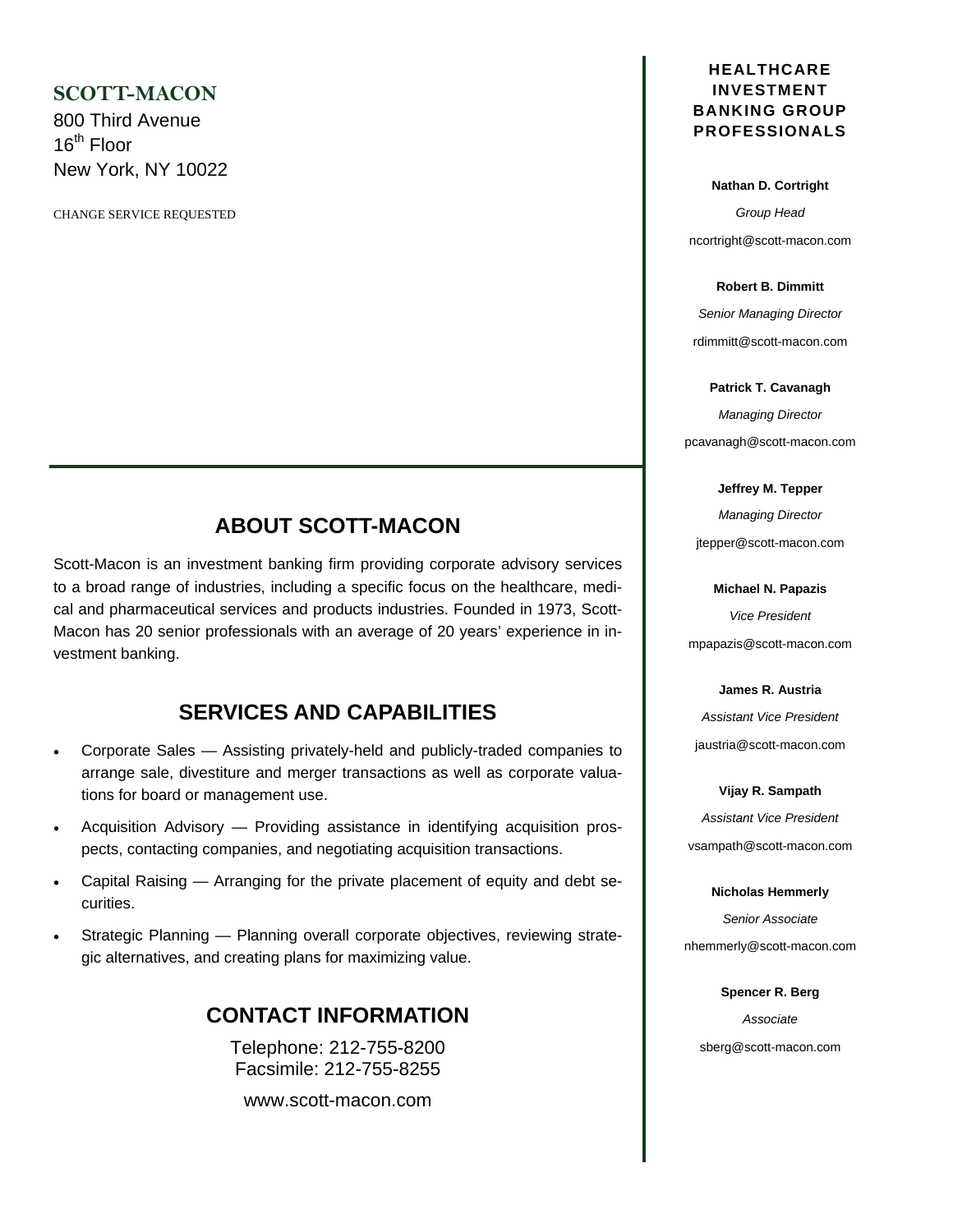**SCOTT-MACON**

800 Third Avenue
16th Floor
New York, NY 10022

CHANGE SERVICE REQUESTED

## ABOUT SCOTT-MACON

Scott-Macon is an investment banking firm providing corporate advisory services to a broad range of industries, including a specific focus on the healthcare, medical and pharmaceutical services and products industries. Founded in 1973, Scott-Macon has 20 senior professionals with an average of 20 years' experience in investment banking.

## SERVICES AND CAPABILITIES

- Corporate Sales — Assisting privately-held and publicly-traded companies to arrange sale, divestiture and merger transactions as well as corporate valuations for board or management use.
- Acquisition Advisory — Providing assistance in identifying acquisition prospects, contacting companies, and negotiating acquisition transactions.
- Capital Raising — Arranging for the private placement of equity and debt securities.
- Strategic Planning — Planning overall corporate objectives, reviewing strategic alternatives, and creating plans for maximizing value.

## CONTACT INFORMATION

Telephone: 212-755-8200
Facsimile: 212-755-8255

www.scott-macon.com

## HEALTHCARE INVESTMENT BANKING GROUP PROFESSIONALS

**Nathan D. Cortright**
*Group Head*
ncortright@scott-macon.com

**Robert B. Dimmitt**
*Senior Managing Director*
rdimmitt@scott-macon.com

**Patrick T. Cavanagh**
*Managing Director*
pcavanagh@scott-macon.com

**Jeffrey M. Tepper**
*Managing Director*
jtepper@scott-macon.com

**Michael N. Papazis**
*Vice President*
mpapazis@scott-macon.com

**James R. Austria**
*Assistant Vice President*
jaustria@scott-macon.com

**Vijay R. Sampath**
*Assistant Vice President*
vsampath@scott-macon.com

**Nicholas Hemmerly**
*Senior Associate*
nhemmerly@scott-macon.com

**Spencer R. Berg**
*Associate*
sberg@scott-macon.com